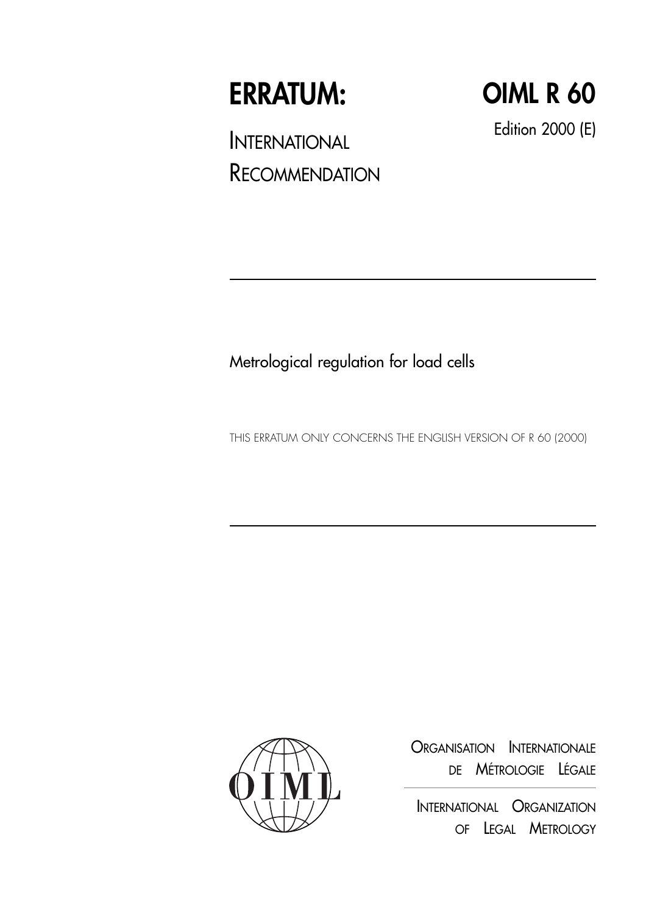# ERRATUM:

# OIML R 60

Edition 2000 (E)

INTERNATIONAL RECOMMENDATION

---

Metrological regulation for load cells

THIS ERRATUM ONLY CONCERNS THE ENGLISH VERSION OF R 60 (2000)

---

ORGANISATION INTERNATIONALE DE MÉTROLOGIE LÉGALE

INTERNATIONAL ORGANIZATION OF LEGAL METROLOGY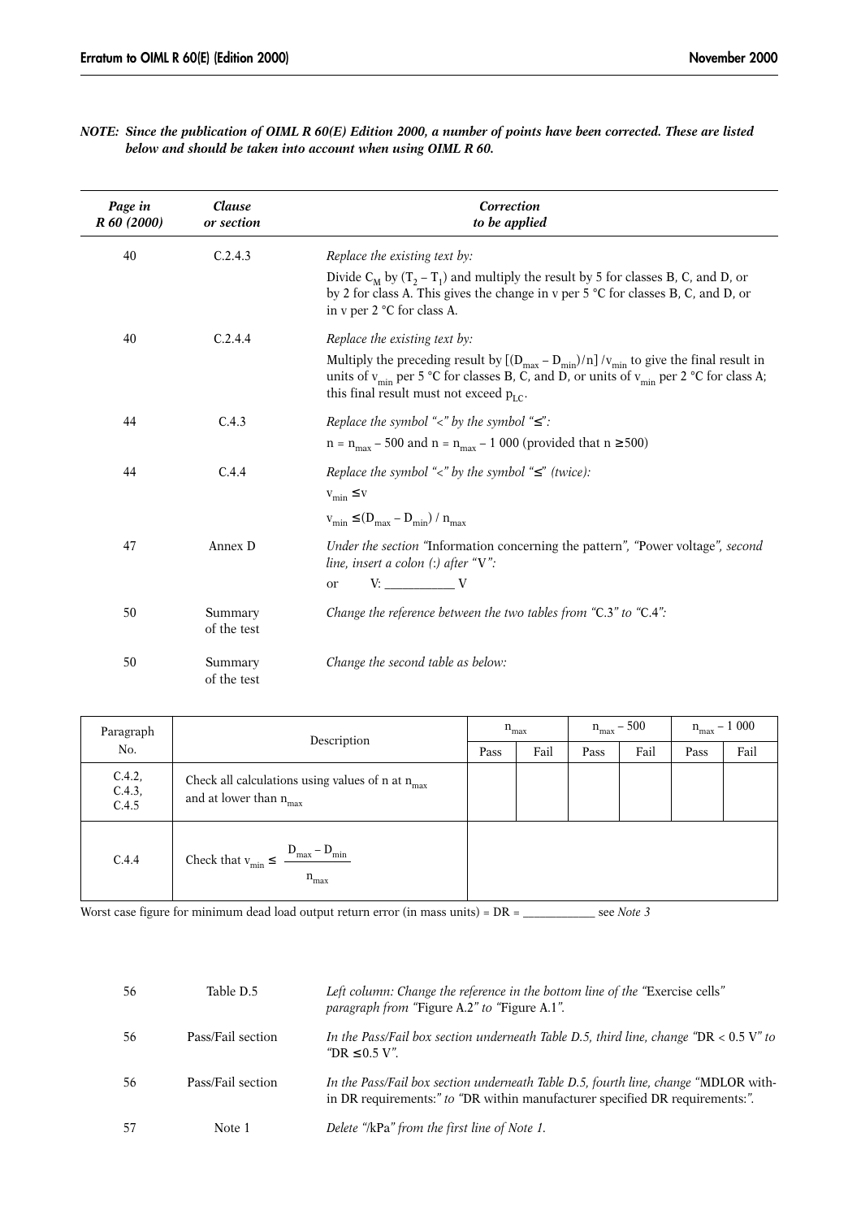***NOTE: Since the publication of OIML R 60(E) Edition 2000, a number of points have been corrected. These are listed below and should be taken into account when using OIML R 60.***

| *Page in R 60 (2000)* | *Clause or section* | *Correction to be applied* |
|---|---|---|
| 40 | C.2.4.3 | *Replace the existing text by:* Divide $C_M$ by $(T_2 – T_1)$ and multiply the result by 5 for classes B, C, and D, or by 2 for class A. This gives the change in v per 5 °C for classes B, C, and D, or in v per 2 °C for class A. |
| 40 | C.2.4.4 | *Replace the existing text by:* Multiply the preceding result by $[(D_{max} – D_{min})/n] / v_{min}$ to give the final result in units of $v_{min}$ per 5 °C for classes B, C, and D, or units of $v_{min}$ per 2 °C for class A; this final result must not exceed $p_{LC}$. |
| 44 | C.4.3 | *Replace the symbol "<" by the symbol "≤":* $n = n_{max} – 500$ and $n = n_{max} – 1\ 000$ (provided that $n \geq 500$) |
| 44 | C.4.4 | *Replace the symbol "<" by the symbol "≤" (twice):* $v_{min} \leq v$ ; $v_{min} \leq (D_{max} – D_{min}) / n_{max}$ |
| 47 | Annex D | *Under the section "*Information concerning the pattern*", "*Power voltage*", second line, insert a colon (:) after "*V*":* or V: __________ V |
| 50 | Summary of the test | *Change the reference between the two tables from "*C.3*" to "*C.4*":* |
| 50 | Summary of the test | *Change the second table as below:* |

| Paragraph No. | Description | $n_{max}$ | | $n_{max} – 500$ | | $n_{max} – 1\ 000$ | |
|---|---|---|---|---|---|---|---|
| | | Pass | Fail | Pass | Fail | Pass | Fail |
| C.4.2, C.4.3, C.4.5 | Check all calculations using values of n at $n_{max}$ and at lower than $n_{max}$ | | | | | | |
| C.4.4 | Check that $v_{min} \leq \dfrac{D_{max} – D_{min}}{n_{max}}$ | | | | | | |

Worst case figure for minimum dead load output return error (in mass units) = DR = ___________ see *Note 3*

| *Page in R 60 (2000)* | *Clause or section* | *Correction to be applied* |
|---|---|---|
| 56 | Table D.5 | *Left column: Change the reference in the bottom line of the "*Exercise cells*" paragraph from "*Figure A.2*" to "*Figure A.1*".* |
| 56 | Pass/Fail section | *In the Pass/Fail box section underneath Table D.5, third line, change "*DR < 0.5 V*" to "*DR ≤ 0.5 V*".* |
| 56 | Pass/Fail section | *In the Pass/Fail box section underneath Table D.5, fourth line, change "*MDLOR within DR requirements:*" to "*DR within manufacturer specified DR requirements:*".* |
| 57 | Note 1 | *Delete "*/kPa*" from the first line of Note 1.* |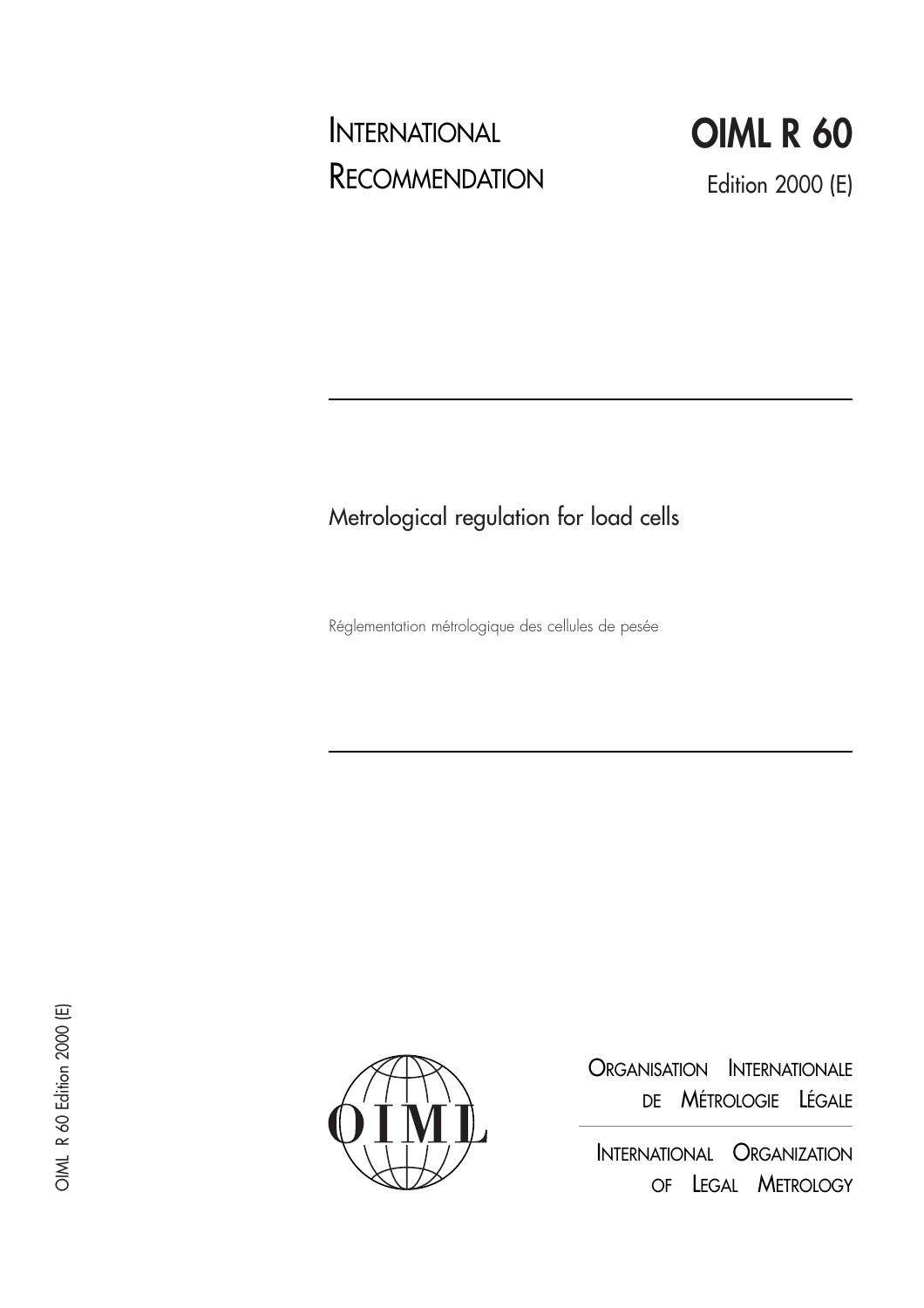# INTERNATIONAL RECOMMENDATION

# OIML R 60

Edition 2000 (E)

## Metrological regulation for load cells

Réglementation métrologique des cellules de pesée

ORGANISATION INTERNATIONALE DE MÉTROLOGIE LÉGALE

INTERNATIONAL ORGANIZATION OF LEGAL METROLOGY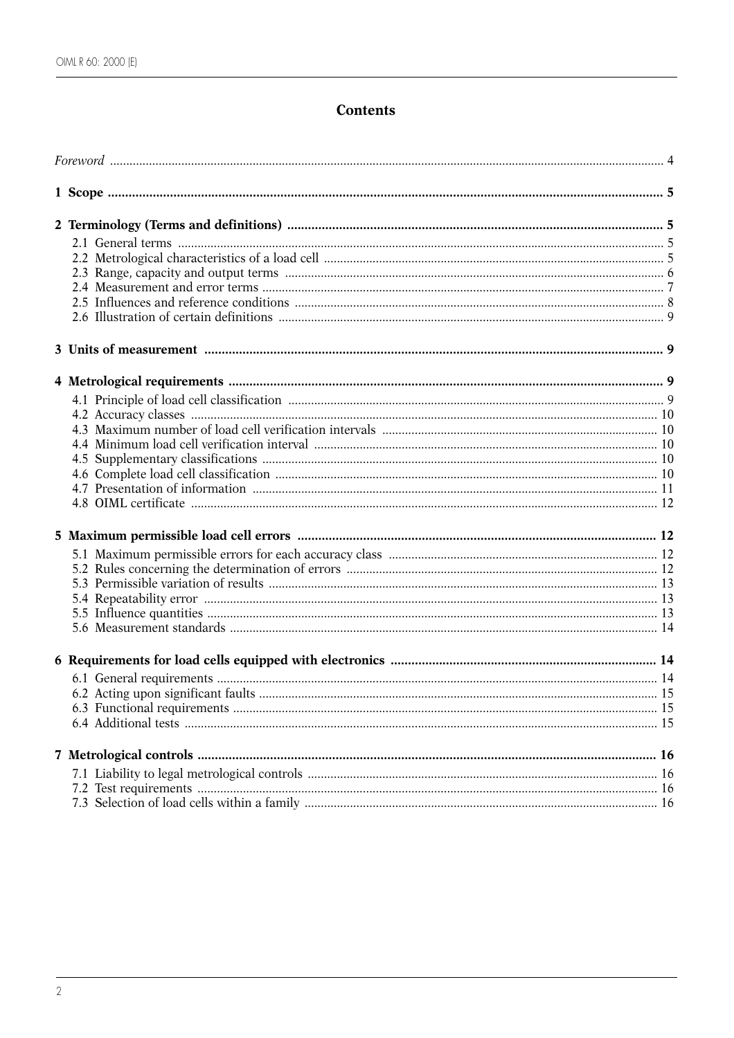# Contents

*Foreword* ............................................................................................................................................................. 4

**1 Scope** ............................................................................................................................................................. **5**

**2 Terminology (Terms and definitions)** ............................................................................................................ **5**

- 2.1 General terms ............................................................................................................................................ 5
- 2.2 Metrological characteristics of a load cell ................................................................................................ 5
- 2.3 Range, capacity and output terms ............................................................................................................ 6
- 2.4 Measurement and error terms .................................................................................................................. 7
- 2.5 Influences and reference conditions ......................................................................................................... 8
- 2.6 Illustration of certain definitions .............................................................................................................. 9

**3 Units of measurement** .................................................................................................................................. **9**

**4 Metrological requirements** ........................................................................................................................... **9**

- 4.1 Principle of load cell classification ........................................................................................................... 9
- 4.2 Accuracy classes ...................................................................................................................................... 10
- 4.3 Maximum number of load cell verification intervals ............................................................................. 10
- 4.4 Minimum load cell verification interval .................................................................................................. 10
- 4.5 Supplementary classifications ................................................................................................................. 10
- 4.6 Complete load cell classification ............................................................................................................. 10
- 4.7 Presentation of information .................................................................................................................... 11
- 4.8 OIML certificate ...................................................................................................................................... 12

**5 Maximum permissible load cell errors** ......................................................................................................... **12**

- 5.1 Maximum permissible errors for each accuracy class ............................................................................ 12
- 5.2 Rules concerning the determination of errors ........................................................................................ 12
- 5.3 Permissible variation of results ............................................................................................................... 13
- 5.4 Repeatability error .................................................................................................................................. 13
- 5.5 Influence quantities ................................................................................................................................. 13
- 5.6 Measurement standards .......................................................................................................................... 14

**6 Requirements for load cells equipped with electronics** ............................................................................... **14**

- 6.1 General requirements .............................................................................................................................. 14
- 6.2 Acting upon significant faults .................................................................................................................. 15
- 6.3 Functional requirements .......................................................................................................................... 15
- 6.4 Additional tests ........................................................................................................................................ 15

**7 Metrological controls** .................................................................................................................................... **16**

- 7.1 Liability to legal metrological controls ................................................................................................... 16
- 7.2 Test requirements .................................................................................................................................... 16
- 7.3 Selection of load cells within a family ..................................................................................................... 16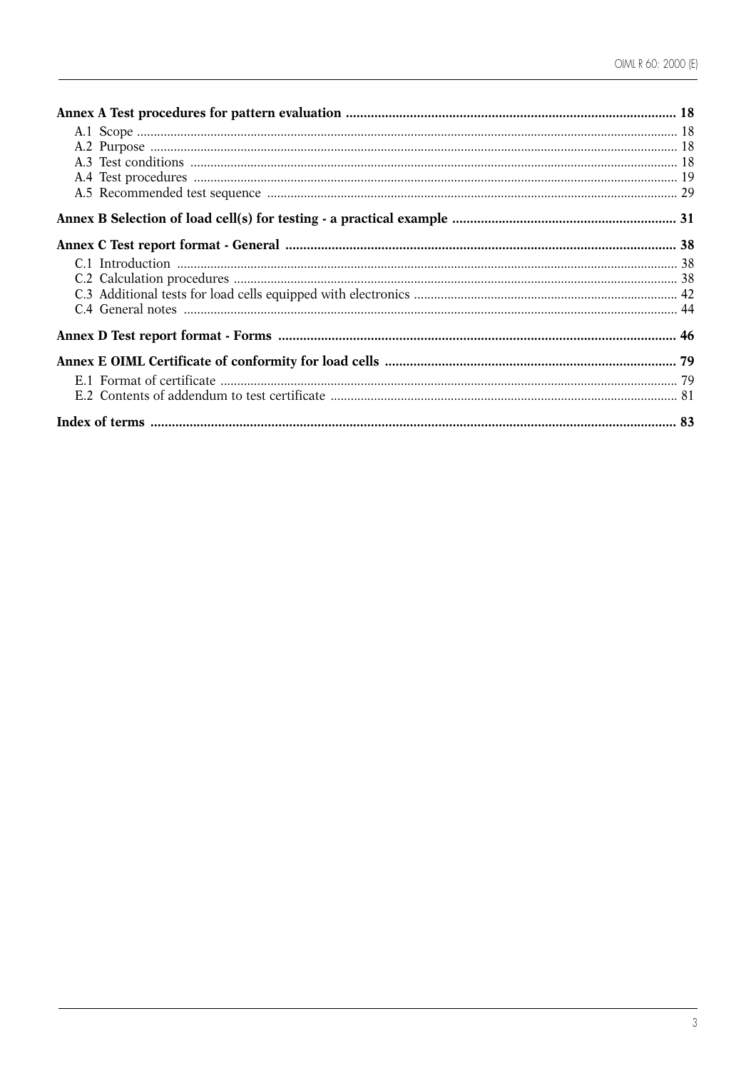**Annex A Test procedures for pattern evaluation ............................................................................................ 18**

A.1 Scope ............................................................................................................................................... 18
A.2 Purpose ............................................................................................................................................ 18
A.3 Test conditions ................................................................................................................................ 18
A.4 Test procedures ............................................................................................................................... 19
A.5 Recommended test sequence ......................................................................................................... 29

**Annex B Selection of load cell(s) for testing - a practical example .............................................................. 31**

**Annex C Test report format - General ............................................................................................................. 38**

C.1 Introduction .................................................................................................................................... 38
C.2 Calculation procedures ................................................................................................................... 38
C.3 Additional tests for load cells equipped with electronics .............................................................. 42
C.4 General notes .................................................................................................................................. 44

**Annex D Test report format - Forms ................................................................................................................ 46**

**Annex E OIML Certificate of conformity for load cells ................................................................................. 79**

E.1 Format of certificate ....................................................................................................................... 79
E.2 Contents of addendum to test certificate ....................................................................................... 81

**Index of terms ................................................................................................................................................... 83**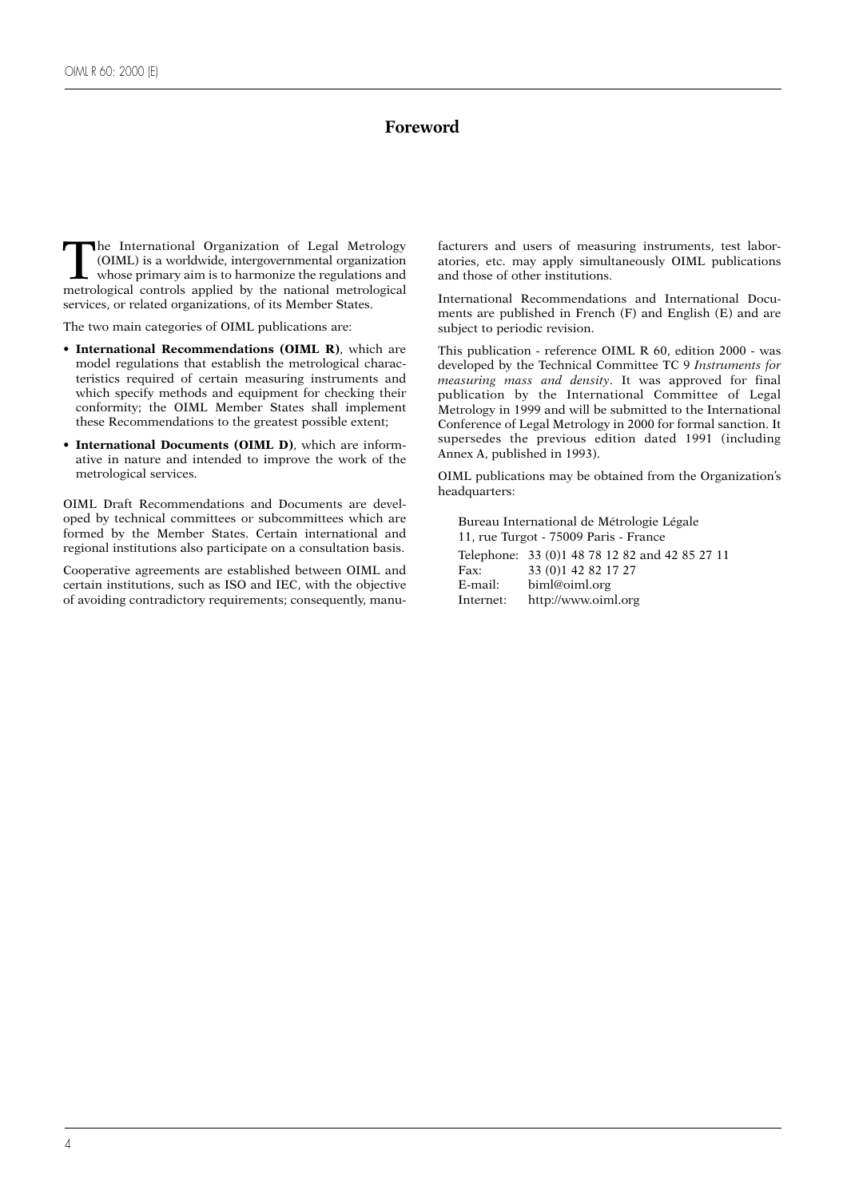# Foreword

The International Organization of Legal Metrology (OIML) is a worldwide, intergovernmental organization whose primary aim is to harmonize the regulations and metrological controls applied by the national metrological services, or related organizations, of its Member States.

The two main categories of OIML publications are:

- **International Recommendations (OIML R)**, which are model regulations that establish the metrological characteristics required of certain measuring instruments and which specify methods and equipment for checking their conformity; the OIML Member States shall implement these Recommendations to the greatest possible extent;
- **International Documents (OIML D)**, which are informative in nature and intended to improve the work of the metrological services.

OIML Draft Recommendations and Documents are developed by technical committees or subcommittees which are formed by the Member States. Certain international and regional institutions also participate on a consultation basis.

Cooperative agreements are established between OIML and certain institutions, such as ISO and IEC, with the objective of avoiding contradictory requirements; consequently, manufacturers and users of measuring instruments, test laboratories, etc. may apply simultaneously OIML publications and those of other institutions.

International Recommendations and International Documents are published in French (F) and English (E) and are subject to periodic revision.

This publication - reference OIML R 60, edition 2000 - was developed by the Technical Committee TC 9 *Instruments for measuring mass and density*. It was approved for final publication by the International Committee of Legal Metrology in 1999 and will be submitted to the International Conference of Legal Metrology in 2000 for formal sanction. It supersedes the previous edition dated 1991 (including Annex A, published in 1993).

OIML publications may be obtained from the Organization's headquarters:

Bureau International de Métrologie Légale
11, rue Turgot - 75009 Paris - France

Telephone: 33 (0)1 48 78 12 82 and 42 85 27 11
Fax: 33 (0)1 42 82 17 27
E-mail: biml@oiml.org
Internet: http://www.oiml.org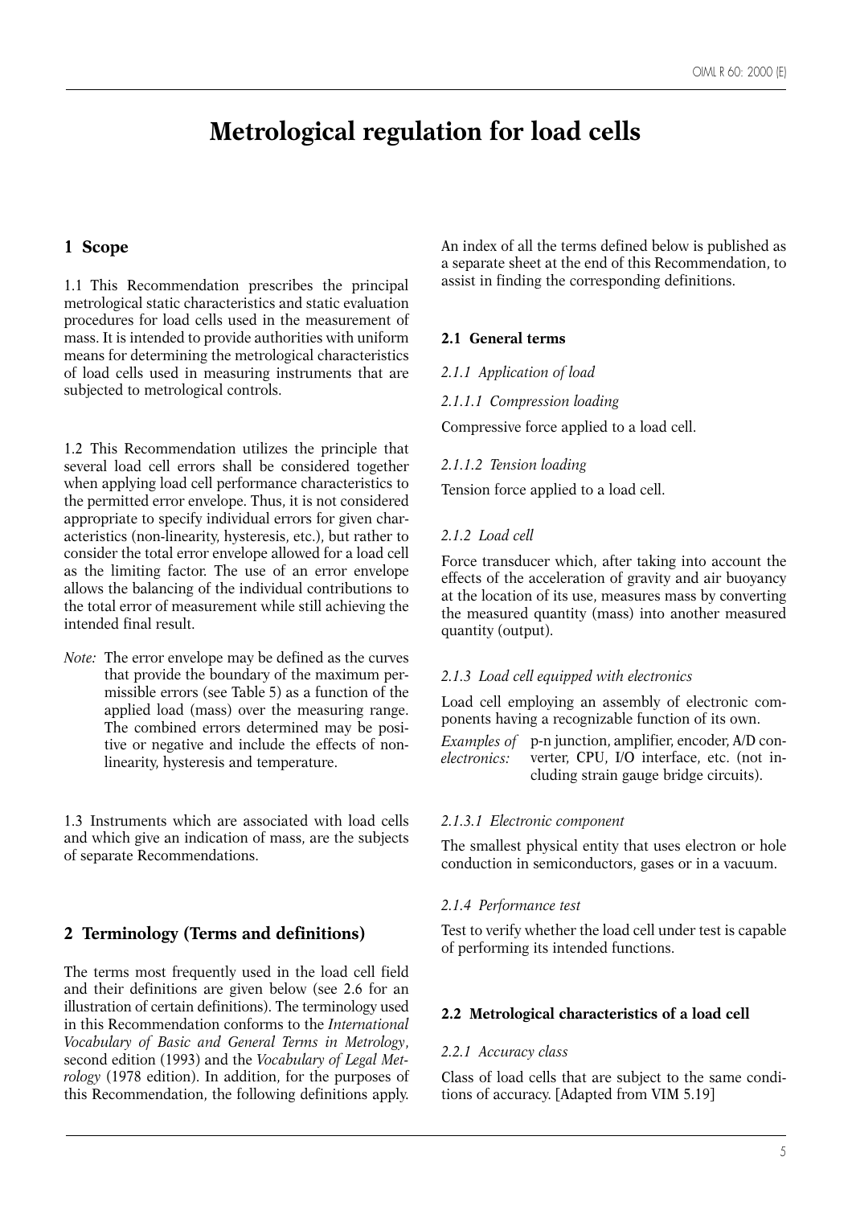# Metrological regulation for load cells

## 1 Scope

1.1 This Recommendation prescribes the principal metrological static characteristics and static evaluation procedures for load cells used in the measurement of mass. It is intended to provide authorities with uniform means for determining the metrological characteristics of load cells used in measuring instruments that are subjected to metrological controls.

1.2 This Recommendation utilizes the principle that several load cell errors shall be considered together when applying load cell performance characteristics to the permitted error envelope. Thus, it is not considered appropriate to specify individual errors for given characteristics (non-linearity, hysteresis, etc.), but rather to consider the total error envelope allowed for a load cell as the limiting factor. The use of an error envelope allows the balancing of the individual contributions to the total error of measurement while still achieving the intended final result.

*Note:* The error envelope may be defined as the curves that provide the boundary of the maximum permissible errors (see Table 5) as a function of the applied load (mass) over the measuring range. The combined errors determined may be positive or negative and include the effects of non-linearity, hysteresis and temperature.

1.3 Instruments which are associated with load cells and which give an indication of mass, are the subjects of separate Recommendations.

## 2 Terminology (Terms and definitions)

The terms most frequently used in the load cell field and their definitions are given below (see 2.6 for an illustration of certain definitions). The terminology used in this Recommendation conforms to the *International Vocabulary of Basic and General Terms in Metrology*, second edition (1993) and the *Vocabulary of Legal Metrology* (1978 edition). In addition, for the purposes of this Recommendation, the following definitions apply.

An index of all the terms defined below is published as a separate sheet at the end of this Recommendation, to assist in finding the corresponding definitions.

### 2.1 General terms

*2.1.1 Application of load*

*2.1.1.1 Compression loading*

Compressive force applied to a load cell.

*2.1.1.2 Tension loading*

Tension force applied to a load cell.

*2.1.2 Load cell*

Force transducer which, after taking into account the effects of the acceleration of gravity and air buoyancy at the location of its use, measures mass by converting the measured quantity (mass) into another measured quantity (output).

*2.1.3 Load cell equipped with electronics*

Load cell employing an assembly of electronic components having a recognizable function of its own.

*Examples of electronics:* p-n junction, amplifier, encoder, A/D converter, CPU, I/O interface, etc. (not including strain gauge bridge circuits).

*2.1.3.1 Electronic component*

The smallest physical entity that uses electron or hole conduction in semiconductors, gases or in a vacuum.

*2.1.4 Performance test*

Test to verify whether the load cell under test is capable of performing its intended functions.

### 2.2 Metrological characteristics of a load cell

*2.2.1 Accuracy class*

Class of load cells that are subject to the same conditions of accuracy. [Adapted from VIM 5.19]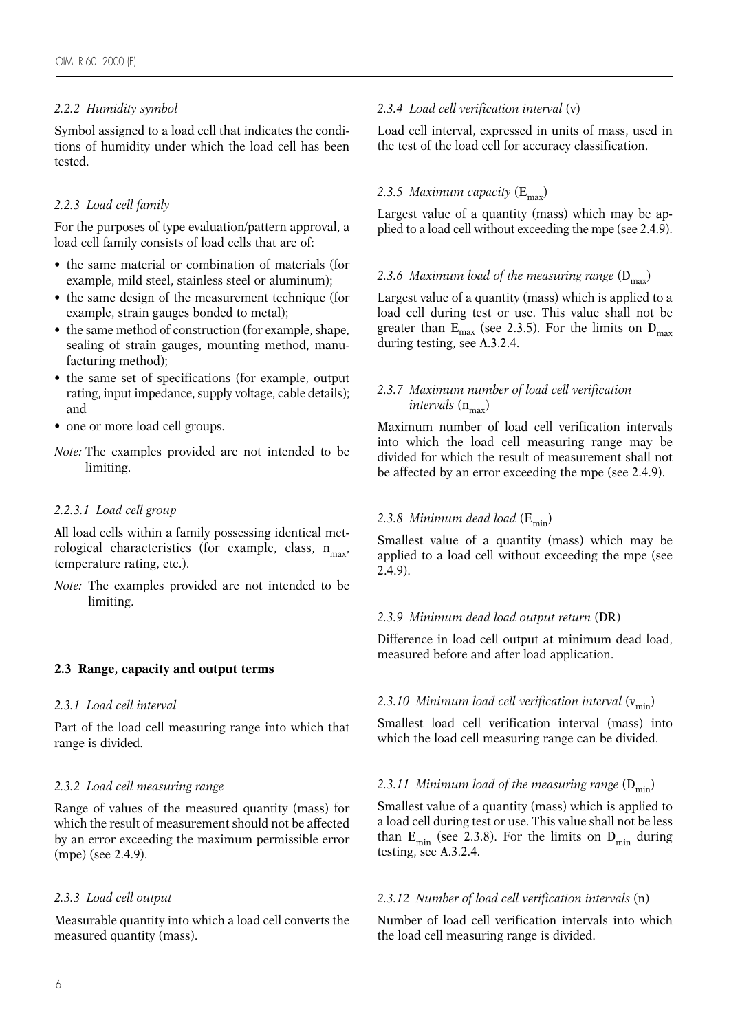#### *2.2.2 Humidity symbol*

Symbol assigned to a load cell that indicates the conditions of humidity under which the load cell has been tested.

#### *2.2.3 Load cell family*

For the purposes of type evaluation/pattern approval, a load cell family consists of load cells that are of:

- the same material or combination of materials (for example, mild steel, stainless steel or aluminum);
- the same design of the measurement technique (for example, strain gauges bonded to metal);
- the same method of construction (for example, shape, sealing of strain gauges, mounting method, manufacturing method);
- the same set of specifications (for example, output rating, input impedance, supply voltage, cable details); and
- one or more load cell groups.

*Note:* The examples provided are not intended to be limiting.

#### *2.2.3.1 Load cell group*

All load cells within a family possessing identical metrological characteristics (for example, class, $n_{max}$, temperature rating, etc.).

*Note:* The examples provided are not intended to be limiting.

### 2.3 Range, capacity and output terms

#### *2.3.1 Load cell interval*

Part of the load cell measuring range into which that range is divided.

#### *2.3.2 Load cell measuring range*

Range of values of the measured quantity (mass) for which the result of measurement should not be affected by an error exceeding the maximum permissible error (mpe) (see 2.4.9).

#### *2.3.3 Load cell output*

Measurable quantity into which a load cell converts the measured quantity (mass).

#### *2.3.4 Load cell verification interval* (v)

Load cell interval, expressed in units of mass, used in the test of the load cell for accuracy classification.

#### *2.3.5 Maximum capacity* ($E_{max}$)

Largest value of a quantity (mass) which may be applied to a load cell without exceeding the mpe (see 2.4.9).

#### *2.3.6 Maximum load of the measuring range* ($D_{max}$)

Largest value of a quantity (mass) which is applied to a load cell during test or use. This value shall not be greater than $E_{max}$ (see 2.3.5). For the limits on $D_{max}$ during testing, see A.3.2.4.

#### *2.3.7 Maximum number of load cell verification intervals* ($n_{max}$)

Maximum number of load cell verification intervals into which the load cell measuring range may be divided for which the result of measurement shall not be affected by an error exceeding the mpe (see 2.4.9).

#### *2.3.8 Minimum dead load* ($E_{min}$)

Smallest value of a quantity (mass) which may be applied to a load cell without exceeding the mpe (see 2.4.9).

#### *2.3.9 Minimum dead load output return* (DR)

Difference in load cell output at minimum dead load, measured before and after load application.

#### *2.3.10 Minimum load cell verification interval* ($v_{min}$)

Smallest load cell verification interval (mass) into which the load cell measuring range can be divided.

#### *2.3.11 Minimum load of the measuring range* ($D_{min}$)

Smallest value of a quantity (mass) which is applied to a load cell during test or use. This value shall not be less than $E_{min}$ (see 2.3.8). For the limits on $D_{min}$ during testing, see A.3.2.4.

#### *2.3.12 Number of load cell verification intervals* (n)

Number of load cell verification intervals into which the load cell measuring range is divided.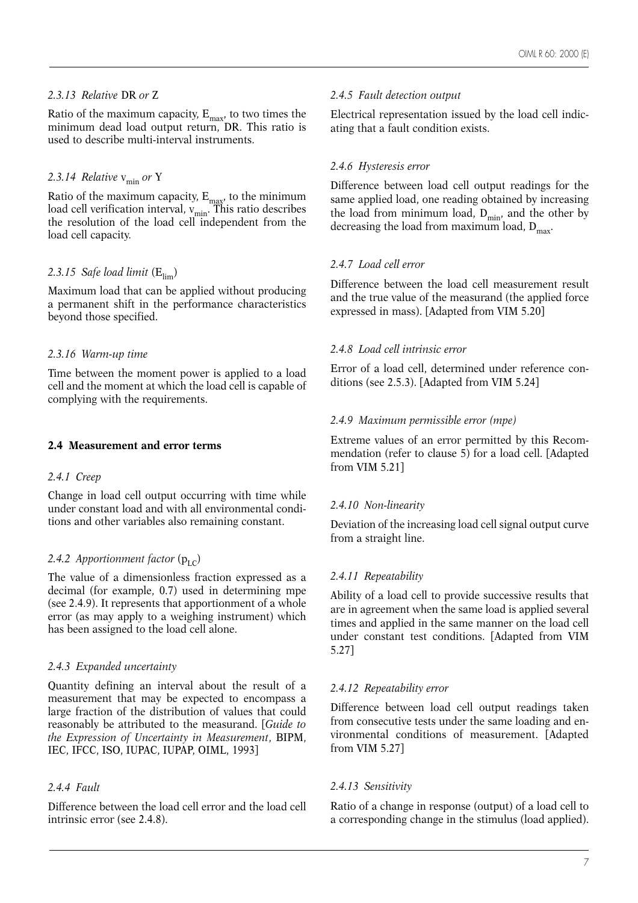*2.3.13 Relative* DR *or* Z

Ratio of the maximum capacity, $E_{max}$, to two times the minimum dead load output return, DR. This ratio is used to describe multi-interval instruments.

*2.3.14 Relative* $v_{min}$ *or* Y

Ratio of the maximum capacity, $E_{max}$, to the minimum load cell verification interval, $v_{min}$. This ratio describes the resolution of the load cell independent from the load cell capacity.

*2.3.15 Safe load limit* ($E_{lim}$)

Maximum load that can be applied without producing a permanent shift in the performance characteristics beyond those specified.

*2.3.16 Warm-up time*

Time between the moment power is applied to a load cell and the moment at which the load cell is capable of complying with the requirements.

## 2.4 Measurement and error terms

*2.4.1 Creep*

Change in load cell output occurring with time while under constant load and with all environmental conditions and other variables also remaining constant.

*2.4.2 Apportionment factor* ($p_{LC}$)

The value of a dimensionless fraction expressed as a decimal (for example, 0.7) used in determining mpe (see 2.4.9). It represents that apportionment of a whole error (as may apply to a weighing instrument) which has been assigned to the load cell alone.

*2.4.3 Expanded uncertainty*

Quantity defining an interval about the result of a measurement that may be expected to encompass a large fraction of the distribution of values that could reasonably be attributed to the measurand. [*Guide to the Expression of Uncertainty in Measurement*, BIPM, IEC, IFCC, ISO, IUPAC, IUPAP, OIML, 1993]

*2.4.4 Fault*

Difference between the load cell error and the load cell intrinsic error (see 2.4.8).

*2.4.5 Fault detection output*

Electrical representation issued by the load cell indicating that a fault condition exists.

*2.4.6 Hysteresis error*

Difference between load cell output readings for the same applied load, one reading obtained by increasing the load from minimum load, $D_{min}$, and the other by decreasing the load from maximum load, $D_{max}$.

*2.4.7 Load cell error*

Difference between the load cell measurement result and the true value of the measurand (the applied force expressed in mass). [Adapted from VIM 5.20]

*2.4.8 Load cell intrinsic error*

Error of a load cell, determined under reference conditions (see 2.5.3). [Adapted from VIM 5.24]

*2.4.9 Maximum permissible error (mpe)*

Extreme values of an error permitted by this Recommendation (refer to clause 5) for a load cell. [Adapted from VIM 5.21]

*2.4.10 Non-linearity*

Deviation of the increasing load cell signal output curve from a straight line.

*2.4.11 Repeatability*

Ability of a load cell to provide successive results that are in agreement when the same load is applied several times and applied in the same manner on the load cell under constant test conditions. [Adapted from VIM 5.27]

*2.4.12 Repeatability error*

Difference between load cell output readings taken from consecutive tests under the same loading and environmental conditions of measurement. [Adapted from VIM 5.27]

*2.4.13 Sensitivity*

Ratio of a change in response (output) of a load cell to a corresponding change in the stimulus (load applied).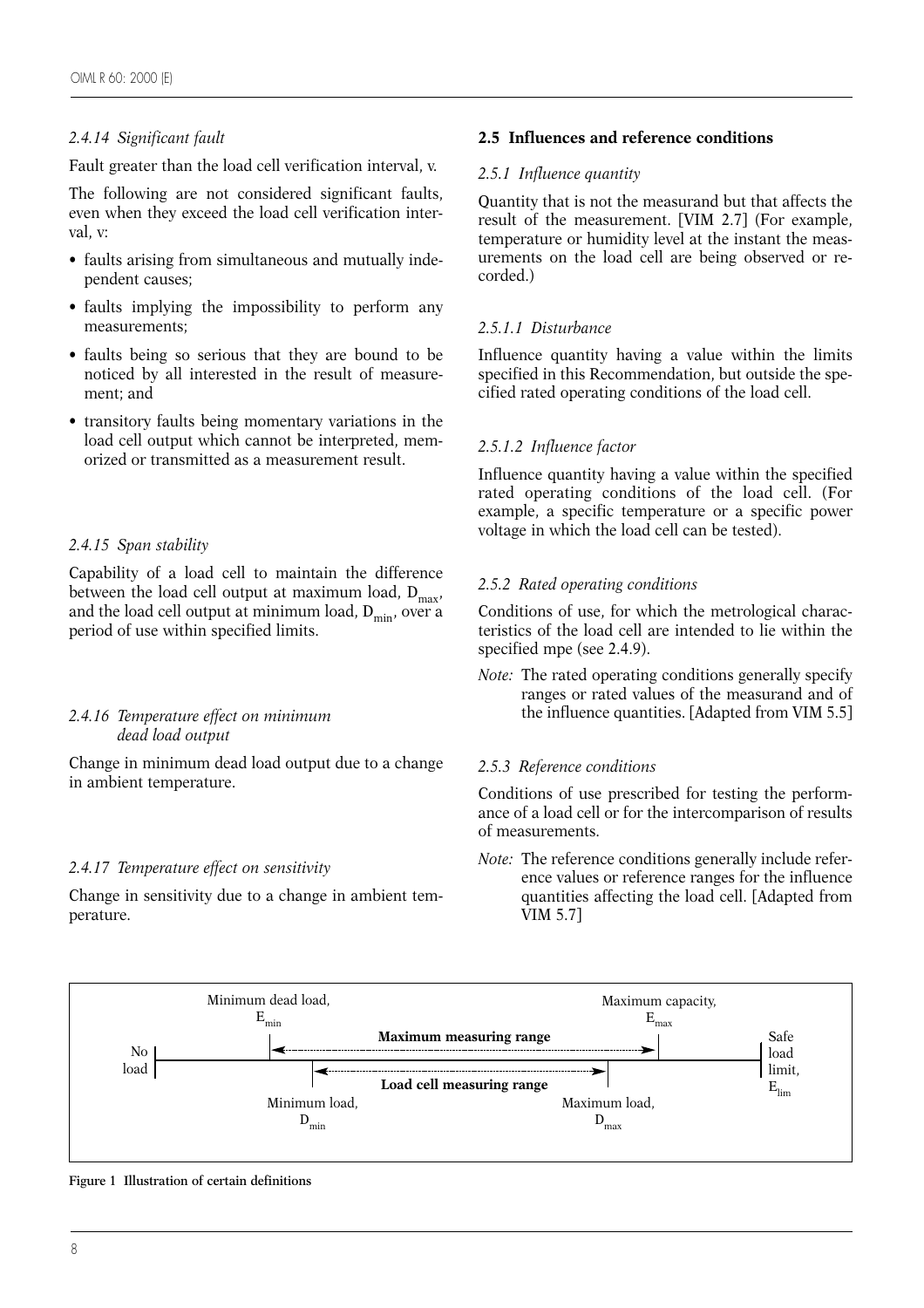*2.4.14 Significant fault*

Fault greater than the load cell verification interval, v.

The following are not considered significant faults, even when they exceed the load cell verification interval, v:

- faults arising from simultaneous and mutually independent causes;
- faults implying the impossibility to perform any measurements;
- faults being so serious that they are bound to be noticed by all interested in the result of measurement; and
- transitory faults being momentary variations in the load cell output which cannot be interpreted, memorized or transmitted as a measurement result.

*2.4.15 Span stability*

Capability of a load cell to maintain the difference between the load cell output at maximum load, $D_{max}$, and the load cell output at minimum load, $D_{min}$, over a period of use within specified limits.

*2.4.16 Temperature effect on minimum dead load output*

Change in minimum dead load output due to a change in ambient temperature.

*2.4.17 Temperature effect on sensitivity*

Change in sensitivity due to a change in ambient temperature.

## 2.5 Influences and reference conditions

*2.5.1 Influence quantity*

Quantity that is not the measurand but that affects the result of the measurement. [VIM 2.7] (For example, temperature or humidity level at the instant the measurements on the load cell are being observed or recorded.)

*2.5.1.1 Disturbance*

Influence quantity having a value within the limits specified in this Recommendation, but outside the specified rated operating conditions of the load cell.

*2.5.1.2 Influence factor*

Influence quantity having a value within the specified rated operating conditions of the load cell. (For example, a specific temperature or a specific power voltage in which the load cell can be tested).

*2.5.2 Rated operating conditions*

Conditions of use, for which the metrological characteristics of the load cell are intended to lie within the specified mpe (see 2.4.9).

*Note:* The rated operating conditions generally specify ranges or rated values of the measurand and of the influence quantities. [Adapted from VIM 5.5]

*2.5.3 Reference conditions*

Conditions of use prescribed for testing the performance of a load cell or for the intercomparison of results of measurements.

*Note:* The reference conditions generally include reference values or reference ranges for the influence quantities affecting the load cell. [Adapted from VIM 5.7]

No load — Minimum dead load, $E_{min}$ — Maximum measuring range — Maximum capacity, $E_{max}$ — Safe load limit, $E_{lim}$

Minimum load, $D_{min}$ — Load cell measuring range — Maximum load, $D_{max}$

**Figure 1 Illustration of certain definitions**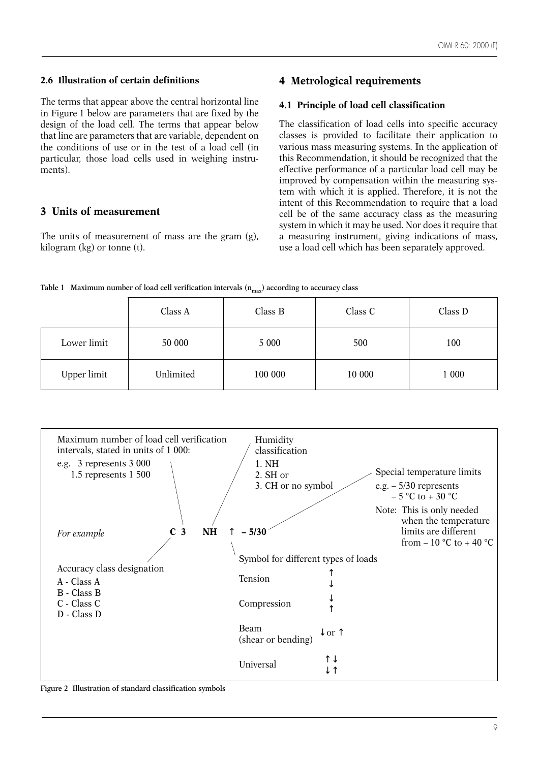### 2.6 Illustration of certain definitions

The terms that appear above the central horizontal line in Figure 1 below are parameters that are fixed by the design of the load cell. The terms that appear below that line are parameters that are variable, dependent on the conditions of use or in the test of a load cell (in particular, those load cells used in weighing instruments).

## 3 Units of measurement

The units of measurement of mass are the gram (g), kilogram (kg) or tonne (t).

## 4 Metrological requirements

### 4.1 Principle of load cell classification

The classification of load cells into specific accuracy classes is provided to facilitate their application to various mass measuring systems. In the application of this Recommendation, it should be recognized that the effective performance of a particular load cell may be improved by compensation within the measuring system with which it is applied. Therefore, it is not the intent of this Recommendation to require that a load cell be of the same accuracy class as the measuring system in which it may be used. Nor does it require that a measuring instrument, giving indications of mass, use a load cell which has been separately approved.

**Table 1 Maximum number of load cell verification intervals ($n_{max}$) according to accuracy class**

| | Class A | Class B | Class C | Class D |
|---|---|---|---|---|
| Lower limit | 50 000 | 5 000 | 500 | 100 |
| Upper limit | Unlimited | 100 000 | 10 000 | 1 000 |

*For example* **C 3 NH ↑ – 5/30**

- **C** – Accuracy class designation:
  - A - Class A
  - B - Class B
  - C - Class C
  - D - Class D
- **3** – Maximum number of load cell verification intervals, stated in units of 1 000:
  - e.g. 3 represents 3 000
  - 1.5 represents 1 500
- **NH** – Humidity classification:
  1. NH
  2. SH or
  3. CH or no symbol
- **↑** – Symbol for different types of loads:
  - Tension: ↑ ↓
  - Compression: ↓ ↑
  - Beam (shear or bending): ↓ or ↑
  - Universal: ↑↓ ↓↑
- **– 5/30** – Special temperature limits:
  - e.g. – 5/30 represents – 5 °C to + 30 °C
  - Note: This is only needed when the temperature limits are different from – 10 °C to + 40 °C

**Figure 2 Illustration of standard classification symbols**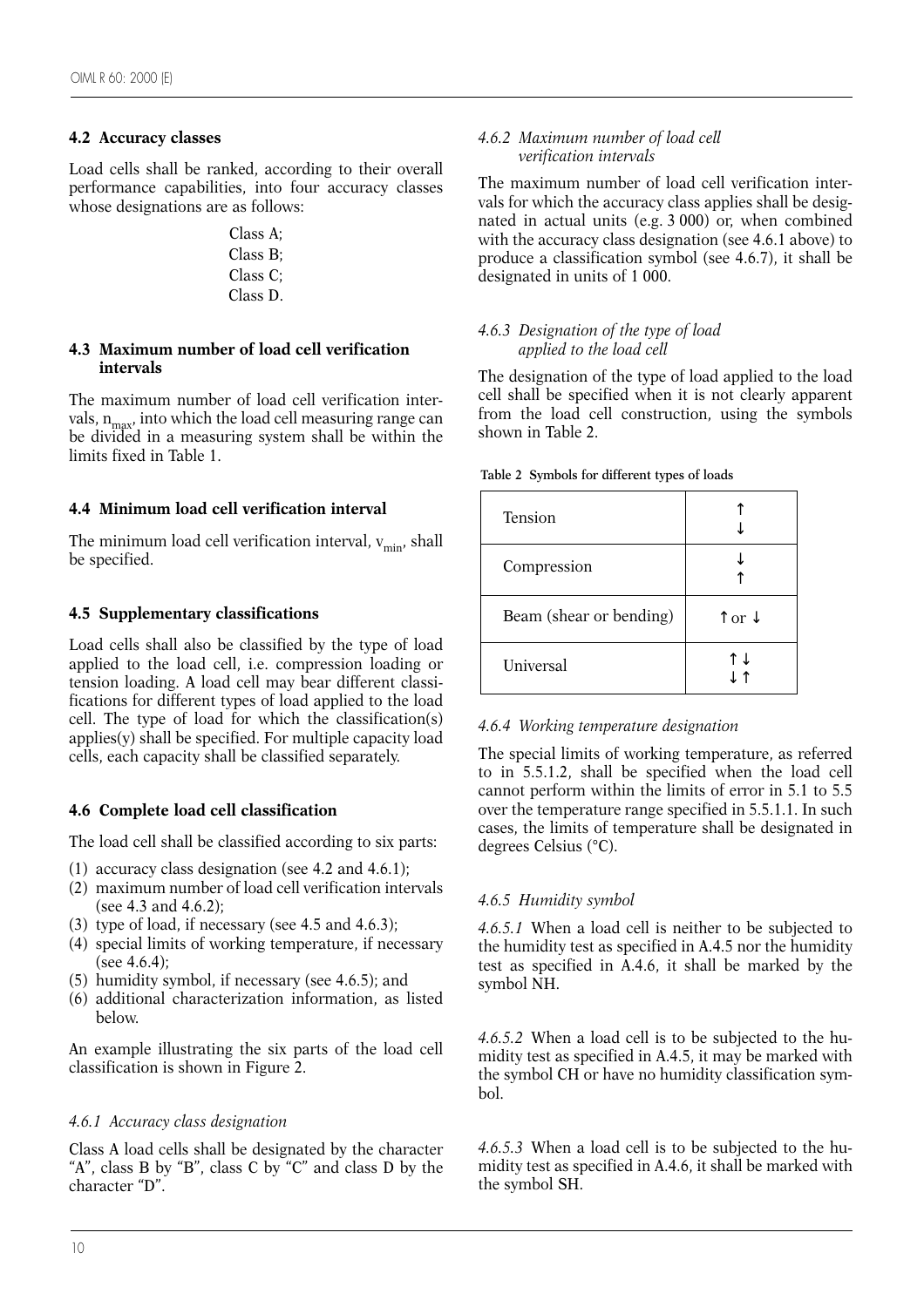### 4.2 Accuracy classes

Load cells shall be ranked, according to their overall performance capabilities, into four accuracy classes whose designations are as follows:

Class A;
Class B;
Class C;
Class D.

### 4.3 Maximum number of load cell verification intervals

The maximum number of load cell verification intervals, $n_{max}$, into which the load cell measuring range can be divided in a measuring system shall be within the limits fixed in Table 1.

### 4.4 Minimum load cell verification interval

The minimum load cell verification interval, $v_{min}$, shall be specified.

### 4.5 Supplementary classifications

Load cells shall also be classified by the type of load applied to the load cell, i.e. compression loading or tension loading. A load cell may bear different classifications for different types of load applied to the load cell. The type of load for which the classification(s) applies(y) shall be specified. For multiple capacity load cells, each capacity shall be classified separately.

### 4.6 Complete load cell classification

The load cell shall be classified according to six parts:

(1) accuracy class designation (see 4.2 and 4.6.1);
(2) maximum number of load cell verification intervals (see 4.3 and 4.6.2);
(3) type of load, if necessary (see 4.5 and 4.6.3);
(4) special limits of working temperature, if necessary (see 4.6.4);
(5) humidity symbol, if necessary (see 4.6.5); and
(6) additional characterization information, as listed below.

An example illustrating the six parts of the load cell classification is shown in Figure 2.

#### *4.6.1 Accuracy class designation*

Class A load cells shall be designated by the character "A", class B by "B", class C by "C" and class D by the character "D".

#### *4.6.2 Maximum number of load cell verification intervals*

The maximum number of load cell verification intervals for which the accuracy class applies shall be designated in actual units (e.g. 3 000) or, when combined with the accuracy class designation (see 4.6.1 above) to produce a classification symbol (see 4.6.7), it shall be designated in units of 1 000.

#### *4.6.3 Designation of the type of load applied to the load cell*

The designation of the type of load applied to the load cell shall be specified when it is not clearly apparent from the load cell construction, using the symbols shown in Table 2.

**Table 2 Symbols for different types of loads**

| | |
|---|---|
| Tension | ↑ ↓ |
| Compression | ↓ ↑ |
| Beam (shear or bending) | ↑ or ↓ |
| Universal | ↑↓ ↓↑ |

#### *4.6.4 Working temperature designation*

The special limits of working temperature, as referred to in 5.5.1.2, shall be specified when the load cell cannot perform within the limits of error in 5.1 to 5.5 over the temperature range specified in 5.5.1.1. In such cases, the limits of temperature shall be designated in degrees Celsius (°C).

#### *4.6.5 Humidity symbol*

*4.6.5.1* When a load cell is neither to be subjected to the humidity test as specified in A.4.5 nor the humidity test as specified in A.4.6, it shall be marked by the symbol NH.

*4.6.5.2* When a load cell is to be subjected to the humidity test as specified in A.4.5, it may be marked with the symbol CH or have no humidity classification symbol.

*4.6.5.3* When a load cell is to be subjected to the humidity test as specified in A.4.6, it shall be marked with the symbol SH.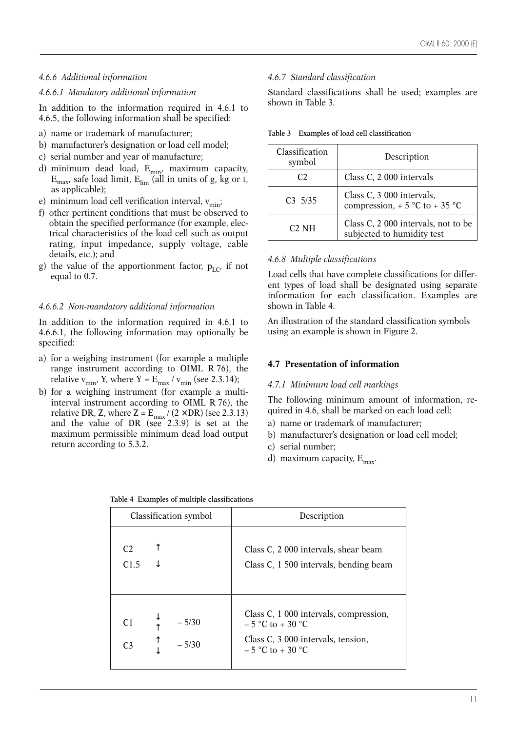*4.6.6 Additional information*

*4.6.6.1 Mandatory additional information*

In addition to the information required in 4.6.1 to 4.6.5, the following information shall be specified:

a) name or trademark of manufacturer;
b) manufacturer's designation or load cell model;
c) serial number and year of manufacture;
d) minimum dead load, $E_{min}$, maximum capacity, $E_{max}$, safe load limit, $E_{lim}$ (all in units of g, kg or t, as applicable);
e) minimum load cell verification interval, $v_{min}$;
f) other pertinent conditions that must be observed to obtain the specified performance (for example, electrical characteristics of the load cell such as output rating, input impedance, supply voltage, cable details, etc.); and
g) the value of the apportionment factor, $p_{LC}$, if not equal to 0.7.

*4.6.6.2 Non-mandatory additional information*

In addition to the information required in 4.6.1 to 4.6.6.1, the following information may optionally be specified:

a) for a weighing instrument (for example a multiple range instrument according to OIML R 76), the relative $v_{min}$, Y, where $Y = E_{max} / v_{min}$ (see 2.3.14);
b) for a weighing instrument (for example a multi-interval instrument according to OIML R 76), the relative DR, Z, where $Z = E_{max} / (2 \times DR)$ (see 2.3.13) and the value of DR (see 2.3.9) is set at the maximum permissible minimum dead load output return according to 5.3.2.

*4.6.7 Standard classification*

Standard classifications shall be used; examples are shown in Table 3.

**Table 3 Examples of load cell classification**

| Classification symbol | Description |
|---|---|
| C2 | Class C, 2 000 intervals |
| C3 5/35 | Class C, 3 000 intervals, compression, + 5 °C to + 35 °C |
| C2 NH | Class C, 2 000 intervals, not to be subjected to humidity test |

*4.6.8 Multiple classifications*

Load cells that have complete classifications for different types of load shall be designated using separate information for each classification. Examples are shown in Table 4.

An illustration of the standard classification symbols using an example is shown in Figure 2.

## 4.7 Presentation of information

*4.7.1 Minimum load cell markings*

The following minimum amount of information, required in 4.6, shall be marked on each load cell:

a) name or trademark of manufacturer;
b) manufacturer's designation or load cell model;
c) serial number;
d) maximum capacity, $E_{max}$.

**Table 4 Examples of multiple classifications**

| Classification symbol | Description |
|---|---|
| C2 ↑<br>C1.5 ↓ | Class C, 2 000 intervals, shear beam<br>Class C, 1 500 intervals, bending beam |
| C1 ↓↑ – 5/30<br>C3 ↑↓ – 5/30 | Class C, 1 000 intervals, compression, – 5 °C to + 30 °C<br>Class C, 3 000 intervals, tension, – 5 °C to + 30 °C |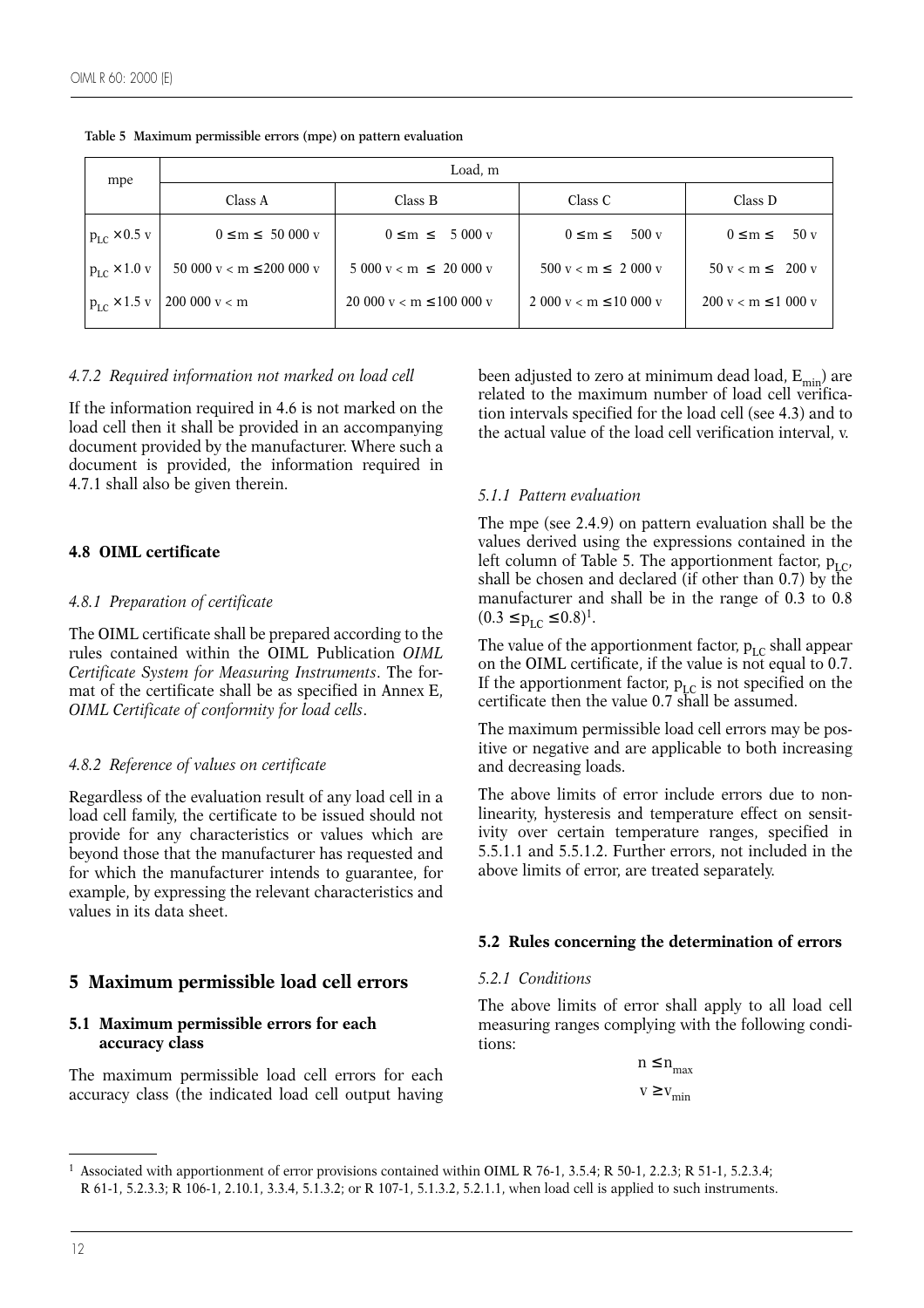**Table 5 Maximum permissible errors (mpe) on pattern evaluation**

| mpe | Load, m | | | |
|---|---|---|---|---|
| | Class A | Class B | Class C | Class D |
| $p_{LC} \times 0.5$ v | $0 \leq m \leq$ 50 000 v | $0 \leq m \leq$ 5 000 v | $0 \leq m \leq$ 500 v | $0 \leq m \leq$ 50 v |
| $p_{LC} \times 1.0$ v | 50 000 v < m ≤ 200 000 v | 5 000 v < m ≤ 20 000 v | 500 v < m ≤ 2 000 v | 50 v < m ≤ 200 v |
| $p_{LC} \times 1.5$ v | 200 000 v < m | 20 000 v < m ≤ 100 000 v | 2 000 v < m ≤ 10 000 v | 200 v < m ≤ 1 000 v |

### *4.7.2 Required information not marked on load cell*

If the information required in 4.6 is not marked on the load cell then it shall be provided in an accompanying document provided by the manufacturer. Where such a document is provided, the information required in 4.7.1 shall also be given therein.

### 4.8 OIML certificate

#### *4.8.1 Preparation of certificate*

The OIML certificate shall be prepared according to the rules contained within the OIML Publication *OIML Certificate System for Measuring Instruments*. The format of the certificate shall be as specified in Annex E, *OIML Certificate of conformity for load cells*.

#### *4.8.2 Reference of values on certificate*

Regardless of the evaluation result of any load cell in a load cell family, the certificate to be issued should not provide for any characteristics or values which are beyond those that the manufacturer has requested and for which the manufacturer intends to guarantee, for example, by expressing the relevant characteristics and values in its data sheet.

## 5 Maximum permissible load cell errors

### 5.1 Maximum permissible errors for each accuracy class

The maximum permissible load cell errors for each accuracy class (the indicated load cell output having been adjusted to zero at minimum dead load, $E_{min}$) are related to the maximum number of load cell verification intervals specified for the load cell (see 4.3) and to the actual value of the load cell verification interval, v.

#### *5.1.1 Pattern evaluation*

The mpe (see 2.4.9) on pattern evaluation shall be the values derived using the expressions contained in the left column of Table 5. The apportionment factor, $p_{LC}$, shall be chosen and declared (if other than 0.7) by the manufacturer and shall be in the range of 0.3 to 0.8 $(0.3 \leq p_{LC} \leq 0.8)$[1].

The value of the apportionment factor, $p_{LC}$ shall appear on the OIML certificate, if the value is not equal to 0.7. If the apportionment factor, $p_{LC}$ is not specified on the certificate then the value 0.7 shall be assumed.

The maximum permissible load cell errors may be positive or negative and are applicable to both increasing and decreasing loads.

The above limits of error include errors due to nonlinearity, hysteresis and temperature effect on sensitivity over certain temperature ranges, specified in 5.5.1.1 and 5.5.1.2. Further errors, not included in the above limits of error, are treated separately.

### 5.2 Rules concerning the determination of errors

#### *5.2.1 Conditions*

The above limits of error shall apply to all load cell measuring ranges complying with the following conditions:

$$n \leq n_{max}$$

$$v \geq v_{min}$$

---

[1] Associated with apportionment of error provisions contained within OIML R 76-1, 3.5.4; R 50-1, 2.2.3; R 51-1, 5.2.3.4; R 61-1, 5.2.3.3; R 106-1, 2.10.1, 3.3.4, 5.1.3.2; or R 107-1, 5.1.3.2, 5.2.1.1, when load cell is applied to such instruments.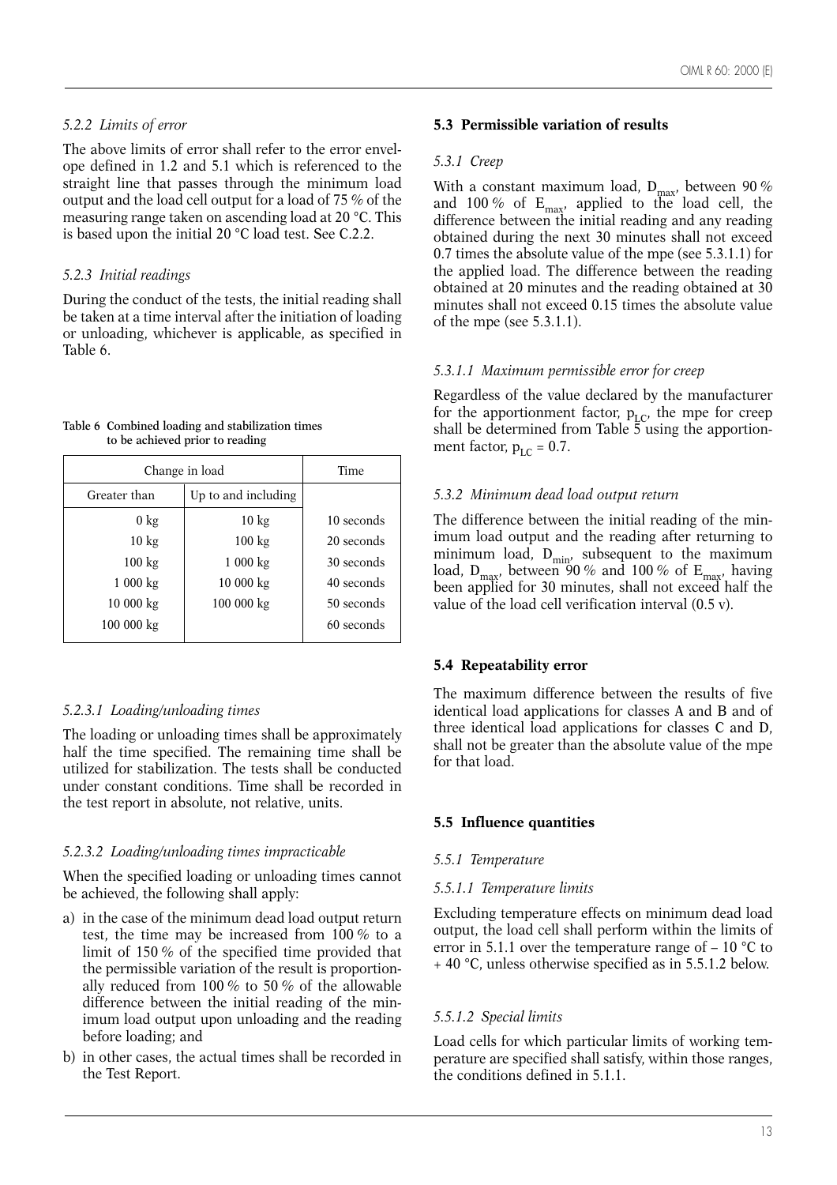#### 5.2.2 Limits of error

The above limits of error shall refer to the error envelope defined in 1.2 and 5.1 which is referenced to the straight line that passes through the minimum load output and the load cell output for a load of 75 % of the measuring range taken on ascending load at 20 °C. This is based upon the initial 20 °C load test. See C.2.2.

#### 5.2.3 Initial readings

During the conduct of the tests, the initial reading shall be taken at a time interval after the initiation of loading or unloading, whichever is applicable, as specified in Table 6.

**Table 6 Combined loading and stabilization times to be achieved prior to reading**

| Change in load | | Time |
|---|---|---|
| Greater than | Up to and including | |
| 0 kg | 10 kg | 10 seconds |
| 10 kg | 100 kg | 20 seconds |
| 100 kg | 1 000 kg | 30 seconds |
| 1 000 kg | 10 000 kg | 40 seconds |
| 10 000 kg | 100 000 kg | 50 seconds |
| 100 000 kg | | 60 seconds |

##### 5.2.3.1 Loading/unloading times

The loading or unloading times shall be approximately half the time specified. The remaining time shall be utilized for stabilization. The tests shall be conducted under constant conditions. Time shall be recorded in the test report in absolute, not relative, units.

##### 5.2.3.2 Loading/unloading times impracticable

When the specified loading or unloading times cannot be achieved, the following shall apply:

a) in the case of the minimum dead load output return test, the time may be increased from 100 % to a limit of 150 % of the specified time provided that the permissible variation of the result is proportionally reduced from 100 % to 50 % of the allowable difference between the initial reading of the minimum load output upon unloading and the reading before loading; and

b) in other cases, the actual times shall be recorded in the Test Report.

### 5.3 Permissible variation of results

#### 5.3.1 Creep

With a constant maximum load, $D_{max}$, between 90 % and 100 % of $E_{max}$, applied to the load cell, the difference between the initial reading and any reading obtained during the next 30 minutes shall not exceed 0.7 times the absolute value of the mpe (see 5.3.1.1) for the applied load. The difference between the reading obtained at 20 minutes and the reading obtained at 30 minutes shall not exceed 0.15 times the absolute value of the mpe (see 5.3.1.1).

##### 5.3.1.1 Maximum permissible error for creep

Regardless of the value declared by the manufacturer for the apportionment factor, $p_{LC}$, the mpe for creep shall be determined from Table 5 using the apportionment factor, $p_{LC} = 0.7$.

#### 5.3.2 Minimum dead load output return

The difference between the initial reading of the minimum load output and the reading after returning to minimum load, $D_{min}$, subsequent to the maximum load, $D_{max}$, between 90 % and 100 % of $E_{max}$, having been applied for 30 minutes, shall not exceed half the value of the load cell verification interval (0.5 v).

### 5.4 Repeatability error

The maximum difference between the results of five identical load applications for classes A and B and of three identical load applications for classes C and D, shall not be greater than the absolute value of the mpe for that load.

### 5.5 Influence quantities

#### 5.5.1 Temperature

##### 5.5.1.1 Temperature limits

Excluding temperature effects on minimum dead load output, the load cell shall perform within the limits of error in 5.1.1 over the temperature range of – 10 °C to + 40 °C, unless otherwise specified as in 5.5.1.2 below.

##### 5.5.1.2 Special limits

Load cells for which particular limits of working temperature are specified shall satisfy, within those ranges, the conditions defined in 5.1.1.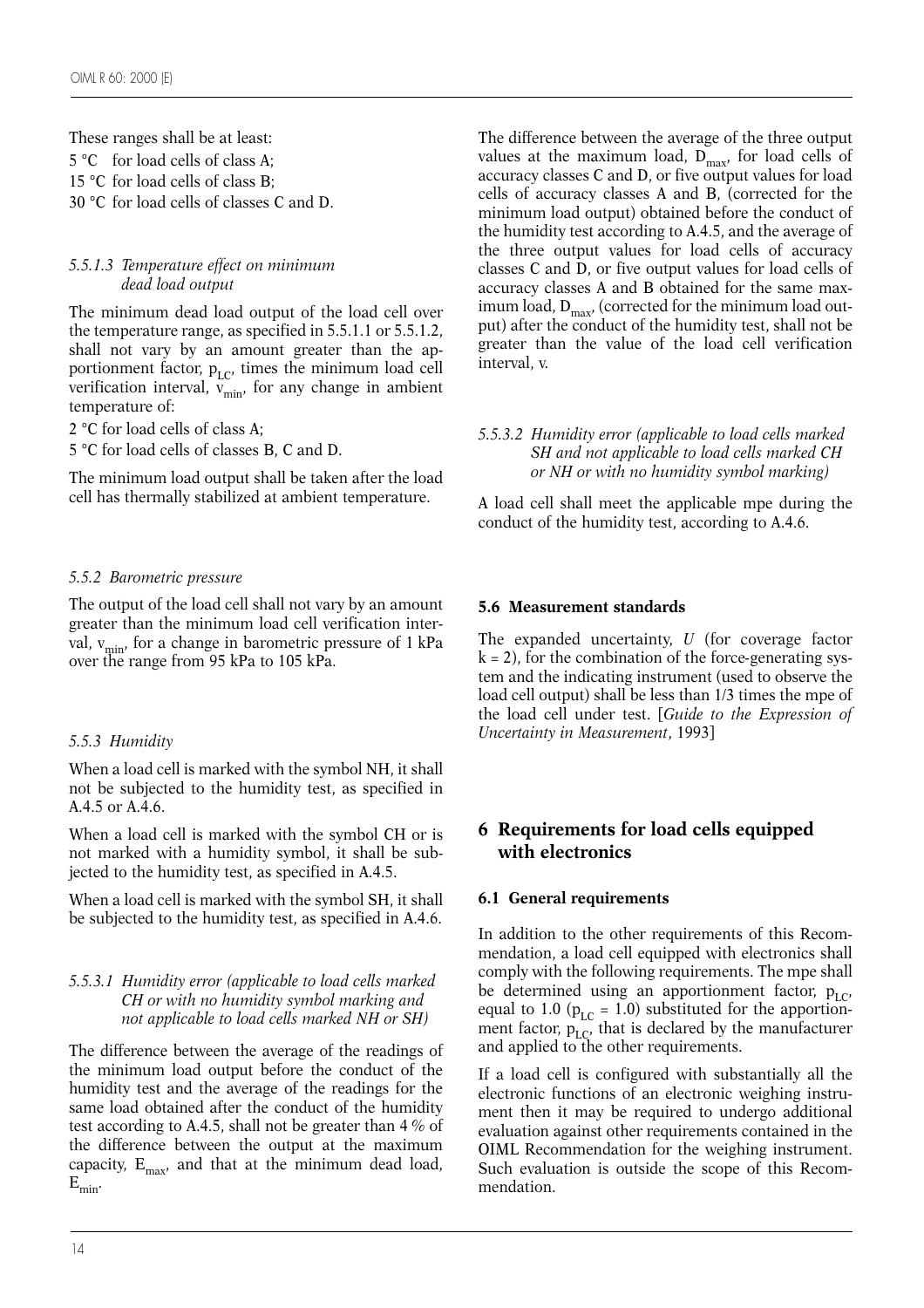These ranges shall be at least:

5 °C for load cells of class A;

15 °C for load cells of class B;

30 °C for load cells of classes C and D.

#### *5.5.1.3 Temperature effect on minimum dead load output*

The minimum dead load output of the load cell over the temperature range, as specified in 5.5.1.1 or 5.5.1.2, shall not vary by an amount greater than the apportionment factor, $p_{LC}$, times the minimum load cell verification interval, $v_{min}$, for any change in ambient temperature of:

2 °C for load cells of class A;

5 °C for load cells of classes B, C and D.

The minimum load output shall be taken after the load cell has thermally stabilized at ambient temperature.

### *5.5.2 Barometric pressure*

The output of the load cell shall not vary by an amount greater than the minimum load cell verification interval, $v_{min}$, for a change in barometric pressure of 1 kPa over the range from 95 kPa to 105 kPa.

### *5.5.3 Humidity*

When a load cell is marked with the symbol NH, it shall not be subjected to the humidity test, as specified in A.4.5 or A.4.6.

When a load cell is marked with the symbol CH or is not marked with a humidity symbol, it shall be subjected to the humidity test, as specified in A.4.5.

When a load cell is marked with the symbol SH, it shall be subjected to the humidity test, as specified in A.4.6.

#### *5.5.3.1 Humidity error (applicable to load cells marked CH or with no humidity symbol marking and not applicable to load cells marked NH or SH)*

The difference between the average of the readings of the minimum load output before the conduct of the humidity test and the average of the readings for the same load obtained after the conduct of the humidity test according to A.4.5, shall not be greater than 4 % of the difference between the output at the maximum capacity, $E_{max}$, and that at the minimum dead load, $E_{min}$.

The difference between the average of the three output values at the maximum load, $D_{max}$, for load cells of accuracy classes C and D, or five output values for load cells of accuracy classes A and B, (corrected for the minimum load output) obtained before the conduct of the humidity test according to A.4.5, and the average of the three output values for load cells of accuracy classes C and D, or five output values for load cells of accuracy classes A and B obtained for the same maximum load, $D_{max}$, (corrected for the minimum load output) after the conduct of the humidity test, shall not be greater than the value of the load cell verification interval, v.

#### *5.5.3.2 Humidity error (applicable to load cells marked SH and not applicable to load cells marked CH or NH or with no humidity symbol marking)*

A load cell shall meet the applicable mpe during the conduct of the humidity test, according to A.4.6.

### **5.6 Measurement standards**

The expanded uncertainty, *U* (for coverage factor $k = 2$), for the combination of the force-generating system and the indicating instrument (used to observe the load cell output) shall be less than 1/3 times the mpe of the load cell under test. [*Guide to the Expression of Uncertainty in Measurement*, 1993]

## **6 Requirements for load cells equipped with electronics**

### **6.1 General requirements**

In addition to the other requirements of this Recommendation, a load cell equipped with electronics shall comply with the following requirements. The mpe shall be determined using an apportionment factor, $p_{LC}$, equal to 1.0 ($p_{LC} = 1.0$) substituted for the apportionment factor, $p_{LC}$, that is declared by the manufacturer and applied to the other requirements.

If a load cell is configured with substantially all the electronic functions of an electronic weighing instrument then it may be required to undergo additional evaluation against other requirements contained in the OIML Recommendation for the weighing instrument. Such evaluation is outside the scope of this Recommendation.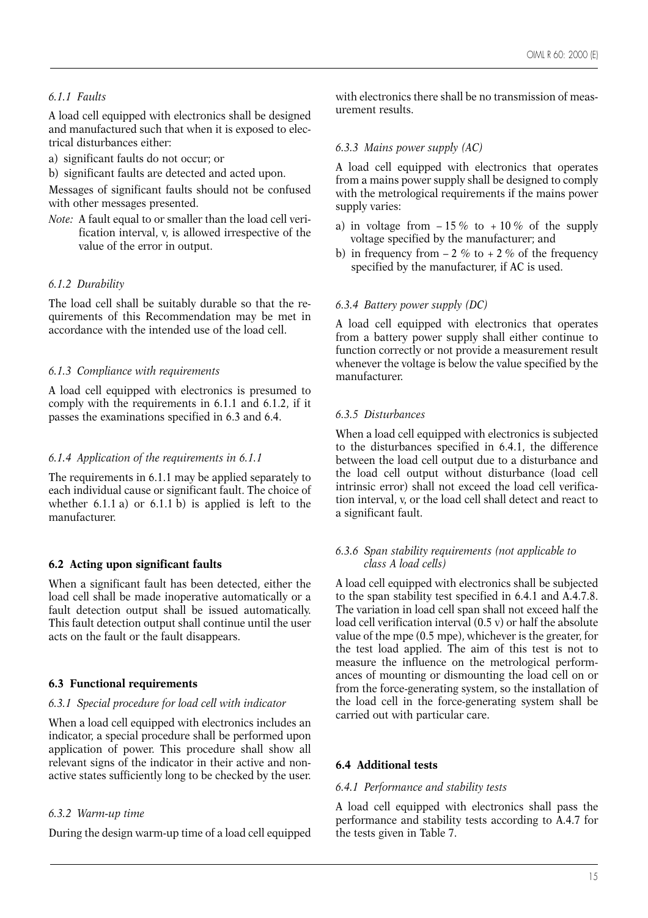#### *6.1.1 Faults*

A load cell equipped with electronics shall be designed and manufactured such that when it is exposed to electrical disturbances either:

a) significant faults do not occur; or

b) significant faults are detected and acted upon.

Messages of significant faults should not be confused with other messages presented.

*Note:* A fault equal to or smaller than the load cell verification interval, v, is allowed irrespective of the value of the error in output.

#### *6.1.2 Durability*

The load cell shall be suitably durable so that the requirements of this Recommendation may be met in accordance with the intended use of the load cell.

#### *6.1.3 Compliance with requirements*

A load cell equipped with electronics is presumed to comply with the requirements in 6.1.1 and 6.1.2, if it passes the examinations specified in 6.3 and 6.4.

#### *6.1.4 Application of the requirements in 6.1.1*

The requirements in 6.1.1 may be applied separately to each individual cause or significant fault. The choice of whether 6.1.1 a) or 6.1.1 b) is applied is left to the manufacturer.

### 6.2 Acting upon significant faults

When a significant fault has been detected, either the load cell shall be made inoperative automatically or a fault detection output shall be issued automatically. This fault detection output shall continue until the user acts on the fault or the fault disappears.

### 6.3 Functional requirements

#### *6.3.1 Special procedure for load cell with indicator*

When a load cell equipped with electronics includes an indicator, a special procedure shall be performed upon application of power. This procedure shall show all relevant signs of the indicator in their active and non-active states sufficiently long to be checked by the user.

#### *6.3.2 Warm-up time*

During the design warm-up time of a load cell equipped with electronics there shall be no transmission of measurement results.

#### *6.3.3 Mains power supply (AC)*

A load cell equipped with electronics that operates from a mains power supply shall be designed to comply with the metrological requirements if the mains power supply varies:

a) in voltage from – 15 % to + 10 % of the supply voltage specified by the manufacturer; and

b) in frequency from – 2 % to + 2 % of the frequency specified by the manufacturer, if AC is used.

#### *6.3.4 Battery power supply (DC)*

A load cell equipped with electronics that operates from a battery power supply shall either continue to function correctly or not provide a measurement result whenever the voltage is below the value specified by the manufacturer.

#### *6.3.5 Disturbances*

When a load cell equipped with electronics is subjected to the disturbances specified in 6.4.1, the difference between the load cell output due to a disturbance and the load cell output without disturbance (load cell intrinsic error) shall not exceed the load cell verification interval, v, or the load cell shall detect and react to a significant fault.

#### *6.3.6 Span stability requirements (not applicable to class A load cells)*

A load cell equipped with electronics shall be subjected to the span stability test specified in 6.4.1 and A.4.7.8. The variation in load cell span shall not exceed half the load cell verification interval (0.5 v) or half the absolute value of the mpe (0.5 mpe), whichever is the greater, for the test load applied. The aim of this test is not to measure the influence on the metrological performances of mounting or dismounting the load cell on or from the force-generating system, so the installation of the load cell in the force-generating system shall be carried out with particular care.

### 6.4 Additional tests

#### *6.4.1 Performance and stability tests*

A load cell equipped with electronics shall pass the performance and stability tests according to A.4.7 for the tests given in Table 7.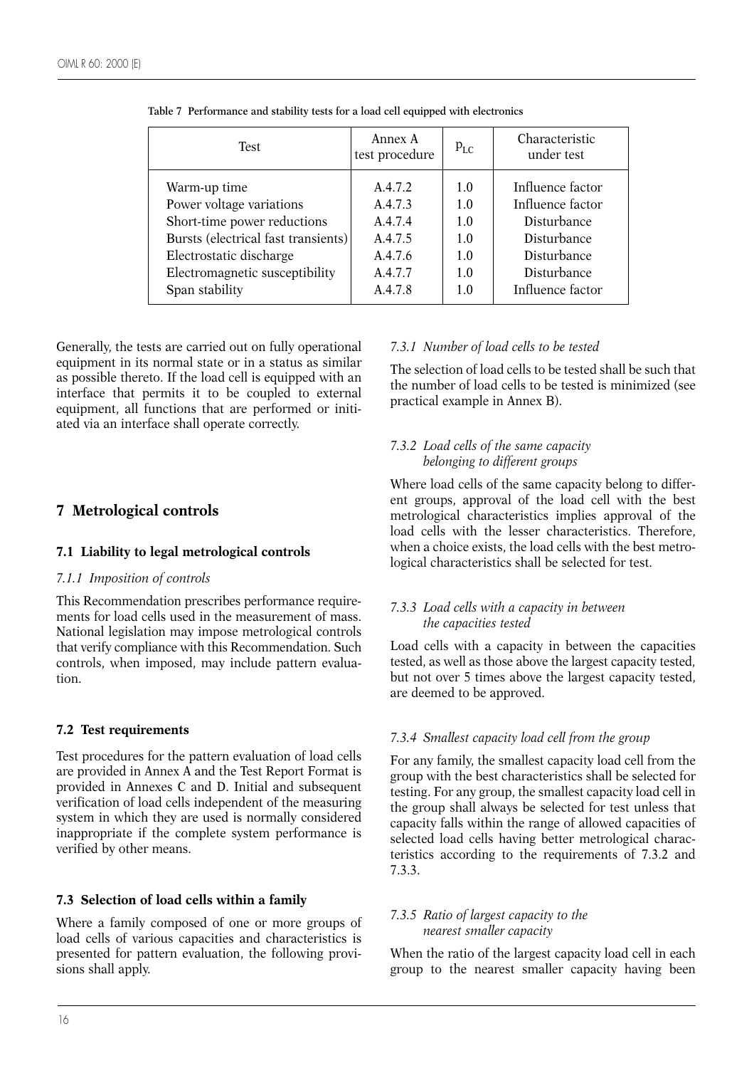Table 7 Performance and stability tests for a load cell equipped with electronics

| Test | Annex A test procedure | $p_{LC}$ | Characteristic under test |
|---|---|---|---|
| Warm-up time | A.4.7.2 | 1.0 | Influence factor |
| Power voltage variations | A.4.7.3 | 1.0 | Influence factor |
| Short-time power reductions | A.4.7.4 | 1.0 | Disturbance |
| Bursts (electrical fast transients) | A.4.7.5 | 1.0 | Disturbance |
| Electrostatic discharge | A.4.7.6 | 1.0 | Disturbance |
| Electromagnetic susceptibility | A.4.7.7 | 1.0 | Disturbance |
| Span stability | A.4.7.8 | 1.0 | Influence factor |

Generally, the tests are carried out on fully operational equipment in its normal state or in a status as similar as possible thereto. If the load cell is equipped with an interface that permits it to be coupled to external equipment, all functions that are performed or initiated via an interface shall operate correctly.

## 7 Metrological controls

### 7.1 Liability to legal metrological controls

*7.1.1 Imposition of controls*

This Recommendation prescribes performance requirements for load cells used in the measurement of mass. National legislation may impose metrological controls that verify compliance with this Recommendation. Such controls, when imposed, may include pattern evaluation.

### 7.2 Test requirements

Test procedures for the pattern evaluation of load cells are provided in Annex A and the Test Report Format is provided in Annexes C and D. Initial and subsequent verification of load cells independent of the measuring system in which they are used is normally considered inappropriate if the complete system performance is verified by other means.

### 7.3 Selection of load cells within a family

Where a family composed of one or more groups of load cells of various capacities and characteristics is presented for pattern evaluation, the following provisions shall apply.

*7.3.1 Number of load cells to be tested*

The selection of load cells to be tested shall be such that the number of load cells to be tested is minimized (see practical example in Annex B).

*7.3.2 Load cells of the same capacity belonging to different groups*

Where load cells of the same capacity belong to different groups, approval of the load cell with the best metrological characteristics implies approval of the load cells with the lesser characteristics. Therefore, when a choice exists, the load cells with the best metrological characteristics shall be selected for test.

*7.3.3 Load cells with a capacity in between the capacities tested*

Load cells with a capacity in between the capacities tested, as well as those above the largest capacity tested, but not over 5 times above the largest capacity tested, are deemed to be approved.

*7.3.4 Smallest capacity load cell from the group*

For any family, the smallest capacity load cell from the group with the best characteristics shall be selected for testing. For any group, the smallest capacity load cell in the group shall always be selected for test unless that capacity falls within the range of allowed capacities of selected load cells having better metrological characteristics according to the requirements of 7.3.2 and 7.3.3.

*7.3.5 Ratio of largest capacity to the nearest smaller capacity*

When the ratio of the largest capacity load cell in each group to the nearest smaller capacity having been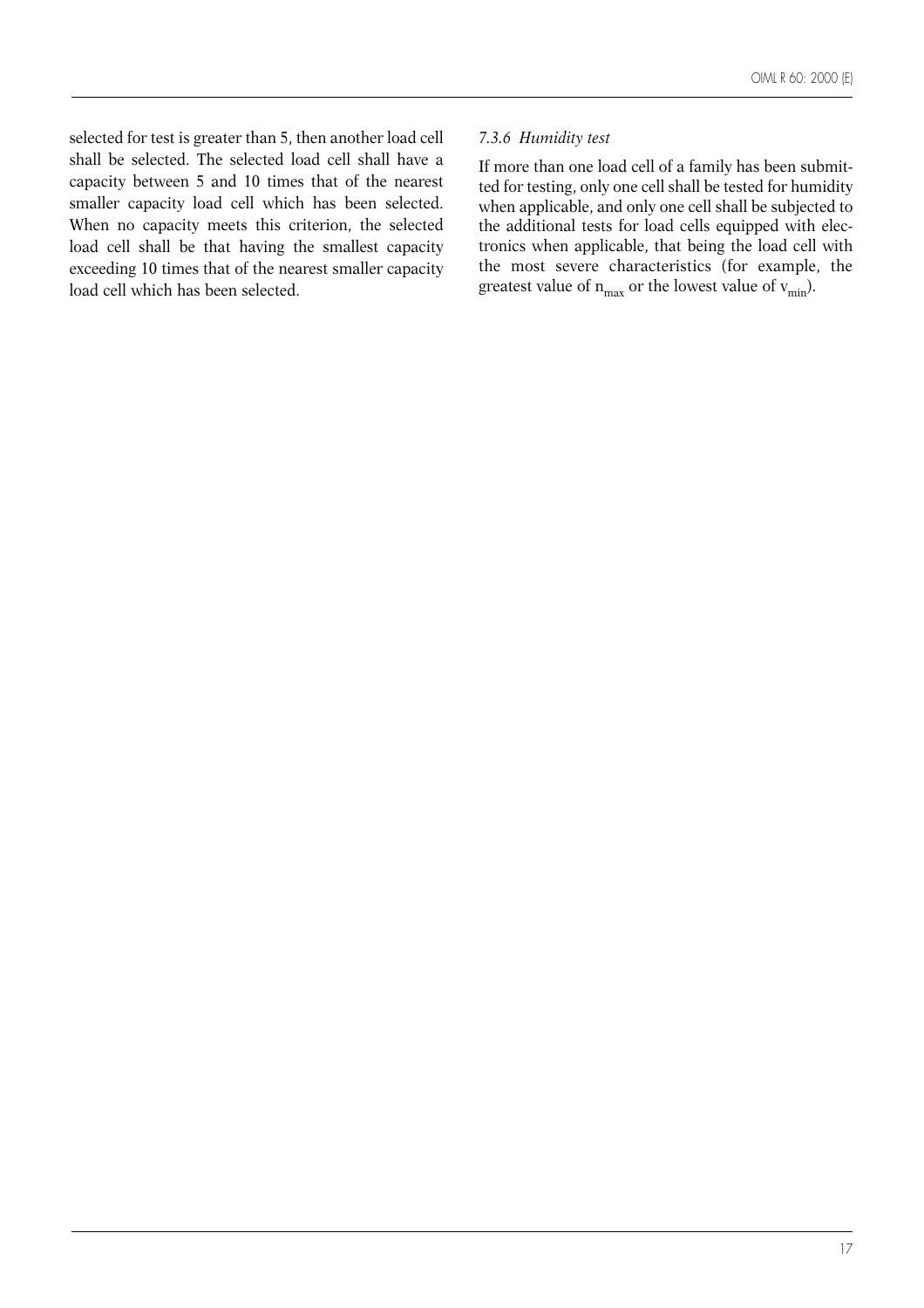selected for test is greater than 5, then another load cell shall be selected. The selected load cell shall have a capacity between 5 and 10 times that of the nearest smaller capacity load cell which has been selected. When no capacity meets this criterion, the selected load cell shall be that having the smallest capacity exceeding 10 times that of the nearest smaller capacity load cell which has been selected.

#### *7.3.6 Humidity test*

If more than one load cell of a family has been submitted for testing, only one cell shall be tested for humidity when applicable, and only one cell shall be subjected to the additional tests for load cells equipped with electronics when applicable, that being the load cell with the most severe characteristics (for example, the greatest value of $n_{max}$ or the lowest value of $v_{min}$).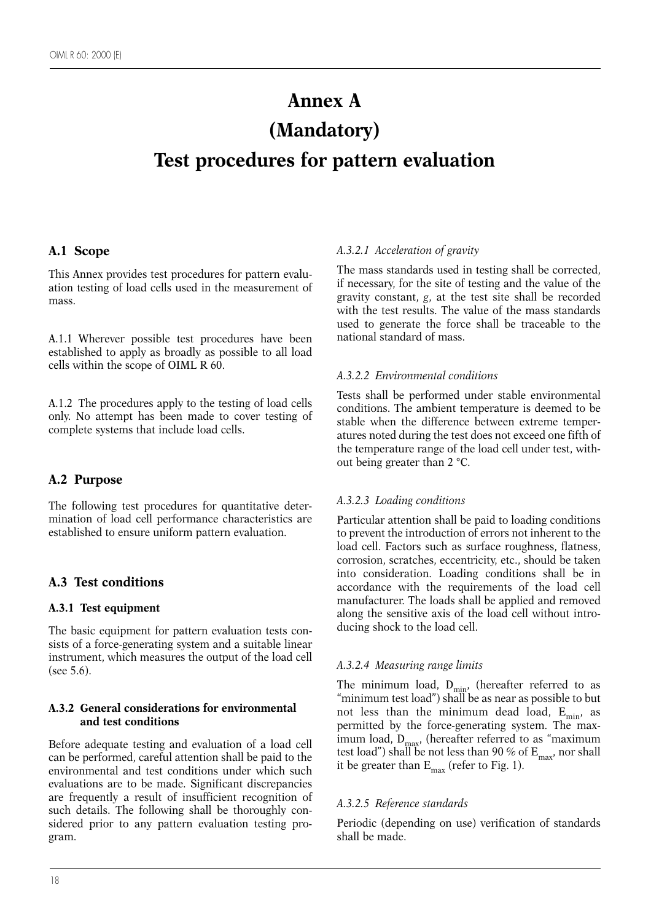# Annex A
# (Mandatory)
# Test procedures for pattern evaluation

## A.1 Scope

This Annex provides test procedures for pattern evaluation testing of load cells used in the measurement of mass.

A.1.1 Wherever possible test procedures have been established to apply as broadly as possible to all load cells within the scope of OIML R 60.

A.1.2 The procedures apply to the testing of load cells only. No attempt has been made to cover testing of complete systems that include load cells.

## A.2 Purpose

The following test procedures for quantitative determination of load cell performance characteristics are established to ensure uniform pattern evaluation.

## A.3 Test conditions

### A.3.1 Test equipment

The basic equipment for pattern evaluation tests consists of a force-generating system and a suitable linear instrument, which measures the output of the load cell (see 5.6).

### A.3.2 General considerations for environmental and test conditions

Before adequate testing and evaluation of a load cell can be performed, careful attention shall be paid to the environmental and test conditions under which such evaluations are to be made. Significant discrepancies are frequently a result of insufficient recognition of such details. The following shall be thoroughly considered prior to any pattern evaluation testing program.

*A.3.2.1 Acceleration of gravity*

The mass standards used in testing shall be corrected, if necessary, for the site of testing and the value of the gravity constant, $g$, at the test site shall be recorded with the test results. The value of the mass standards used to generate the force shall be traceable to the national standard of mass.

*A.3.2.2 Environmental conditions*

Tests shall be performed under stable environmental conditions. The ambient temperature is deemed to be stable when the difference between extreme temperatures noted during the test does not exceed one fifth of the temperature range of the load cell under test, without being greater than 2 °C.

*A.3.2.3 Loading conditions*

Particular attention shall be paid to loading conditions to prevent the introduction of errors not inherent to the load cell. Factors such as surface roughness, flatness, corrosion, scratches, eccentricity, etc., should be taken into consideration. Loading conditions shall be in accordance with the requirements of the load cell manufacturer. The loads shall be applied and removed along the sensitive axis of the load cell without introducing shock to the load cell.

*A.3.2.4 Measuring range limits*

The minimum load, $D_{min}$, (hereafter referred to as "minimum test load") shall be as near as possible to but not less than the minimum dead load, $E_{min}$, as permitted by the force-generating system. The maximum load, $D_{max}$, (hereafter referred to as "maximum test load") shall be not less than 90 % of $E_{max}$, nor shall it be greater than $E_{max}$ (refer to Fig. 1).

*A.3.2.5 Reference standards*

Periodic (depending on use) verification of standards shall be made.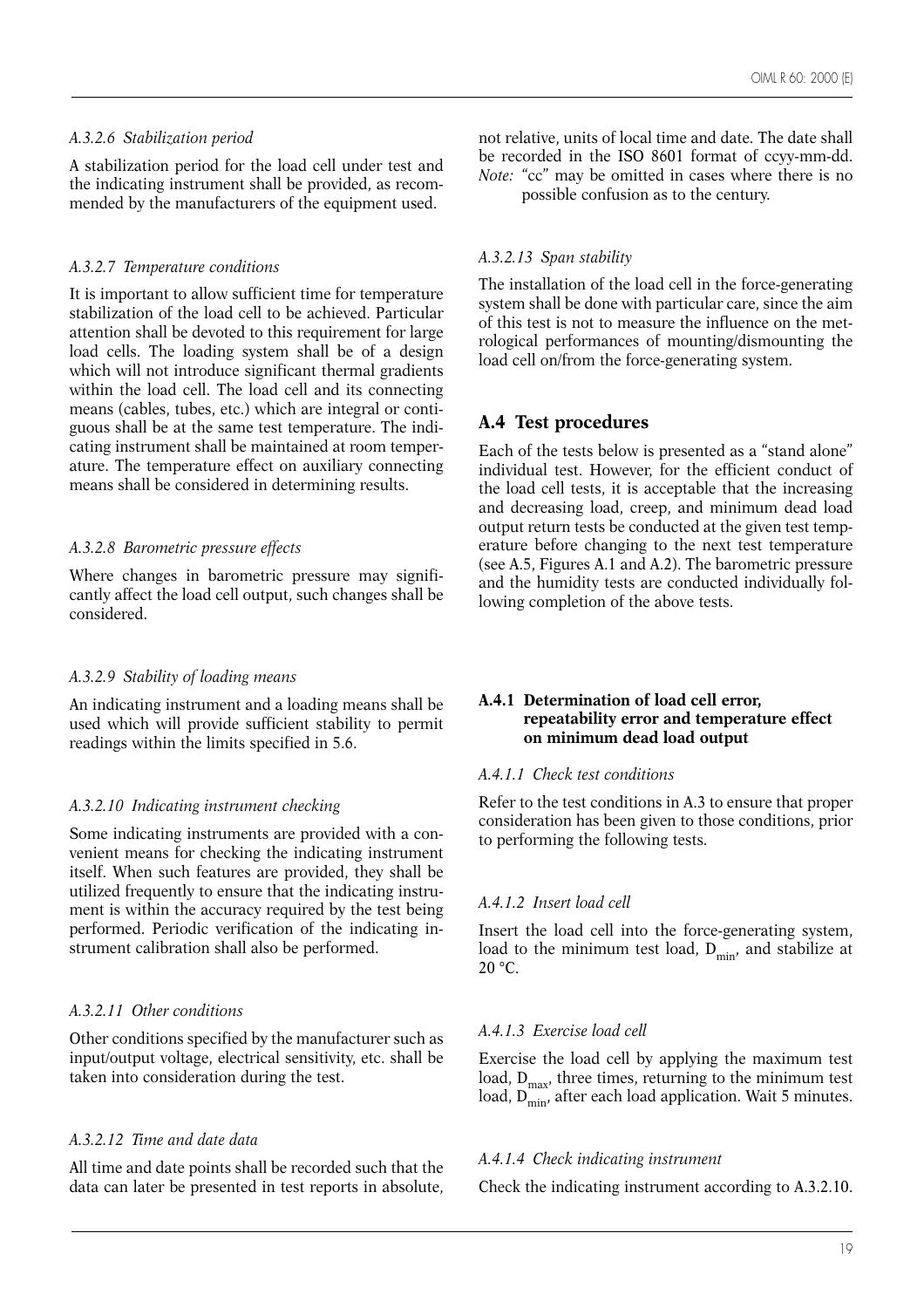*A.3.2.6 Stabilization period*

A stabilization period for the load cell under test and the indicating instrument shall be provided, as recommended by the manufacturers of the equipment used.

*A.3.2.7 Temperature conditions*

It is important to allow sufficient time for temperature stabilization of the load cell to be achieved. Particular attention shall be devoted to this requirement for large load cells. The loading system shall be of a design which will not introduce significant thermal gradients within the load cell. The load cell and its connecting means (cables, tubes, etc.) which are integral or contiguous shall be at the same test temperature. The indicating instrument shall be maintained at room temperature. The temperature effect on auxiliary connecting means shall be considered in determining results.

*A.3.2.8 Barometric pressure effects*

Where changes in barometric pressure may significantly affect the load cell output, such changes shall be considered.

*A.3.2.9 Stability of loading means*

An indicating instrument and a loading means shall be used which will provide sufficient stability to permit readings within the limits specified in 5.6.

*A.3.2.10 Indicating instrument checking*

Some indicating instruments are provided with a convenient means for checking the indicating instrument itself. When such features are provided, they shall be utilized frequently to ensure that the indicating instrument is within the accuracy required by the test being performed. Periodic verification of the indicating instrument calibration shall also be performed.

*A.3.2.11 Other conditions*

Other conditions specified by the manufacturer such as input/output voltage, electrical sensitivity, etc. shall be taken into consideration during the test.

*A.3.2.12 Time and date data*

All time and date points shall be recorded such that the data can later be presented in test reports in absolute, not relative, units of local time and date. The date shall be recorded in the ISO 8601 format of ccyy-mm-dd.

*Note:* "cc" may be omitted in cases where there is no possible confusion as to the century.

*A.3.2.13 Span stability*

The installation of the load cell in the force-generating system shall be done with particular care, since the aim of this test is not to measure the influence on the metrological performances of mounting/dismounting the load cell on/from the force-generating system.

## A.4 Test procedures

Each of the tests below is presented as a "stand alone" individual test. However, for the efficient conduct of the load cell tests, it is acceptable that the increasing and decreasing load, creep, and minimum dead load output return tests be conducted at the given test temperature before changing to the next test temperature (see A.5, Figures A.1 and A.2). The barometric pressure and the humidity tests are conducted individually following completion of the above tests.

### A.4.1 Determination of load cell error, repeatability error and temperature effect on minimum dead load output

*A.4.1.1 Check test conditions*

Refer to the test conditions in A.3 to ensure that proper consideration has been given to those conditions, prior to performing the following tests.

*A.4.1.2 Insert load cell*

Insert the load cell into the force-generating system, load to the minimum test load, $D_{min}$, and stabilize at 20 °C.

*A.4.1.3 Exercise load cell*

Exercise the load cell by applying the maximum test load, $D_{max}$, three times, returning to the minimum test load, $D_{min}$, after each load application. Wait 5 minutes.

*A.4.1.4 Check indicating instrument*

Check the indicating instrument according to A.3.2.10.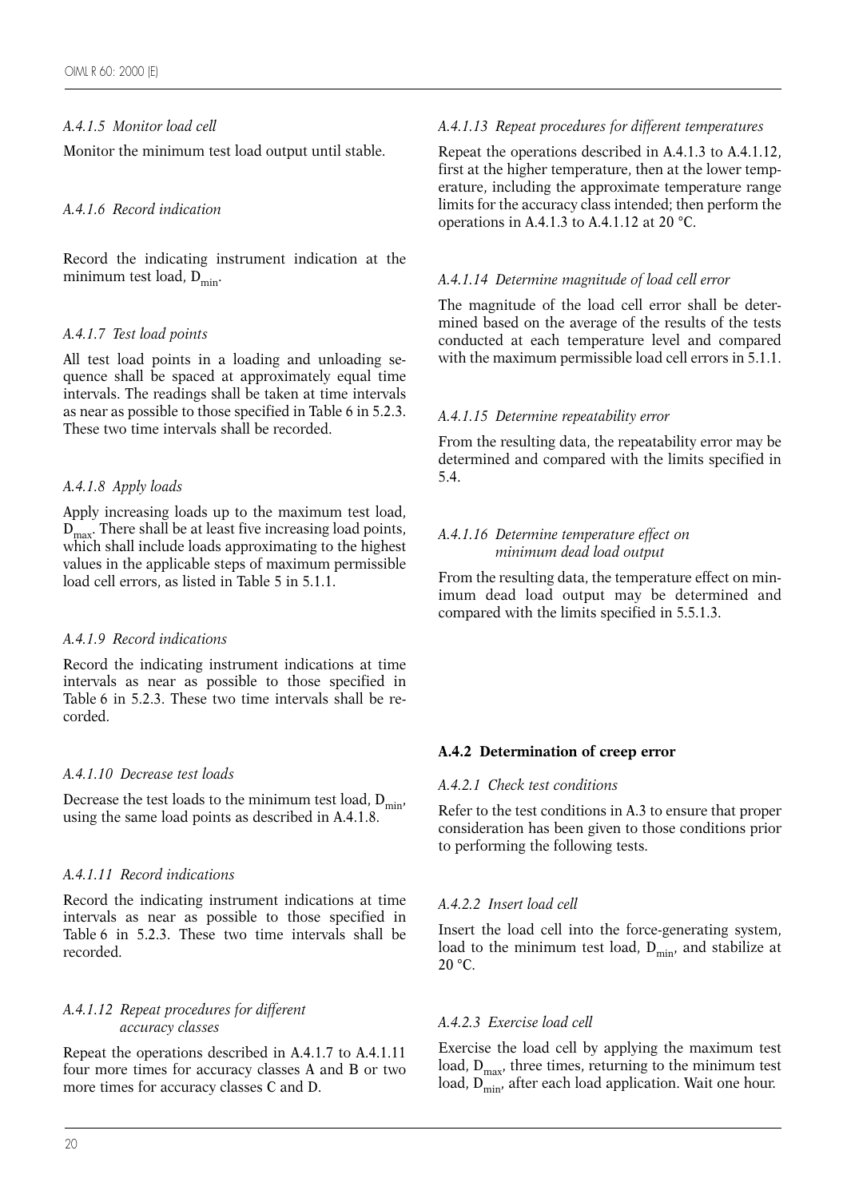*A.4.1.5 Monitor load cell*

Monitor the minimum test load output until stable.

*A.4.1.6 Record indication*

Record the indicating instrument indication at the minimum test load, $D_{min}$.

*A.4.1.7 Test load points*

All test load points in a loading and unloading sequence shall be spaced at approximately equal time intervals. The readings shall be taken at time intervals as near as possible to those specified in Table 6 in 5.2.3. These two time intervals shall be recorded.

*A.4.1.8 Apply loads*

Apply increasing loads up to the maximum test load, $D_{max}$. There shall be at least five increasing load points, which shall include loads approximating to the highest values in the applicable steps of maximum permissible load cell errors, as listed in Table 5 in 5.1.1.

*A.4.1.9 Record indications*

Record the indicating instrument indications at time intervals as near as possible to those specified in Table 6 in 5.2.3. These two time intervals shall be recorded.

*A.4.1.10 Decrease test loads*

Decrease the test loads to the minimum test load, $D_{min}$, using the same load points as described in A.4.1.8.

*A.4.1.11 Record indications*

Record the indicating instrument indications at time intervals as near as possible to those specified in Table 6 in 5.2.3. These two time intervals shall be recorded.

*A.4.1.12 Repeat procedures for different accuracy classes*

Repeat the operations described in A.4.1.7 to A.4.1.11 four more times for accuracy classes A and B or two more times for accuracy classes C and D.

*A.4.1.13 Repeat procedures for different temperatures*

Repeat the operations described in A.4.1.3 to A.4.1.12, first at the higher temperature, then at the lower temperature, including the approximate temperature range limits for the accuracy class intended; then perform the operations in A.4.1.3 to A.4.1.12 at 20 °C.

*A.4.1.14 Determine magnitude of load cell error*

The magnitude of the load cell error shall be determined based on the average of the results of the tests conducted at each temperature level and compared with the maximum permissible load cell errors in 5.1.1.

*A.4.1.15 Determine repeatability error*

From the resulting data, the repeatability error may be determined and compared with the limits specified in 5.4.

*A.4.1.16 Determine temperature effect on minimum dead load output*

From the resulting data, the temperature effect on minimum dead load output may be determined and compared with the limits specified in 5.5.1.3.

### A.4.2 Determination of creep error

*A.4.2.1 Check test conditions*

Refer to the test conditions in A.3 to ensure that proper consideration has been given to those conditions prior to performing the following tests.

*A.4.2.2 Insert load cell*

Insert the load cell into the force-generating system, load to the minimum test load, $D_{min}$, and stabilize at 20 °C.

*A.4.2.3 Exercise load cell*

Exercise the load cell by applying the maximum test load, $D_{max}$, three times, returning to the minimum test load, $D_{min}$, after each load application. Wait one hour.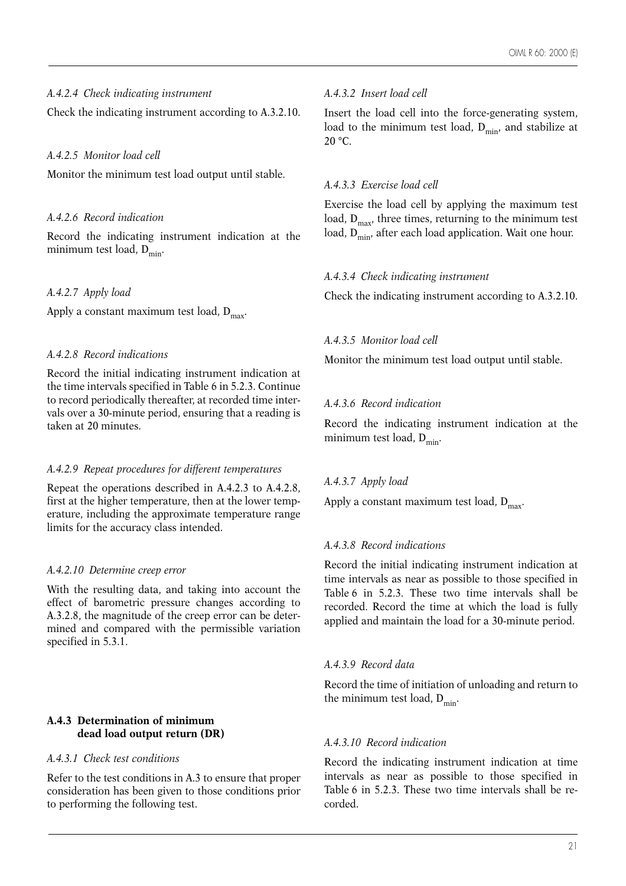*A.4.2.4 Check indicating instrument*

Check the indicating instrument according to A.3.2.10.

*A.4.2.5 Monitor load cell*

Monitor the minimum test load output until stable.

*A.4.2.6 Record indication*

Record the indicating instrument indication at the minimum test load, $D_{min}$.

*A.4.2.7 Apply load*

Apply a constant maximum test load, $D_{max}$.

*A.4.2.8 Record indications*

Record the initial indicating instrument indication at the time intervals specified in Table 6 in 5.2.3. Continue to record periodically thereafter, at recorded time intervals over a 30-minute period, ensuring that a reading is taken at 20 minutes.

*A.4.2.9 Repeat procedures for different temperatures*

Repeat the operations described in A.4.2.3 to A.4.2.8, first at the higher temperature, then at the lower temperature, including the approximate temperature range limits for the accuracy class intended.

*A.4.2.10 Determine creep error*

With the resulting data, and taking into account the effect of barometric pressure changes according to A.3.2.8, the magnitude of the creep error can be determined and compared with the permissible variation specified in 5.3.1.

### A.4.3 Determination of minimum dead load output return (DR)

*A.4.3.1 Check test conditions*

Refer to the test conditions in A.3 to ensure that proper consideration has been given to those conditions prior to performing the following test.

*A.4.3.2 Insert load cell*

Insert the load cell into the force-generating system, load to the minimum test load, $D_{min}$, and stabilize at 20 °C.

*A.4.3.3 Exercise load cell*

Exercise the load cell by applying the maximum test load, $D_{max}$, three times, returning to the minimum test load, $D_{min}$, after each load application. Wait one hour.

*A.4.3.4 Check indicating instrument*

Check the indicating instrument according to A.3.2.10.

*A.4.3.5 Monitor load cell*

Monitor the minimum test load output until stable.

*A.4.3.6 Record indication*

Record the indicating instrument indication at the minimum test load, $D_{min}$.

*A.4.3.7 Apply load*

Apply a constant maximum test load, $D_{max}$.

*A.4.3.8 Record indications*

Record the initial indicating instrument indication at time intervals as near as possible to those specified in Table 6 in 5.2.3. These two time intervals shall be recorded. Record the time at which the load is fully applied and maintain the load for a 30-minute period.

*A.4.3.9 Record data*

Record the time of initiation of unloading and return to the minimum test load, $D_{min}$.

*A.4.3.10 Record indication*

Record the indicating instrument indication at time intervals as near as possible to those specified in Table 6 in 5.2.3. These two time intervals shall be recorded.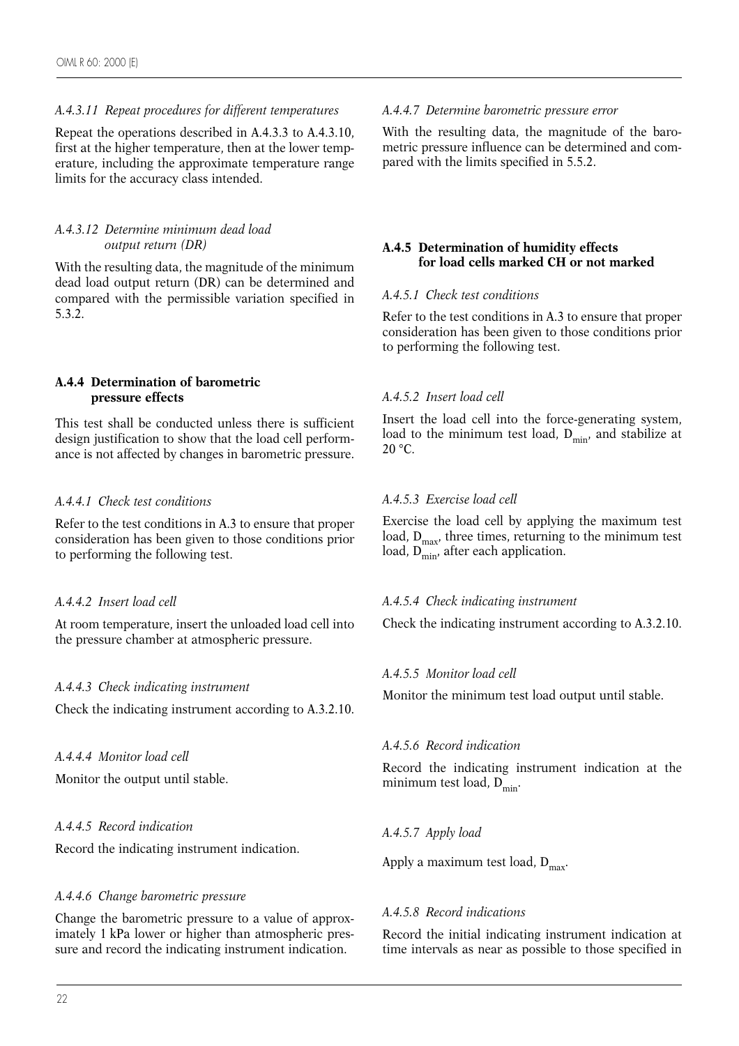*A.4.3.11 Repeat procedures for different temperatures*

Repeat the operations described in A.4.3.3 to A.4.3.10, first at the higher temperature, then at the lower temperature, including the approximate temperature range limits for the accuracy class intended.

*A.4.3.12 Determine minimum dead load output return (DR)*

With the resulting data, the magnitude of the minimum dead load output return (DR) can be determined and compared with the permissible variation specified in 5.3.2.

### A.4.4 Determination of barometric pressure effects

This test shall be conducted unless there is sufficient design justification to show that the load cell performance is not affected by changes in barometric pressure.

*A.4.4.1 Check test conditions*

Refer to the test conditions in A.3 to ensure that proper consideration has been given to those conditions prior to performing the following test.

*A.4.4.2 Insert load cell*

At room temperature, insert the unloaded load cell into the pressure chamber at atmospheric pressure.

*A.4.4.3 Check indicating instrument*

Check the indicating instrument according to A.3.2.10.

*A.4.4.4 Monitor load cell*

Monitor the output until stable.

*A.4.4.5 Record indication*

Record the indicating instrument indication.

*A.4.4.6 Change barometric pressure*

Change the barometric pressure to a value of approximately 1 kPa lower or higher than atmospheric pressure and record the indicating instrument indication.

*A.4.4.7 Determine barometric pressure error*

With the resulting data, the magnitude of the barometric pressure influence can be determined and compared with the limits specified in 5.5.2.

### A.4.5 Determination of humidity effects for load cells marked CH or not marked

*A.4.5.1 Check test conditions*

Refer to the test conditions in A.3 to ensure that proper consideration has been given to those conditions prior to performing the following test.

*A.4.5.2 Insert load cell*

Insert the load cell into the force-generating system, load to the minimum test load, $D_{min}$, and stabilize at 20 °C.

*A.4.5.3 Exercise load cell*

Exercise the load cell by applying the maximum test load, $D_{max}$, three times, returning to the minimum test load, $D_{min}$, after each application.

*A.4.5.4 Check indicating instrument*

Check the indicating instrument according to A.3.2.10.

*A.4.5.5 Monitor load cell*

Monitor the minimum test load output until stable.

*A.4.5.6 Record indication*

Record the indicating instrument indication at the minimum test load, $D_{min}$.

*A.4.5.7 Apply load*

Apply a maximum test load, $D_{max}$.

*A.4.5.8 Record indications*

Record the initial indicating instrument indication at time intervals as near as possible to those specified in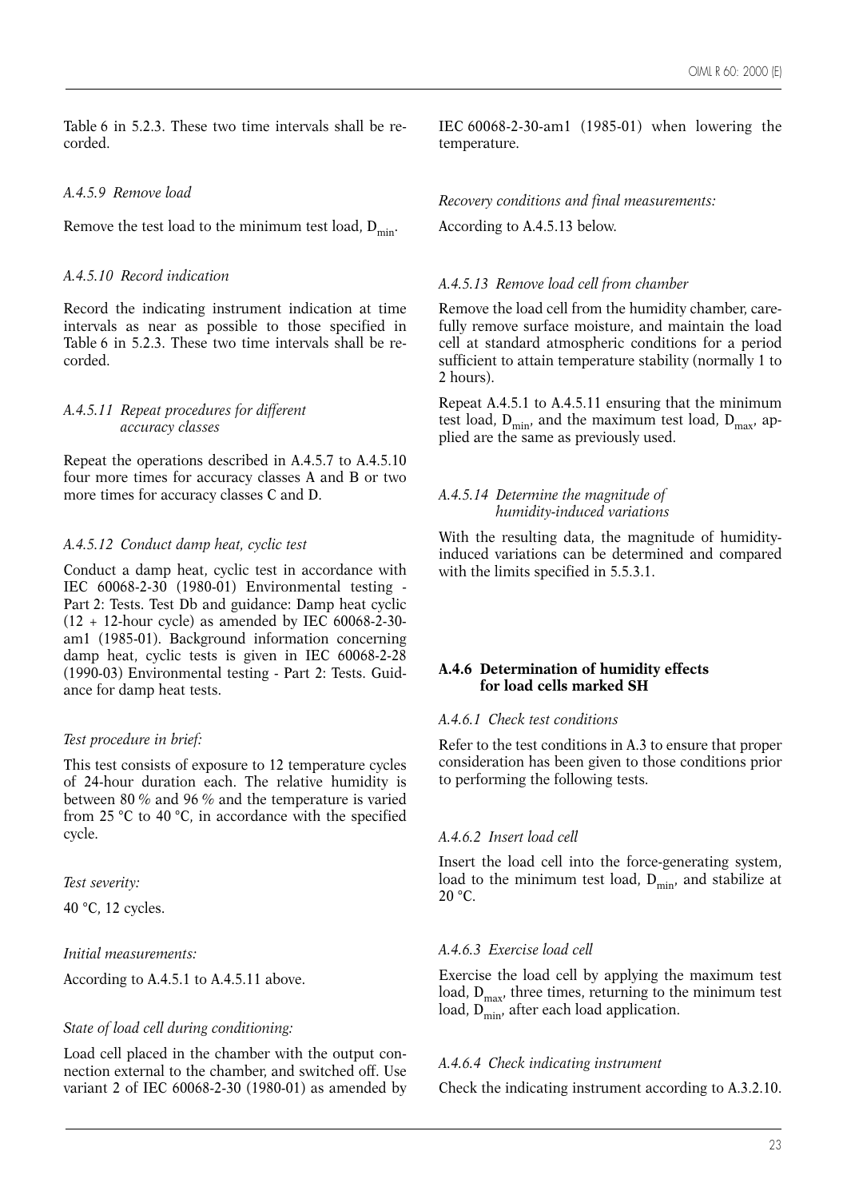Table 6 in 5.2.3. These two time intervals shall be recorded.

*A.4.5.9 Remove load*

Remove the test load to the minimum test load, $D_{min}$.

*A.4.5.10 Record indication*

Record the indicating instrument indication at time intervals as near as possible to those specified in Table 6 in 5.2.3. These two time intervals shall be recorded.

*A.4.5.11 Repeat procedures for different accuracy classes*

Repeat the operations described in A.4.5.7 to A.4.5.10 four more times for accuracy classes A and B or two more times for accuracy classes C and D.

*A.4.5.12 Conduct damp heat, cyclic test*

Conduct a damp heat, cyclic test in accordance with IEC 60068-2-30 (1980-01) Environmental testing - Part 2: Tests. Test Db and guidance: Damp heat cyclic (12 + 12-hour cycle) as amended by IEC 60068-2-30-am1 (1985-01). Background information concerning damp heat, cyclic tests is given in IEC 60068-2-28 (1990-03) Environmental testing - Part 2: Tests. Guidance for damp heat tests.

*Test procedure in brief:*

This test consists of exposure to 12 temperature cycles of 24-hour duration each. The relative humidity is between 80 % and 96 % and the temperature is varied from 25 °C to 40 °C, in accordance with the specified cycle.

*Test severity:*

40 °C, 12 cycles.

*Initial measurements:*

According to A.4.5.1 to A.4.5.11 above.

*State of load cell during conditioning:*

Load cell placed in the chamber with the output connection external to the chamber, and switched off. Use variant 2 of IEC 60068-2-30 (1980-01) as amended by IEC 60068-2-30-am1 (1985-01) when lowering the temperature.

*Recovery conditions and final measurements:*

According to A.4.5.13 below.

*A.4.5.13 Remove load cell from chamber*

Remove the load cell from the humidity chamber, carefully remove surface moisture, and maintain the load cell at standard atmospheric conditions for a period sufficient to attain temperature stability (normally 1 to 2 hours).

Repeat A.4.5.1 to A.4.5.11 ensuring that the minimum test load, $D_{min}$, and the maximum test load, $D_{max}$, applied are the same as previously used.

*A.4.5.14 Determine the magnitude of humidity-induced variations*

With the resulting data, the magnitude of humidity-induced variations can be determined and compared with the limits specified in 5.5.3.1.

### A.4.6 Determination of humidity effects for load cells marked SH

*A.4.6.1 Check test conditions*

Refer to the test conditions in A.3 to ensure that proper consideration has been given to those conditions prior to performing the following tests.

*A.4.6.2 Insert load cell*

Insert the load cell into the force-generating system, load to the minimum test load, $D_{min}$, and stabilize at 20 °C.

*A.4.6.3 Exercise load cell*

Exercise the load cell by applying the maximum test load, $D_{max}$, three times, returning to the minimum test load, $D_{min}$, after each load application.

*A.4.6.4 Check indicating instrument*

Check the indicating instrument according to A.3.2.10.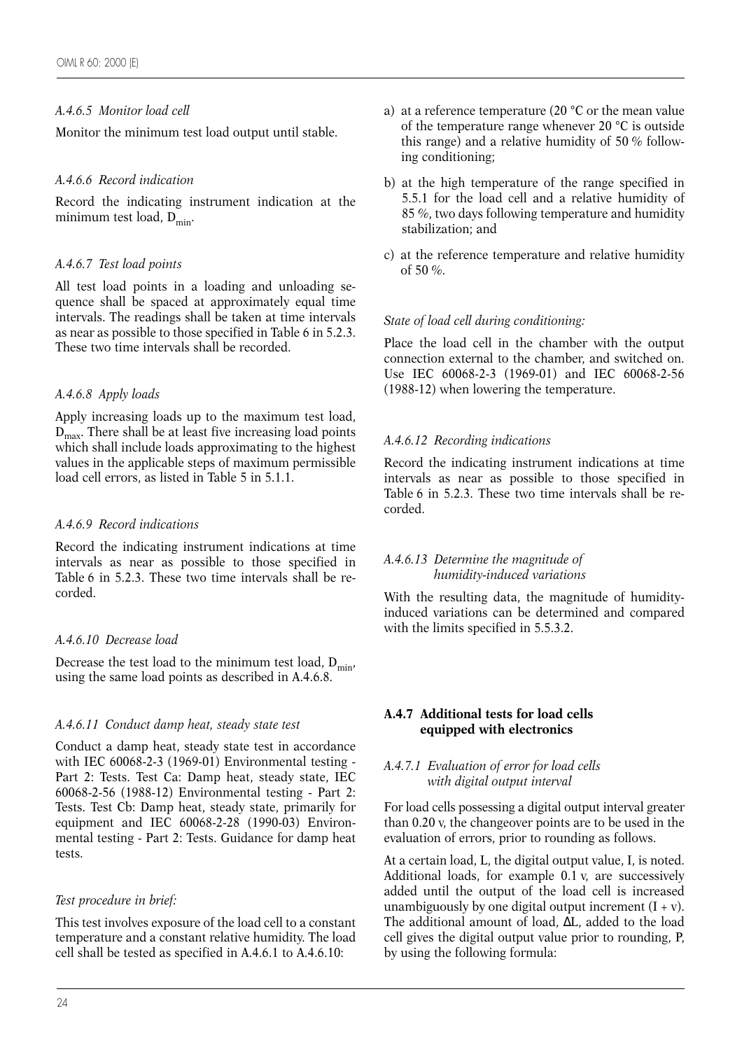*A.4.6.5 Monitor load cell*

Monitor the minimum test load output until stable.

*A.4.6.6 Record indication*

Record the indicating instrument indication at the minimum test load, $D_{min}$.

*A.4.6.7 Test load points*

All test load points in a loading and unloading sequence shall be spaced at approximately equal time intervals. The readings shall be taken at time intervals as near as possible to those specified in Table 6 in 5.2.3. These two time intervals shall be recorded.

*A.4.6.8 Apply loads*

Apply increasing loads up to the maximum test load, $D_{max}$. There shall be at least five increasing load points which shall include loads approximating to the highest values in the applicable steps of maximum permissible load cell errors, as listed in Table 5 in 5.1.1.

*A.4.6.9 Record indications*

Record the indicating instrument indications at time intervals as near as possible to those specified in Table 6 in 5.2.3. These two time intervals shall be recorded.

*A.4.6.10 Decrease load*

Decrease the test load to the minimum test load, $D_{min}$, using the same load points as described in A.4.6.8.

*A.4.6.11 Conduct damp heat, steady state test*

Conduct a damp heat, steady state test in accordance with IEC 60068-2-3 (1969-01) Environmental testing - Part 2: Tests. Test Ca: Damp heat, steady state, IEC 60068-2-56 (1988-12) Environmental testing - Part 2: Tests. Test Cb: Damp heat, steady state, primarily for equipment and IEC 60068-2-28 (1990-03) Environmental testing - Part 2: Tests. Guidance for damp heat tests.

*Test procedure in brief:*

This test involves exposure of the load cell to a constant temperature and a constant relative humidity. The load cell shall be tested as specified in A.4.6.1 to A.4.6.10:

a) at a reference temperature (20 °C or the mean value of the temperature range whenever 20 °C is outside this range) and a relative humidity of 50 % following conditioning;

b) at the high temperature of the range specified in 5.5.1 for the load cell and a relative humidity of 85 %, two days following temperature and humidity stabilization; and

c) at the reference temperature and relative humidity of 50 %.

*State of load cell during conditioning:*

Place the load cell in the chamber with the output connection external to the chamber, and switched on. Use IEC 60068-2-3 (1969-01) and IEC 60068-2-56 (1988-12) when lowering the temperature.

*A.4.6.12 Recording indications*

Record the indicating instrument indications at time intervals as near as possible to those specified in Table 6 in 5.2.3. These two time intervals shall be recorded.

*A.4.6.13 Determine the magnitude of humidity-induced variations*

With the resulting data, the magnitude of humidity-induced variations can be determined and compared with the limits specified in 5.5.3.2.

### A.4.7 Additional tests for load cells equipped with electronics

*A.4.7.1 Evaluation of error for load cells with digital output interval*

For load cells possessing a digital output interval greater than 0.20 v, the changeover points are to be used in the evaluation of errors, prior to rounding as follows.

At a certain load, L, the digital output value, I, is noted. Additional loads, for example 0.1 v, are successively added until the output of the load cell is increased unambiguously by one digital output increment (I + v). The additional amount of load, ΔL, added to the load cell gives the digital output value prior to rounding, P, by using the following formula: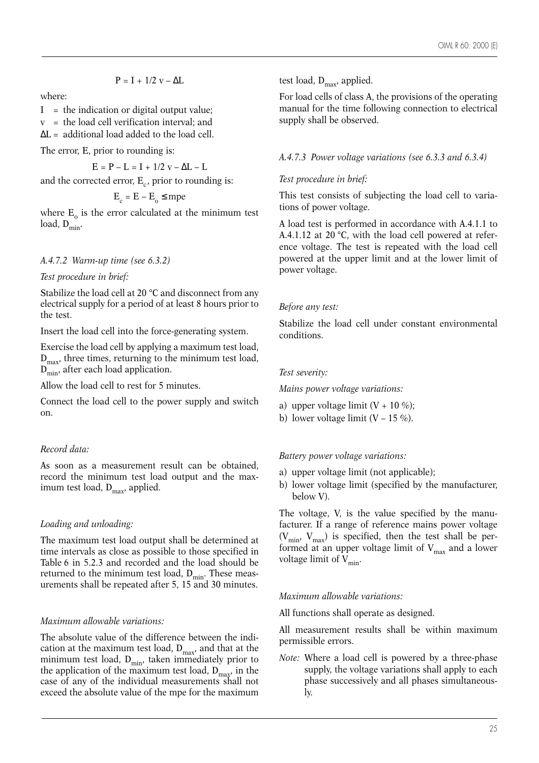$$P = I + 1/2\ v - \Delta L$$

where:

$I$ = the indication or digital output value;
$v$ = the load cell verification interval; and
$\Delta L$ = additional load added to the load cell.

The error, $E$, prior to rounding is:

$$E = P - L = I + 1/2\ v - \Delta L - L$$

and the corrected error, $E_c$, prior to rounding is:

$$E_c = E - E_o \leq \text{mpe}$$

where $E_o$ is the error calculated at the minimum test load, $D_{min}$.

*A.4.7.2 Warm-up time (see 6.3.2)*

*Test procedure in brief:*

Stabilize the load cell at 20 °C and disconnect from any electrical supply for a period of at least 8 hours prior to the test.

Insert the load cell into the force-generating system.

Exercise the load cell by applying a maximum test load, $D_{max}$, three times, returning to the minimum test load, $D_{min}$, after each load application.

Allow the load cell to rest for 5 minutes.

Connect the load cell to the power supply and switch on.

*Record data:*

As soon as a measurement result can be obtained, record the minimum test load output and the maximum test load, $D_{max}$, applied.

*Loading and unloading:*

The maximum test load output shall be determined at time intervals as close as possible to those specified in Table 6 in 5.2.3 and recorded and the load should be returned to the minimum test load, $D_{min}$. These measurements shall be repeated after 5, 15 and 30 minutes.

*Maximum allowable variations:*

The absolute value of the difference between the indication at the maximum test load, $D_{max}$, and that at the minimum test load, $D_{min}$, taken immediately prior to the application of the maximum test load, $D_{max}$, in the case of any of the individual measurements shall not exceed the absolute value of the mpe for the maximum test load, $D_{max}$, applied.

For load cells of class A, the provisions of the operating manual for the time following connection to electrical supply shall be observed.

*A.4.7.3 Power voltage variations (see 6.3.3 and 6.3.4)*

*Test procedure in brief:*

This test consists of subjecting the load cell to variations of power voltage.

A load test is performed in accordance with A.4.1.1 to A.4.1.12 at 20 °C, with the load cell powered at reference voltage. The test is repeated with the load cell powered at the upper limit and at the lower limit of power voltage.

*Before any test:*

Stabilize the load cell under constant environmental conditions.

*Test severity:*

*Mains power voltage variations:*

a) upper voltage limit (V + 10 %);
b) lower voltage limit (V – 15 %).

*Battery power voltage variations:*

a) upper voltage limit (not applicable);
b) lower voltage limit (specified by the manufacturer, below V).

The voltage, V, is the value specified by the manufacturer. If a range of reference mains power voltage ($V_{min}$, $V_{max}$) is specified, then the test shall be performed at an upper voltage limit of $V_{max}$ and a lower voltage limit of $V_{min}$.

*Maximum allowable variations:*

All functions shall operate as designed.

All measurement results shall be within maximum permissible errors.

*Note:* Where a load cell is powered by a three-phase supply, the voltage variations shall apply to each phase successively and all phases simultaneously.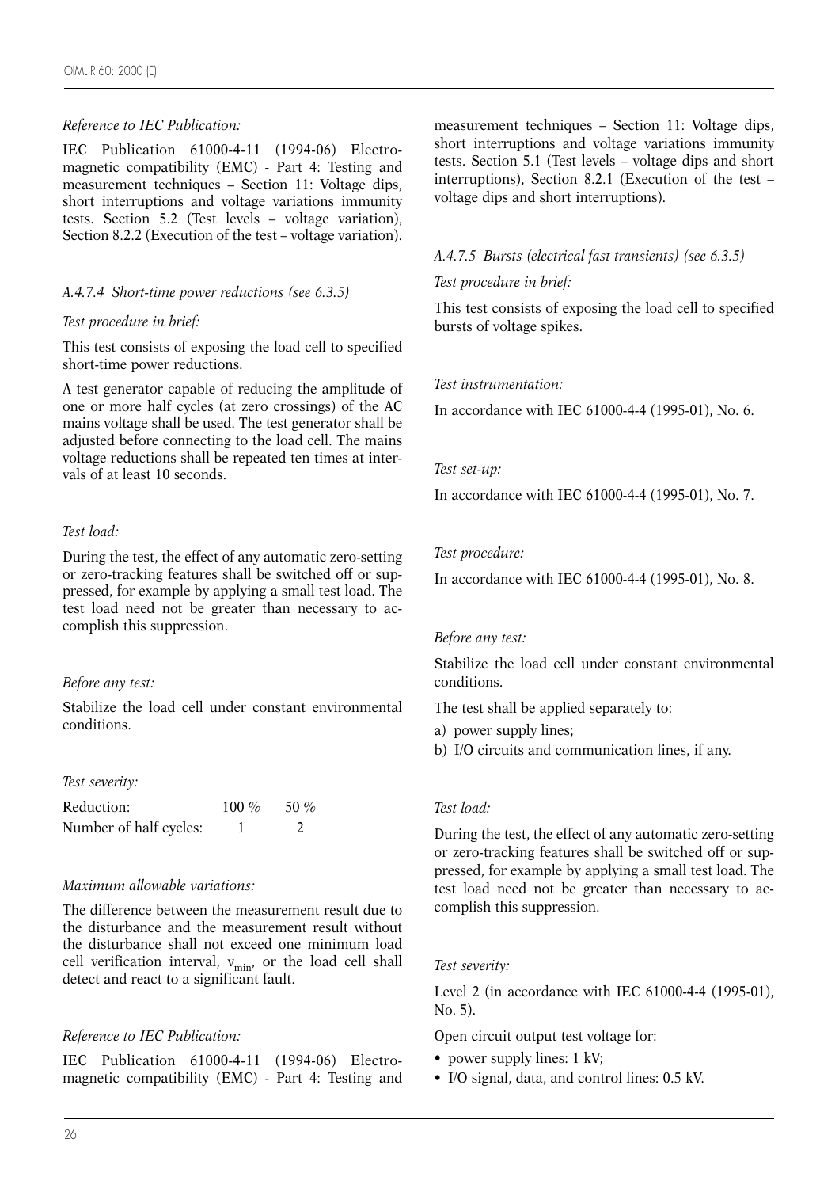*Reference to IEC Publication:*

IEC Publication 61000-4-11 (1994-06) Electromagnetic compatibility (EMC) - Part 4: Testing and measurement techniques – Section 11: Voltage dips, short interruptions and voltage variations immunity tests. Section 5.2 (Test levels – voltage variation), Section 8.2.2 (Execution of the test – voltage variation).

#### *A.4.7.4 Short-time power reductions (see 6.3.5)*

*Test procedure in brief:*

This test consists of exposing the load cell to specified short-time power reductions.

A test generator capable of reducing the amplitude of one or more half cycles (at zero crossings) of the AC mains voltage shall be used. The test generator shall be adjusted before connecting to the load cell. The mains voltage reductions shall be repeated ten times at intervals of at least 10 seconds.

*Test load:*

During the test, the effect of any automatic zero-setting or zero-tracking features shall be switched off or suppressed, for example by applying a small test load. The test load need not be greater than necessary to accomplish this suppression.

*Before any test:*

Stabilize the load cell under constant environmental conditions.

*Test severity:*

| | | |
|---|---|---|
| Reduction: | 100 % | 50 % |
| Number of half cycles: | 1 | 2 |

*Maximum allowable variations:*

The difference between the measurement result due to the disturbance and the measurement result without the disturbance shall not exceed one minimum load cell verification interval, $v_{min}$, or the load cell shall detect and react to a significant fault.

*Reference to IEC Publication:*

IEC Publication 61000-4-11 (1994-06) Electromagnetic compatibility (EMC) - Part 4: Testing and measurement techniques – Section 11: Voltage dips, short interruptions and voltage variations immunity tests. Section 5.1 (Test levels – voltage dips and short interruptions), Section 8.2.1 (Execution of the test – voltage dips and short interruptions).

#### *A.4.7.5 Bursts (electrical fast transients) (see 6.3.5)*

*Test procedure in brief:*

This test consists of exposing the load cell to specified bursts of voltage spikes.

*Test instrumentation:*

In accordance with IEC 61000-4-4 (1995-01), No. 6.

*Test set-up:*

In accordance with IEC 61000-4-4 (1995-01), No. 7.

*Test procedure:*

In accordance with IEC 61000-4-4 (1995-01), No. 8.

*Before any test:*

Stabilize the load cell under constant environmental conditions.

The test shall be applied separately to:

a) power supply lines;
b) I/O circuits and communication lines, if any.

*Test load:*

During the test, the effect of any automatic zero-setting or zero-tracking features shall be switched off or suppressed, for example by applying a small test load. The test load need not be greater than necessary to accomplish this suppression.

*Test severity:*

Level 2 (in accordance with IEC 61000-4-4 (1995-01), No. 5).

Open circuit output test voltage for:

- power supply lines: 1 kV;
- I/O signal, data, and control lines: 0.5 kV.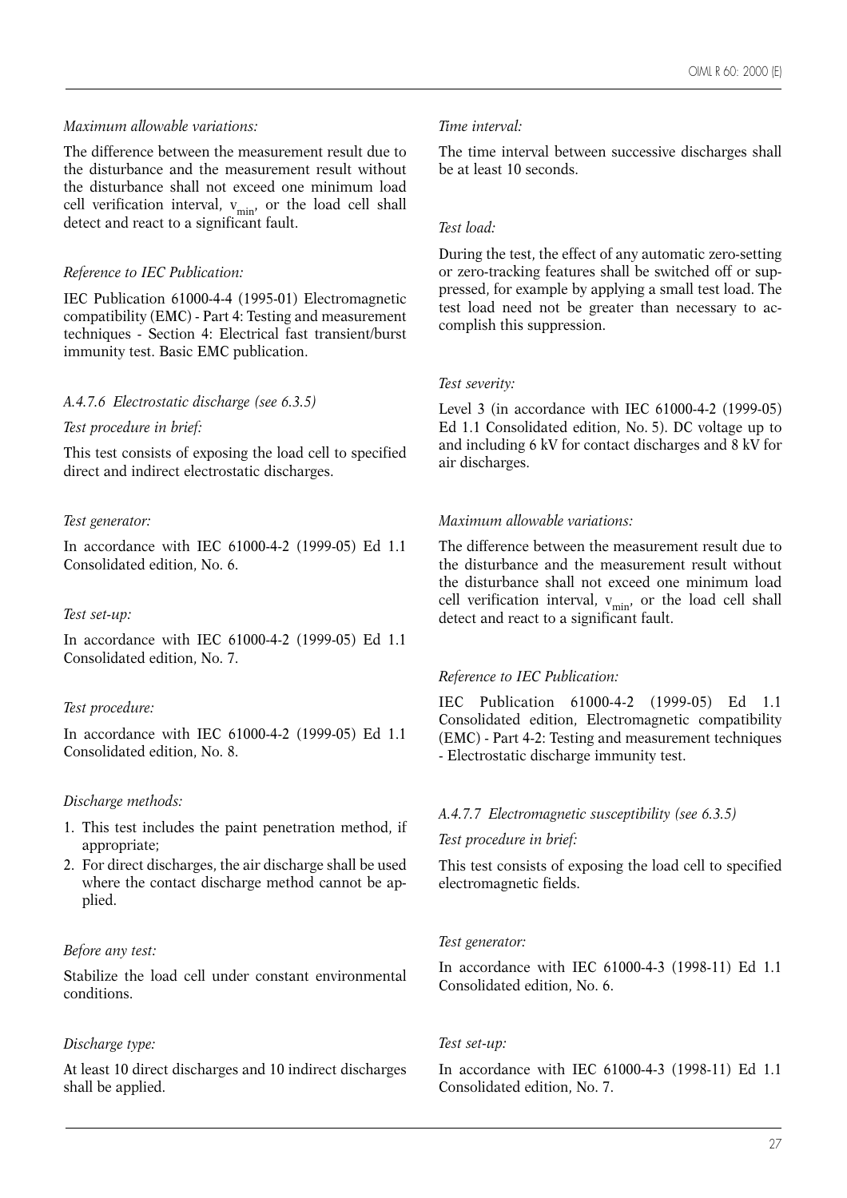*Maximum allowable variations:*

The difference between the measurement result due to the disturbance and the measurement result without the disturbance shall not exceed one minimum load cell verification interval, $v_{min}$, or the load cell shall detect and react to a significant fault.

*Reference to IEC Publication:*

IEC Publication 61000-4-4 (1995-01) Electromagnetic compatibility (EMC) - Part 4: Testing and measurement techniques - Section 4: Electrical fast transient/burst immunity test. Basic EMC publication.

*A.4.7.6 Electrostatic discharge (see 6.3.5)*

*Test procedure in brief:*

This test consists of exposing the load cell to specified direct and indirect electrostatic discharges.

*Test generator:*

In accordance with IEC 61000-4-2 (1999-05) Ed 1.1 Consolidated edition, No. 6.

*Test set-up:*

In accordance with IEC 61000-4-2 (1999-05) Ed 1.1 Consolidated edition, No. 7.

*Test procedure:*

In accordance with IEC 61000-4-2 (1999-05) Ed 1.1 Consolidated edition, No. 8.

*Discharge methods:*

1. This test includes the paint penetration method, if appropriate;
2. For direct discharges, the air discharge shall be used where the contact discharge method cannot be applied.

*Before any test:*

Stabilize the load cell under constant environmental conditions.

*Discharge type:*

At least 10 direct discharges and 10 indirect discharges shall be applied.

*Time interval:*

The time interval between successive discharges shall be at least 10 seconds.

*Test load:*

During the test, the effect of any automatic zero-setting or zero-tracking features shall be switched off or suppressed, for example by applying a small test load. The test load need not be greater than necessary to accomplish this suppression.

*Test severity:*

Level 3 (in accordance with IEC 61000-4-2 (1999-05) Ed 1.1 Consolidated edition, No. 5). DC voltage up to and including 6 kV for contact discharges and 8 kV for air discharges.

*Maximum allowable variations:*

The difference between the measurement result due to the disturbance and the measurement result without the disturbance shall not exceed one minimum load cell verification interval, $v_{min}$, or the load cell shall detect and react to a significant fault.

*Reference to IEC Publication:*

IEC Publication 61000-4-2 (1999-05) Ed 1.1 Consolidated edition, Electromagnetic compatibility (EMC) - Part 4-2: Testing and measurement techniques - Electrostatic discharge immunity test.

*A.4.7.7 Electromagnetic susceptibility (see 6.3.5)*

*Test procedure in brief:*

This test consists of exposing the load cell to specified electromagnetic fields.

*Test generator:*

In accordance with IEC 61000-4-3 (1998-11) Ed 1.1 Consolidated edition, No. 6.

*Test set-up:*

In accordance with IEC 61000-4-3 (1998-11) Ed 1.1 Consolidated edition, No. 7.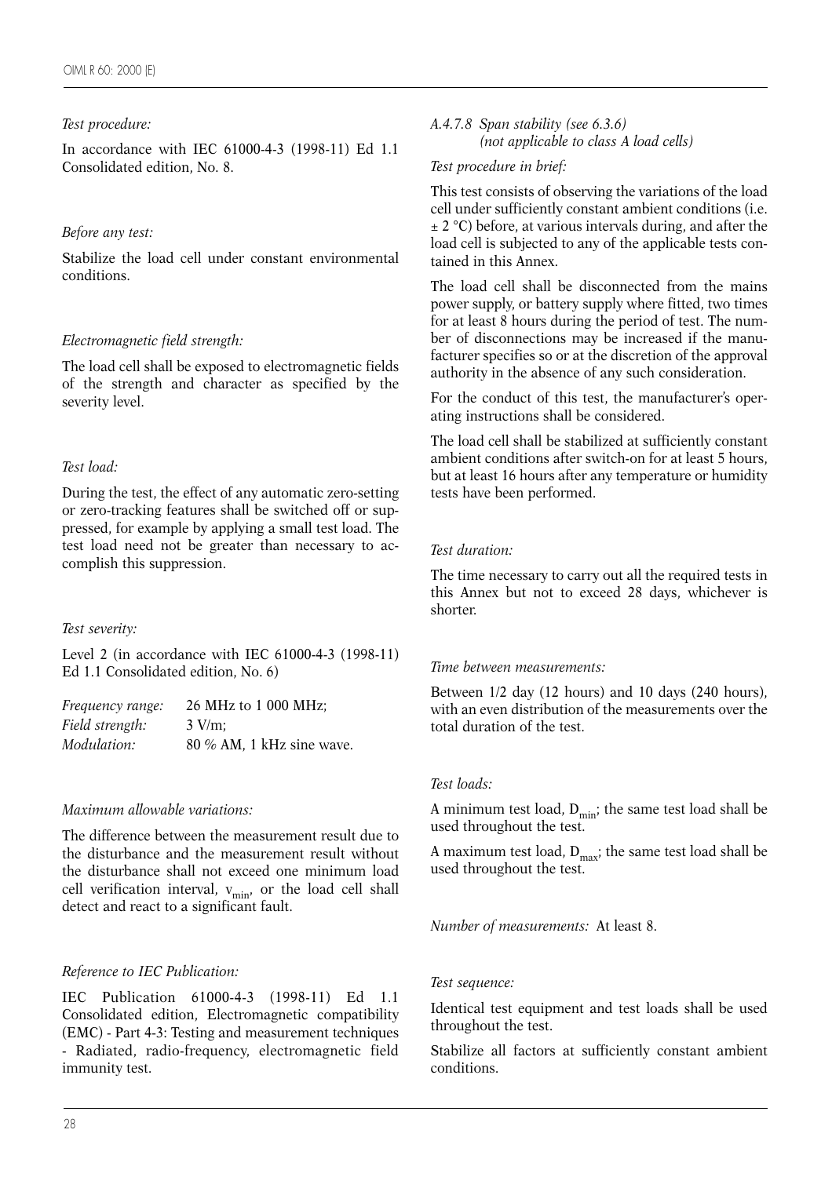*Test procedure:*

In accordance with IEC 61000-4-3 (1998-11) Ed 1.1 Consolidated edition, No. 8.

*Before any test:*

Stabilize the load cell under constant environmental conditions.

*Electromagnetic field strength:*

The load cell shall be exposed to electromagnetic fields of the strength and character as specified by the severity level.

*Test load:*

During the test, the effect of any automatic zero-setting or zero-tracking features shall be switched off or suppressed, for example by applying a small test load. The test load need not be greater than necessary to accomplish this suppression.

*Test severity:*

Level 2 (in accordance with IEC 61000-4-3 (1998-11) Ed 1.1 Consolidated edition, No. 6)

| | |
|---|---|
| *Frequency range:* | 26 MHz to 1 000 MHz; |
| *Field strength:* | 3 V/m; |
| *Modulation:* | 80 % AM, 1 kHz sine wave. |

*Maximum allowable variations:*

The difference between the measurement result due to the disturbance and the measurement result without the disturbance shall not exceed one minimum load cell verification interval, $v_{min}$, or the load cell shall detect and react to a significant fault.

*Reference to IEC Publication:*

IEC Publication 61000-4-3 (1998-11) Ed 1.1 Consolidated edition, Electromagnetic compatibility (EMC) - Part 4-3: Testing and measurement techniques - Radiated, radio-frequency, electromagnetic field immunity test.

### *A.4.7.8 Span stability (see 6.3.6) (not applicable to class A load cells)*

*Test procedure in brief:*

This test consists of observing the variations of the load cell under sufficiently constant ambient conditions (i.e. ± 2 °C) before, at various intervals during, and after the load cell is subjected to any of the applicable tests contained in this Annex.

The load cell shall be disconnected from the mains power supply, or battery supply where fitted, two times for at least 8 hours during the period of test. The number of disconnections may be increased if the manufacturer specifies so or at the discretion of the approval authority in the absence of any such consideration.

For the conduct of this test, the manufacturer's operating instructions shall be considered.

The load cell shall be stabilized at sufficiently constant ambient conditions after switch-on for at least 5 hours, but at least 16 hours after any temperature or humidity tests have been performed.

*Test duration:*

The time necessary to carry out all the required tests in this Annex but not to exceed 28 days, whichever is shorter.

*Time between measurements:*

Between 1/2 day (12 hours) and 10 days (240 hours), with an even distribution of the measurements over the total duration of the test.

*Test loads:*

A minimum test load, $D_{min}$; the same test load shall be used throughout the test.

A maximum test load, $D_{max}$; the same test load shall be used throughout the test.

*Number of measurements:* At least 8.

*Test sequence:*

Identical test equipment and test loads shall be used throughout the test.

Stabilize all factors at sufficiently constant ambient conditions.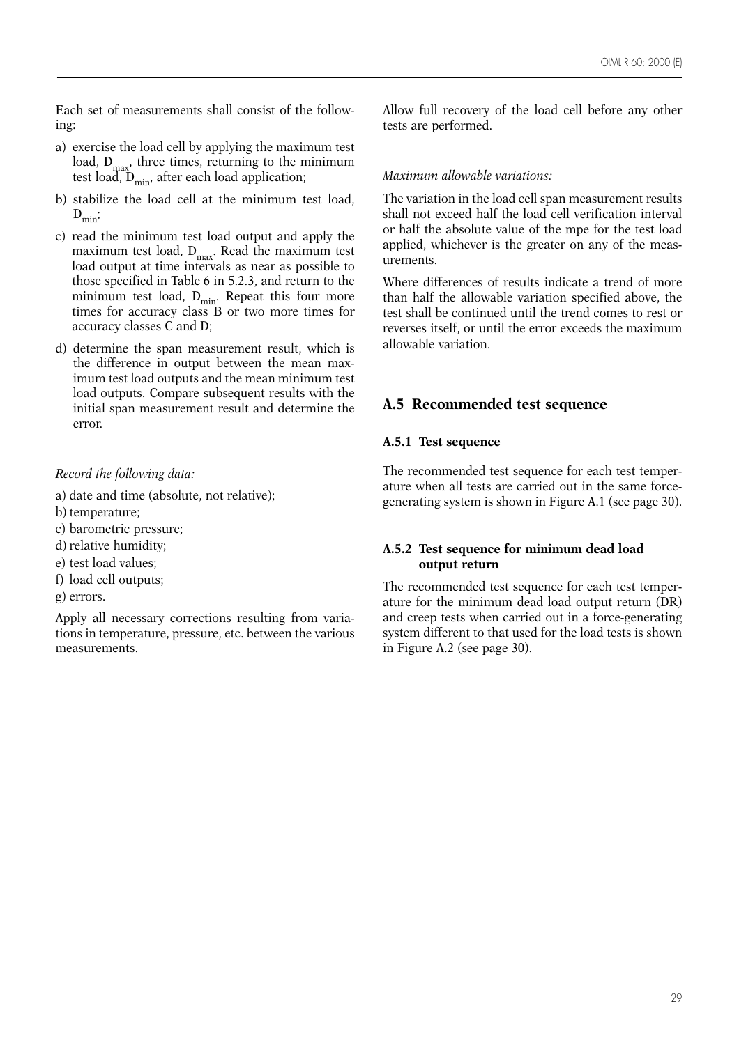Each set of measurements shall consist of the following:

a) exercise the load cell by applying the maximum test load, $D_{max}$, three times, returning to the minimum test load, $D_{min}$, after each load application;

b) stabilize the load cell at the minimum test load, $D_{min}$;

c) read the minimum test load output and apply the maximum test load, $D_{max}$. Read the maximum test load output at time intervals as near as possible to those specified in Table 6 in 5.2.3, and return to the minimum test load, $D_{min}$. Repeat this four more times for accuracy class B or two more times for accuracy classes C and D;

d) determine the span measurement result, which is the difference in output between the mean maximum test load outputs and the mean minimum test load outputs. Compare subsequent results with the initial span measurement result and determine the error.

*Record the following data:*

a) date and time (absolute, not relative);
b) temperature;
c) barometric pressure;
d) relative humidity;
e) test load values;
f) load cell outputs;
g) errors.

Apply all necessary corrections resulting from variations in temperature, pressure, etc. between the various measurements.

Allow full recovery of the load cell before any other tests are performed.

*Maximum allowable variations:*

The variation in the load cell span measurement results shall not exceed half the load cell verification interval or half the absolute value of the mpe for the test load applied, whichever is the greater on any of the measurements.

Where differences of results indicate a trend of more than half the allowable variation specified above, the test shall be continued until the trend comes to rest or reverses itself, or until the error exceeds the maximum allowable variation.

## A.5 Recommended test sequence

### A.5.1 Test sequence

The recommended test sequence for each test temperature when all tests are carried out in the same force-generating system is shown in Figure A.1 (see page 30).

### A.5.2 Test sequence for minimum dead load output return

The recommended test sequence for each test temperature for the minimum dead load output return (DR) and creep tests when carried out in a force-generating system different to that used for the load tests is shown in Figure A.2 (see page 30).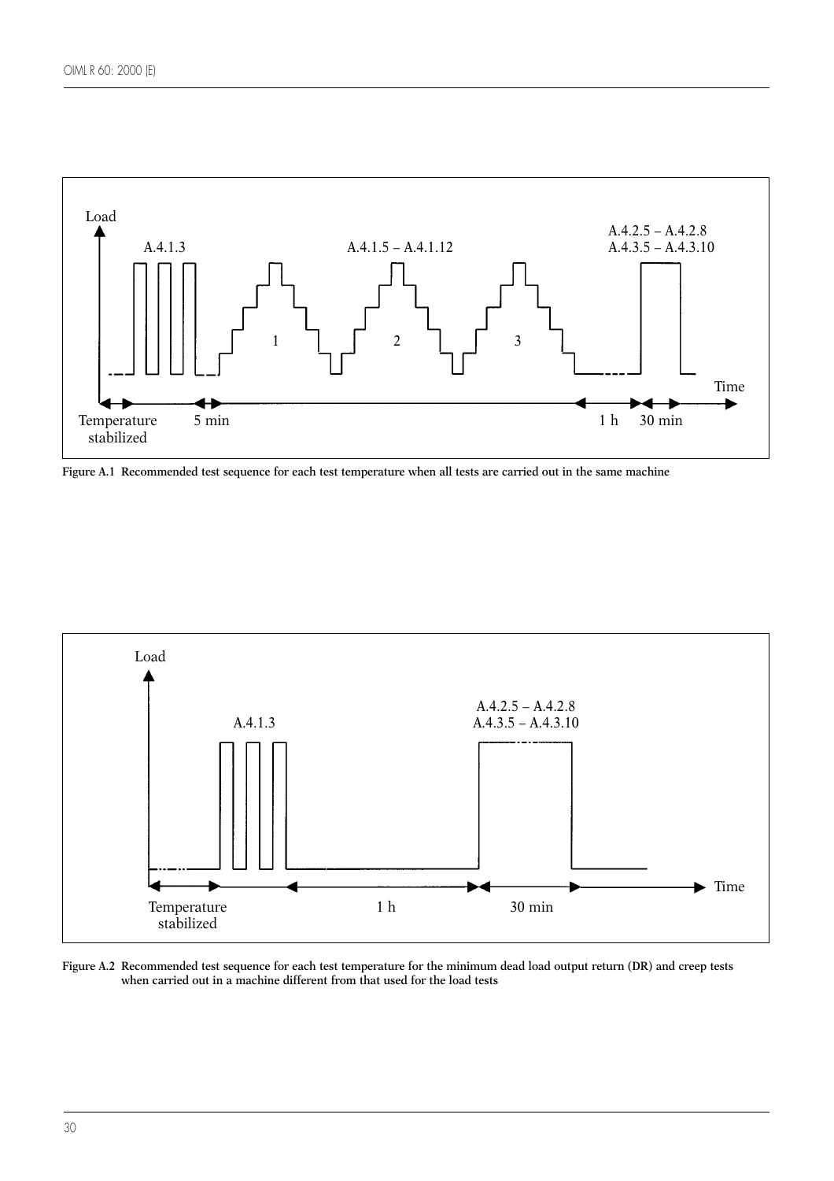Figure A.1 Recommended test sequence for each test temperature when all tests are carried out in the same machine

Figure A.2 Recommended test sequence for each test temperature for the minimum dead load output return (DR) and creep tests when carried out in a machine different from that used for the load tests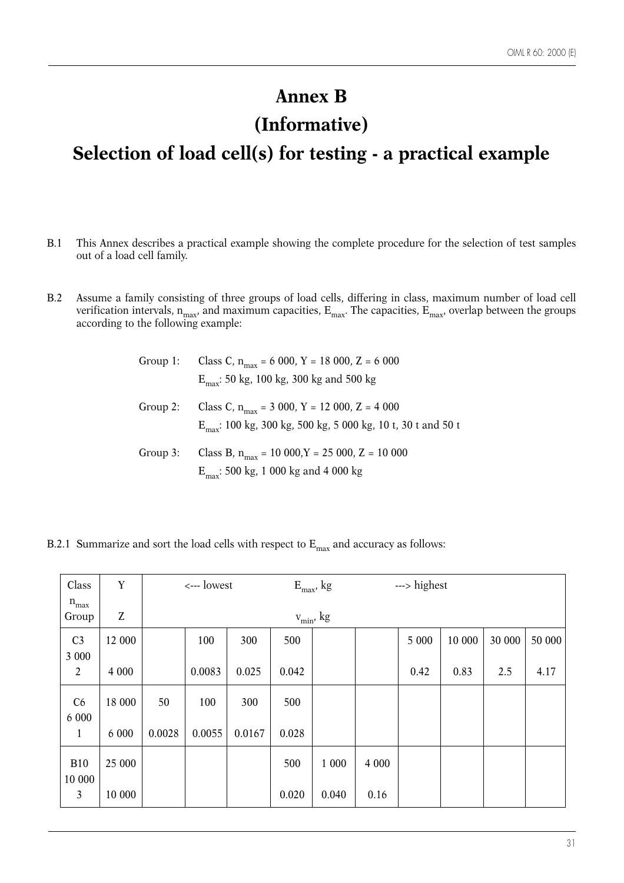# Annex B
# (Informative)
# Selection of load cell(s) for testing - a practical example

B.1 This Annex describes a practical example showing the complete procedure for the selection of test samples out of a load cell family.

B.2 Assume a family consisting of three groups of load cells, differing in class, maximum number of load cell verification intervals, $n_{max}$, and maximum capacities, $E_{max}$. The capacities, $E_{max}$, overlap between the groups according to the following example:

Group 1: Class C, $n_{max}$ = 6 000, Y = 18 000, Z = 6 000
$E_{max}$: 50 kg, 100 kg, 300 kg and 500 kg

Group 2: Class C, $n_{max}$ = 3 000, Y = 12 000, Z = 4 000
$E_{max}$: 100 kg, 300 kg, 500 kg, 5 000 kg, 10 t, 30 t and 50 t

Group 3: Class B, $n_{max}$ = 10 000, Y = 25 000, Z = 10 000
$E_{max}$: 500 kg, 1 000 kg and 4 000 kg

B.2.1 Summarize and sort the load cells with respect to $E_{max}$ and accuracy as follows:

| Class<br>$n_{max}$<br>Group | Y<br><br>Z | <--- lowest | | | $E_{max}$, kg<br><br>$v_{min}$, kg | | | | | ---> highest | |
|---|---|---|---|---|---|---|---|---|---|---|---|
| C3<br>3 000<br>2 | 12 000<br><br>4 000 | | 100<br><br>0.0083 | 300<br><br>0.025 | 500<br><br>0.042 | | | 5 000<br><br>0.42 | 10 000<br><br>0.83 | 30 000<br><br>2.5 | 50 000<br><br>4.17 |
| C6<br>6 000<br>1 | 18 000<br><br>6 000 | 50<br><br>0.0028 | 100<br><br>0.0055 | 300<br><br>0.0167 | 500<br><br>0.028 | | | | | | |
| B10<br>10 000<br>3 | 25 000<br><br>10 000 | | | | 500<br><br>0.020 | 1 000<br><br>0.040 | 4 000<br><br>0.16 | | | | |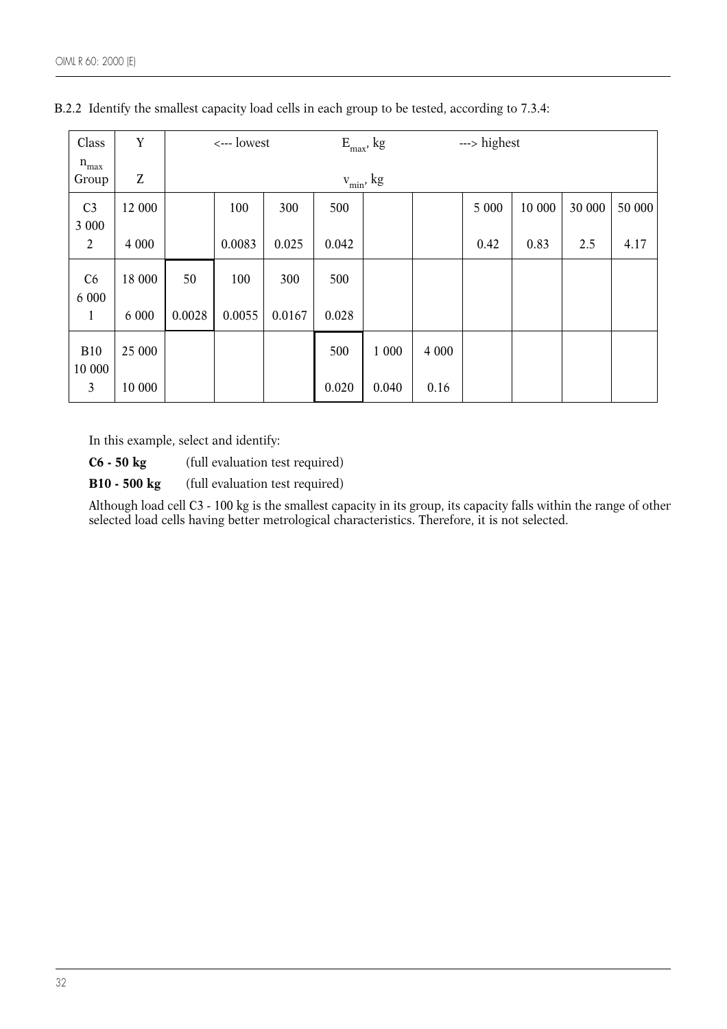B.2.2 Identify the smallest capacity load cells in each group to be tested, according to 7.3.4:

| Class<br>$n_{max}$<br>Group | Y<br><br>Z | <--- lowest | | | $E_{max}$, kg<br><br>$v_{min}$, kg | | | ---> highest | | | |
|---|---|---|---|---|---|---|---|---|---|---|---|
| C3<br>3 000<br>2 | 12 000<br><br>4 000 | | 100<br><br>0.0083 | 300<br><br>0.025 | 500<br><br>0.042 | | | 5 000<br><br>0.42 | 10 000<br><br>0.83 | 30 000<br><br>2.5 | 50 000<br><br>4.17 |
| C6<br>6 000<br>1 | 18 000<br><br>6 000 | 50<br><br>0.0028 | 100<br><br>0.0055 | 300<br><br>0.0167 | 500<br><br>0.028 | | | | | | |
| B10<br>10 000<br>3 | 25 000<br><br>10 000 | | | | 500<br><br>0.020 | 1 000<br><br>0.040 | 4 000<br><br>0.16 | | | | |

In this example, select and identify:

**C6 - 50 kg** (full evaluation test required)

**B10 - 500 kg** (full evaluation test required)

Although load cell C3 - 100 kg is the smallest capacity in its group, its capacity falls within the range of other selected load cells having better metrological characteristics. Therefore, it is not selected.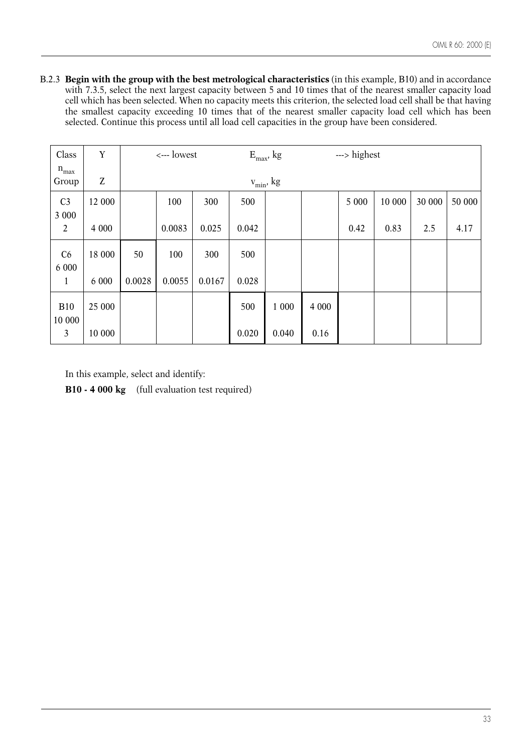B.2.3 **Begin with the group with the best metrological characteristics** (in this example, B10) and in accordance with 7.3.5, select the next largest capacity between 5 and 10 times that of the nearest smaller capacity load cell which has been selected. When no capacity meets this criterion, the selected load cell shall be that having the smallest capacity exceeding 10 times that of the nearest smaller capacity load cell which has been selected. Continue this process until all load cell capacities in the group have been considered.

| Class<br>$n_{max}$<br>Group | Y<br><br>Z | <--- lowest | | | $E_{max}$, kg<br>$v_{min}$, kg | | | ---> highest | | | |
|---|---|---|---|---|---|---|---|---|---|---|---|
| C3<br>3 000<br>2 | 12 000<br><br>4 000 | | 100<br><br>0.0083 | 300<br><br>0.025 | 500<br><br>0.042 | | | 5 000<br><br>0.42 | 10 000<br><br>0.83 | 30 000<br><br>2.5 | 50 000<br><br>4.17 |
| C6<br>6 000<br>1 | 18 000<br><br>6 000 | 50<br><br>0.0028 | 100<br><br>0.0055 | 300<br><br>0.0167 | 500<br><br>0.028 | | | | | | |
| B10<br>10 000<br>3 | 25 000<br><br>10 000 | | | | 500<br><br>0.020 | 1 000<br><br>0.040 | 4 000<br><br>0.16 | | | | |

In this example, select and identify:

**B10 - 4 000 kg** (full evaluation test required)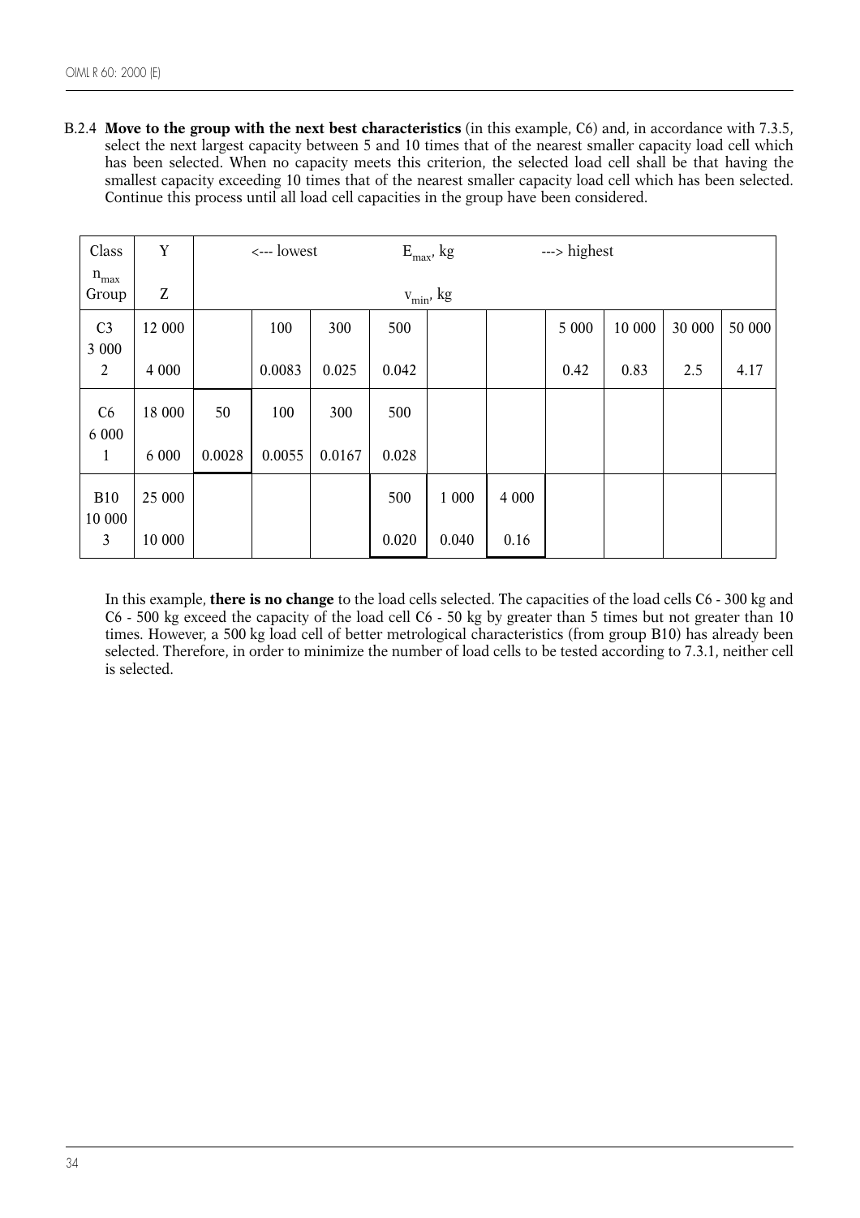B.2.4 **Move to the group with the next best characteristics** (in this example, C6) and, in accordance with 7.3.5, select the next largest capacity between 5 and 10 times that of the nearest smaller capacity load cell which has been selected. When no capacity meets this criterion, the selected load cell shall be that having the smallest capacity exceeding 10 times that of the nearest smaller capacity load cell which has been selected. Continue this process until all load cell capacities in the group have been considered.

| Class<br>$n_{max}$ | Y | <--- lowest | | | $E_{max}$, kg | | | ---> highest | | | |
|---|---|---|---|---|---|---|---|---|---|---|---|
| Group | Z | | | | $v_{min}$, kg | | | | | | |
| C3<br>3 000 | 12 000 | | 100 | 300 | 500 | | | 5 000 | 10 000 | 30 000 | 50 000 |
| 2 | 4 000 | | 0.0083 | 0.025 | 0.042 | | | 0.42 | 0.83 | 2.5 | 4.17 |
| C6<br>6 000 | 18 000 | 50 | 100 | 300 | 500 | | | | | | |
| 1 | 6 000 | 0.0028 | 0.0055 | 0.0167 | 0.028 | | | | | | |
| B10<br>10 000 | 25 000 | | | | 500 | 1 000 | 4 000 | | | | |
| 3 | 10 000 | | | | 0.020 | 0.040 | 0.16 | | | | |

In this example, **there is no change** to the load cells selected. The capacities of the load cells C6 - 300 kg and C6 - 500 kg exceed the capacity of the load cell C6 - 50 kg by greater than 5 times but not greater than 10 times. However, a 500 kg load cell of better metrological characteristics (from group B10) has already been selected. Therefore, in order to minimize the number of load cells to be tested according to 7.3.1, neither cell is selected.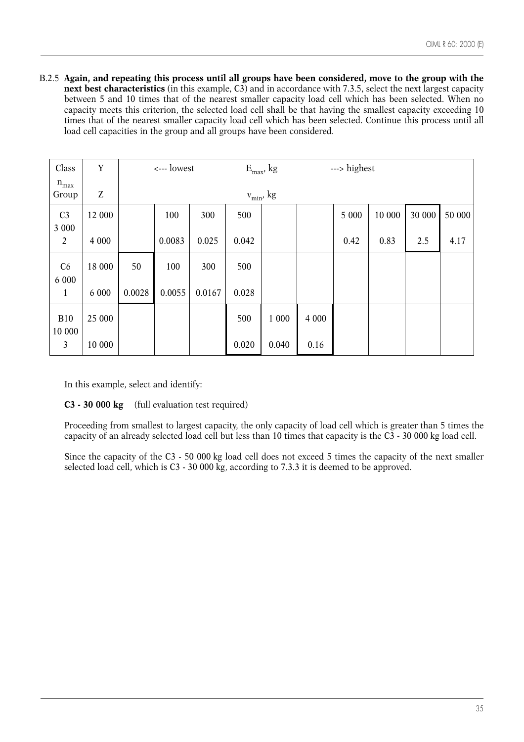B.2.5 **Again, and repeating this process until all groups have been considered, move to the group with the next best characteristics** (in this example, C3) and in accordance with 7.3.5, select the next largest capacity between 5 and 10 times that of the nearest smaller capacity load cell which has been selected. When no capacity meets this criterion, the selected load cell shall be that having the smallest capacity exceeding 10 times that of the nearest smaller capacity load cell which has been selected. Continue this process until all load cell capacities in the group and all groups have been considered.

| Class<br>$n_{max}$<br>Group | Y<br><br>Z | <--- lowest | | | $E_{max}$, kg<br><br>$v_{min}$, kg | | | ---> highest | | | |
|---|---|---|---|---|---|---|---|---|---|---|---|
| C3<br>3 000<br>2 | 12 000<br><br>4 000 | | 100<br><br>0.0083 | 300<br><br>0.025 | 500<br><br>0.042 | | | 5 000<br><br>0.42 | 10 000<br><br>0.83 | 30 000<br><br>2.5 | 50 000<br><br>4.17 |
| C6<br>6 000<br>1 | 18 000<br><br>6 000 | 50<br><br>0.0028 | 100<br><br>0.0055 | 300<br><br>0.0167 | 500<br><br>0.028 | | | | | | |
| B10<br>10 000<br>3 | 25 000<br><br>10 000 | | | | 500<br><br>0.020 | 1 000<br><br>0.040 | 4 000<br><br>0.16 | | | | |

In this example, select and identify:

**C3 - 30 000 kg** (full evaluation test required)

Proceeding from smallest to largest capacity, the only capacity of load cell which is greater than 5 times the capacity of an already selected load cell but less than 10 times that capacity is the C3 - 30 000 kg load cell.

Since the capacity of the C3 - 50 000 kg load cell does not exceed 5 times the capacity of the next smaller selected load cell, which is C3 - 30 000 kg, according to 7.3.3 it is deemed to be approved.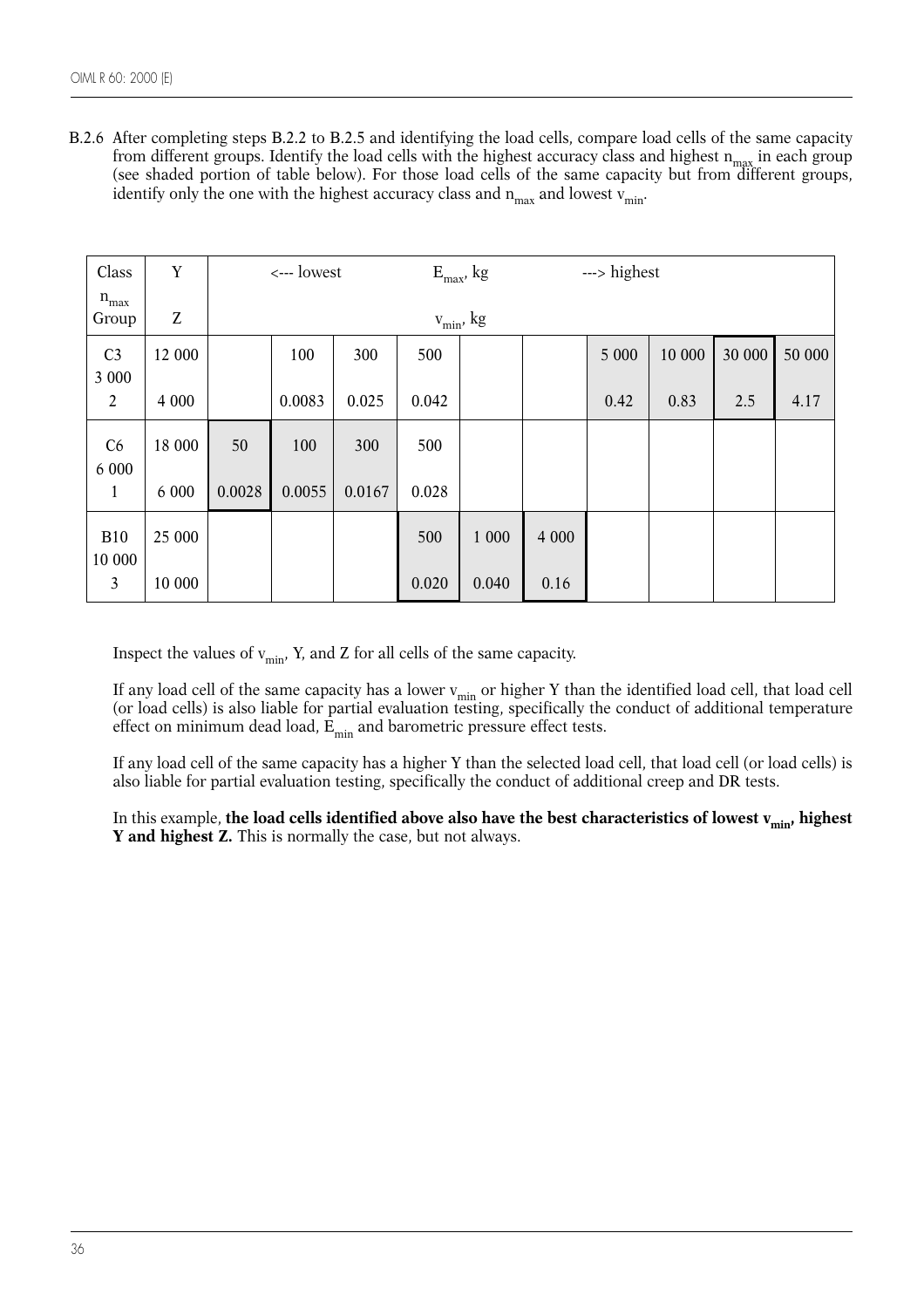B.2.6 After completing steps B.2.2 to B.2.5 and identifying the load cells, compare load cells of the same capacity from different groups. Identify the load cells with the highest accuracy class and highest $n_{max}$ in each group (see shaded portion of table below). For those load cells of the same capacity but from different groups, identify only the one with the highest accuracy class and $n_{max}$ and lowest $v_{min}$.

| Class<br>$n_{max}$<br>Group | Y<br><br>Z | <--- lowest | | | $E_{max}$, kg<br><br>$v_{min}$, kg | | | ---> highest | | | |
|---|---|---|---|---|---|---|---|---|---|---|---|
| C3<br>3 000<br>2 | 12 000<br><br>4 000 | | 100<br><br>0.0083 | 300<br><br>0.025 | 500<br><br>0.042 | | | 5 000<br><br>0.42 | 10 000<br><br>0.83 | 30 000<br><br>2.5 | 50 000<br><br>4.17 |
| C6<br>6 000<br>1 | 18 000<br><br>6 000 | 50<br><br>0.0028 | 100<br><br>0.0055 | 300<br><br>0.0167 | 500<br><br>0.028 | | | | | | |
| B10<br>10 000<br>3 | 25 000<br><br>10 000 | | | | 500<br><br>0.020 | 1 000<br><br>0.040 | 4 000<br><br>0.16 | | | | |

Inspect the values of $v_{min}$, Y, and Z for all cells of the same capacity.

If any load cell of the same capacity has a lower $v_{min}$ or higher Y than the identified load cell, that load cell (or load cells) is also liable for partial evaluation testing, specifically the conduct of additional temperature effect on minimum dead load, $E_{min}$ and barometric pressure effect tests.

If any load cell of the same capacity has a higher Y than the selected load cell, that load cell (or load cells) is also liable for partial evaluation testing, specifically the conduct of additional creep and DR tests.

In this example, **the load cells identified above also have the best characteristics of lowest $v_{min}$, highest Y and highest Z.** This is normally the case, but not always.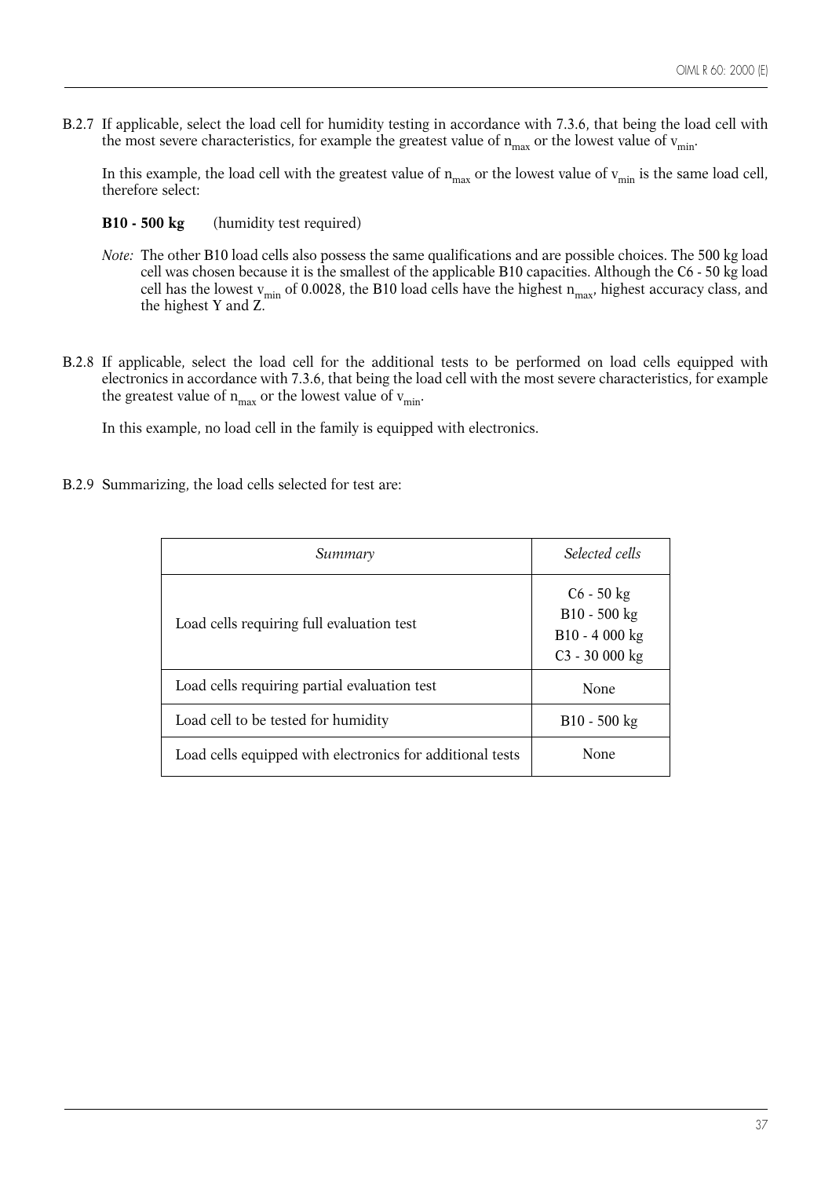B.2.7 If applicable, select the load cell for humidity testing in accordance with 7.3.6, that being the load cell with the most severe characteristics, for example the greatest value of $n_{max}$ or the lowest value of $v_{min}$.

In this example, the load cell with the greatest value of $n_{max}$ or the lowest value of $v_{min}$ is the same load cell, therefore select:

**B10 - 500 kg** (humidity test required)

*Note:* The other B10 load cells also possess the same qualifications and are possible choices. The 500 kg load cell was chosen because it is the smallest of the applicable B10 capacities. Although the C6 - 50 kg load cell has the lowest $v_{min}$ of 0.0028, the B10 load cells have the highest $n_{max}$, highest accuracy class, and the highest Y and Z.

B.2.8 If applicable, select the load cell for the additional tests to be performed on load cells equipped with electronics in accordance with 7.3.6, that being the load cell with the most severe characteristics, for example the greatest value of $n_{max}$ or the lowest value of $v_{min}$.

In this example, no load cell in the family is equipped with electronics.

B.2.9 Summarizing, the load cells selected for test are:

| *Summary* | *Selected cells* |
|---|---|
| Load cells requiring full evaluation test | C6 - 50 kg<br>B10 - 500 kg<br>B10 - 4 000 kg<br>C3 - 30 000 kg |
| Load cells requiring partial evaluation test | None |
| Load cell to be tested for humidity | B10 - 500 kg |
| Load cells equipped with electronics for additional tests | None |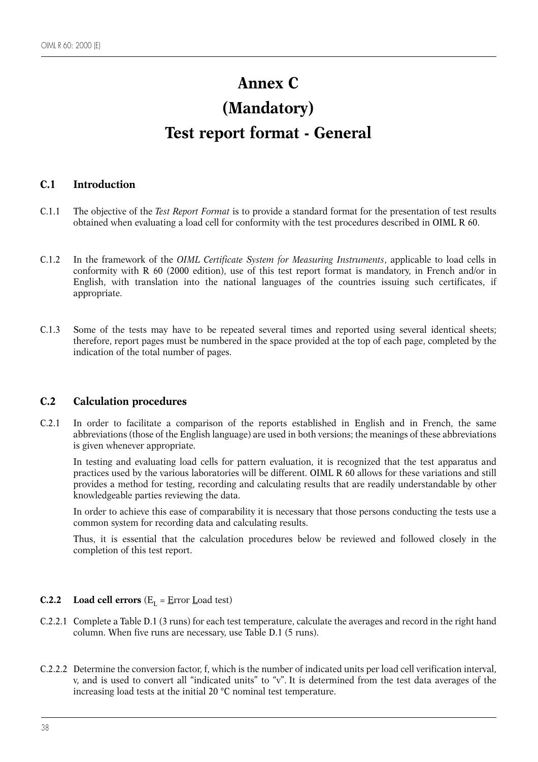# Annex C
# (Mandatory)
# Test report format - General

## C.1 Introduction

C.1.1 The objective of the *Test Report Format* is to provide a standard format for the presentation of test results obtained when evaluating a load cell for conformity with the test procedures described in OIML R 60.

C.1.2 In the framework of the *OIML Certificate System for Measuring Instruments*, applicable to load cells in conformity with R 60 (2000 edition), use of this test report format is mandatory, in French and/or in English, with translation into the national languages of the countries issuing such certificates, if appropriate.

C.1.3 Some of the tests may have to be repeated several times and reported using several identical sheets; therefore, report pages must be numbered in the space provided at the top of each page, completed by the indication of the total number of pages.

## C.2 Calculation procedures

C.2.1 In order to facilitate a comparison of the reports established in English and in French, the same abbreviations (those of the English language) are used in both versions; the meanings of these abbreviations is given whenever appropriate.

In testing and evaluating load cells for pattern evaluation, it is recognized that the test apparatus and practices used by the various laboratories will be different. OIML R 60 allows for these variations and still provides a method for testing, recording and calculating results that are readily understandable by other knowledgeable parties reviewing the data.

In order to achieve this ease of comparability it is necessary that those persons conducting the tests use a common system for recording data and calculating results.

Thus, it is essential that the calculation procedures below be reviewed and followed closely in the completion of this test report.

### C.2.2 Load cell errors ($E_L$ = Error Load test)

C.2.2.1 Complete a Table D.1 (3 runs) for each test temperature, calculate the averages and record in the right hand column. When five runs are necessary, use Table D.1 (5 runs).

C.2.2.2 Determine the conversion factor, f, which is the number of indicated units per load cell verification interval, v, and is used to convert all "indicated units" to "v". It is determined from the test data averages of the increasing load tests at the initial 20 °C nominal test temperature.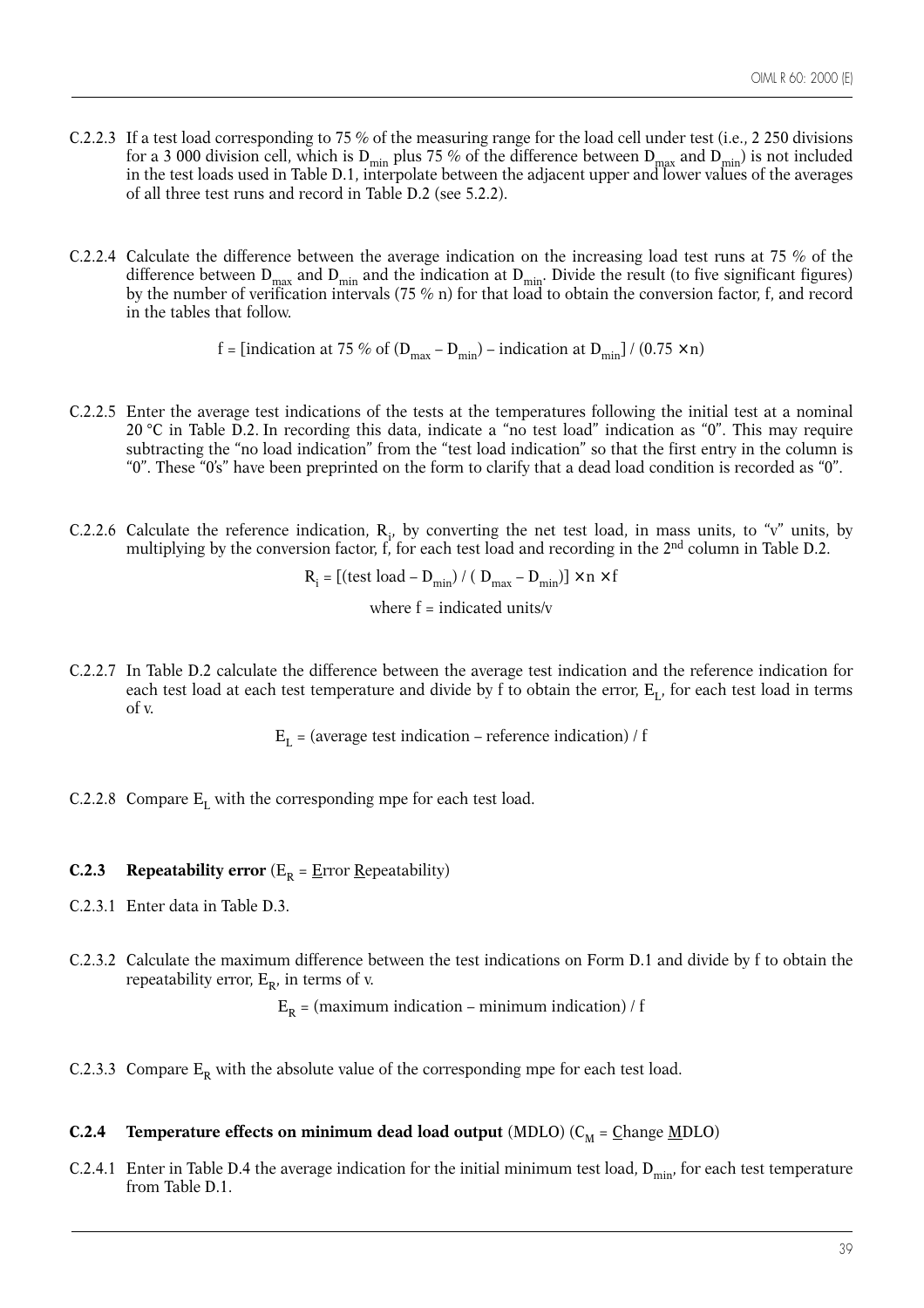C.2.2.3 If a test load corresponding to 75 % of the measuring range for the load cell under test (i.e., 2 250 divisions for a 3 000 division cell, which is $D_{min}$ plus 75 % of the difference between $D_{max}$ and $D_{min}$) is not included in the test loads used in Table D.1, interpolate between the adjacent upper and lower values of the averages of all three test runs and record in Table D.2 (see 5.2.2).

C.2.2.4 Calculate the difference between the average indication on the increasing load test runs at 75 % of the difference between $D_{max}$ and $D_{min}$ and the indication at $D_{min}$. Divide the result (to five significant figures) by the number of verification intervals (75 % n) for that load to obtain the conversion factor, f, and record in the tables that follow.

$$f = [\text{indication at 75 \% of } (D_{max} - D_{min}) - \text{indication at } D_{min}] / (0.75 \times n)$$

C.2.2.5 Enter the average test indications of the tests at the temperatures following the initial test at a nominal 20 °C in Table D.2. In recording this data, indicate a "no test load" indication as "0". This may require subtracting the "no load indication" from the "test load indication" so that the first entry in the column is "0". These "0's" have been preprinted on the form to clarify that a dead load condition is recorded as "0".

C.2.2.6 Calculate the reference indication, $R_i$, by converting the net test load, in mass units, to "v" units, by multiplying by the conversion factor, f, for each test load and recording in the 2nd column in Table D.2.

$$R_i = [(\text{test load} - D_{min}) / (D_{max} - D_{min})] \times n \times f$$

where f = indicated units/v

C.2.2.7 In Table D.2 calculate the difference between the average test indication and the reference indication for each test load at each test temperature and divide by f to obtain the error, $E_L$, for each test load in terms of v.

$$E_L = (\text{average test indication} - \text{reference indication}) / f$$

C.2.2.8 Compare $E_L$ with the corresponding mpe for each test load.

### C.2.3 Repeatability error ($E_R$ = Error Repeatability)

C.2.3.1 Enter data in Table D.3.

C.2.3.2 Calculate the maximum difference between the test indications on Form D.1 and divide by f to obtain the repeatability error, $E_R$, in terms of v.

$$E_R = (\text{maximum indication} - \text{minimum indication}) / f$$

C.2.3.3 Compare $E_R$ with the absolute value of the corresponding mpe for each test load.

### C.2.4 Temperature effects on minimum dead load output (MDLO) ($C_M$ = Change MDLO)

C.2.4.1 Enter in Table D.4 the average indication for the initial minimum test load, $D_{min}$, for each test temperature from Table D.1.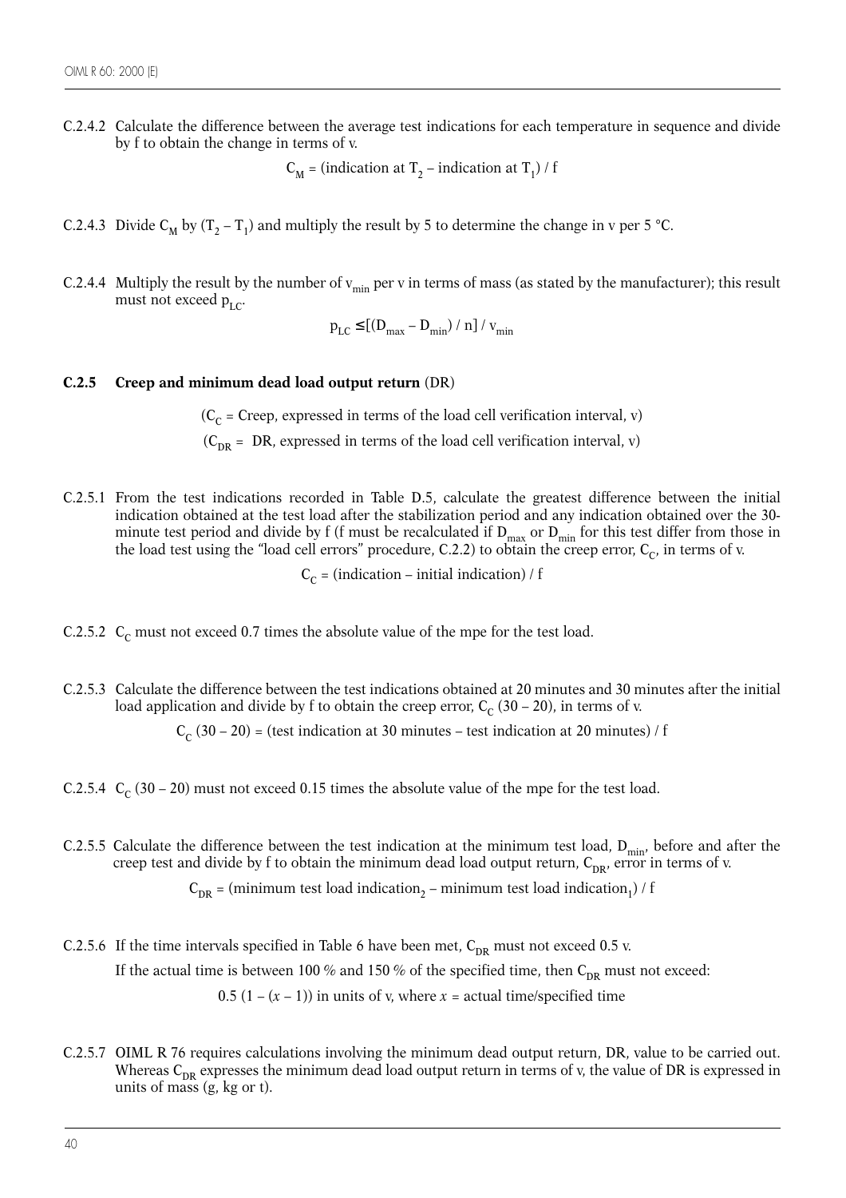C.2.4.2 Calculate the difference between the average test indications for each temperature in sequence and divide by f to obtain the change in terms of v.

$$C_M = (\text{indication at } T_2 - \text{indication at } T_1) / f$$

C.2.4.3 Divide $C_M$ by $(T_2 - T_1)$ and multiply the result by 5 to determine the change in v per 5 °C.

C.2.4.4 Multiply the result by the number of $v_{min}$ per v in terms of mass (as stated by the manufacturer); this result must not exceed $p_{LC}$.

$$p_{LC} \leq [(D_{max} - D_{min}) / n] / v_{min}$$

### C.2.5 Creep and minimum dead load output return (DR)

($C_C$ = Creep, expressed in terms of the load cell verification interval, v)

($C_{DR}$ = DR, expressed in terms of the load cell verification interval, v)

C.2.5.1 From the test indications recorded in Table D.5, calculate the greatest difference between the initial indication obtained at the test load after the stabilization period and any indication obtained over the 30-minute test period and divide by f (f must be recalculated if $D_{max}$ or $D_{min}$ for this test differ from those in the load test using the "load cell errors" procedure, C.2.2) to obtain the creep error, $C_C$, in terms of v.

$$C_C = (\text{indication} - \text{initial indication}) / f$$

C.2.5.2 $C_C$ must not exceed 0.7 times the absolute value of the mpe for the test load.

C.2.5.3 Calculate the difference between the test indications obtained at 20 minutes and 30 minutes after the initial load application and divide by f to obtain the creep error, $C_C$ (30 – 20), in terms of v.

$$C_C\,(30 - 20) = (\text{test indication at 30 minutes} - \text{test indication at 20 minutes}) / f$$

C.2.5.4 $C_C$ (30 – 20) must not exceed 0.15 times the absolute value of the mpe for the test load.

C.2.5.5 Calculate the difference between the test indication at the minimum test load, $D_{min}$, before and after the creep test and divide by f to obtain the minimum dead load output return, $C_{DR}$, error in terms of v.

$$C_{DR} = (\text{minimum test load indication}_2 - \text{minimum test load indication}_1) / f$$

C.2.5.6 If the time intervals specified in Table 6 have been met, $C_{DR}$ must not exceed 0.5 v.

If the actual time is between 100 % and 150 % of the specified time, then $C_{DR}$ must not exceed:

$$0.5\,(1 - (x - 1)) \text{ in units of v, where } x = \text{actual time/specified time}$$

C.2.5.7 OIML R 76 requires calculations involving the minimum dead output return, DR, value to be carried out. Whereas $C_{DR}$ expresses the minimum dead load output return in terms of v, the value of DR is expressed in units of mass (g, kg or t).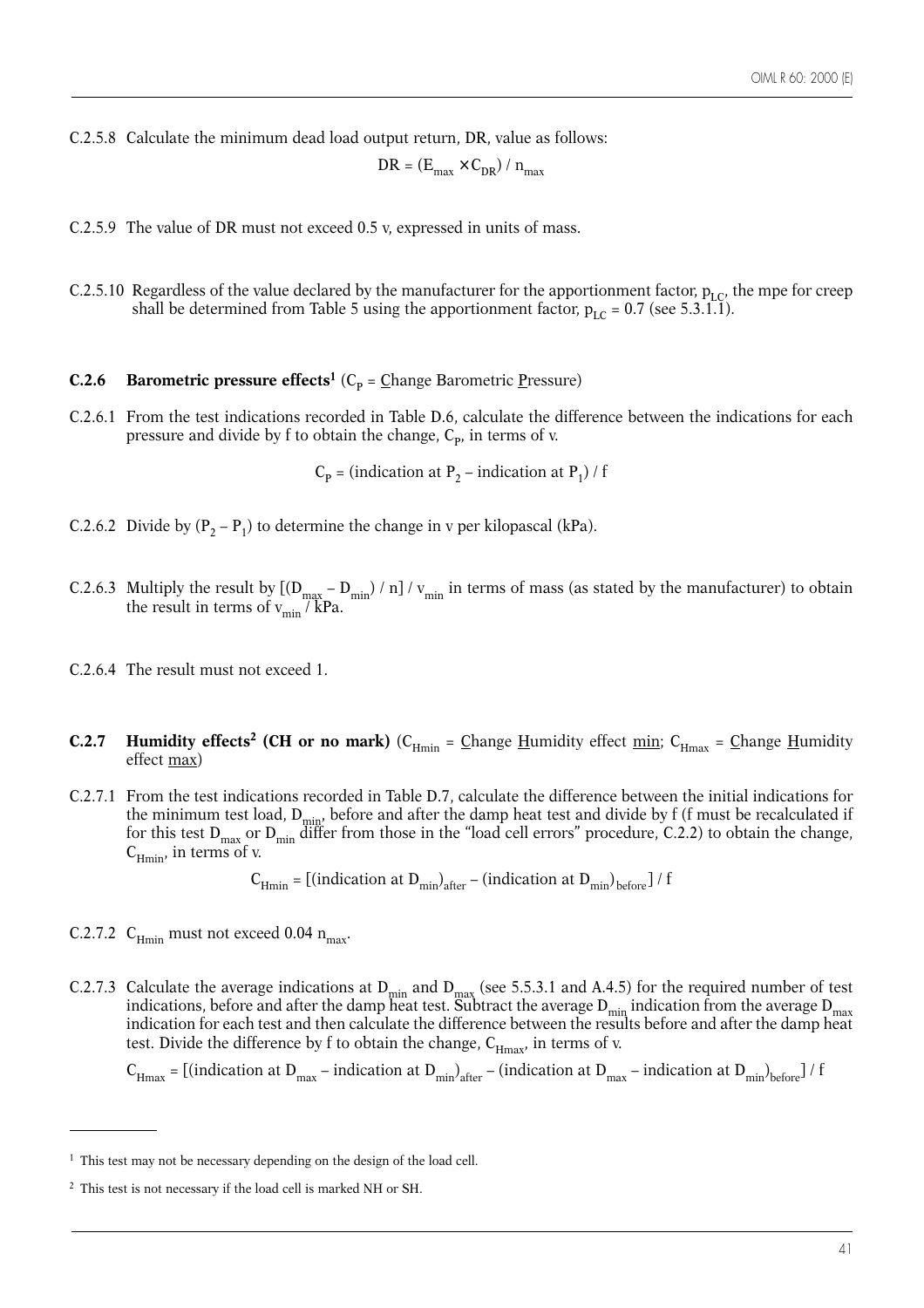C.2.5.8 Calculate the minimum dead load output return, DR, value as follows:

$$DR = (E_{max} \times C_{DR}) / n_{max}$$

C.2.5.9 The value of DR must not exceed 0.5 v, expressed in units of mass.

C.2.5.10 Regardless of the value declared by the manufacturer for the apportionment factor, $p_{LC}$, the mpe for creep shall be determined from Table 5 using the apportionment factor, $p_{LC} = 0.7$ (see 5.3.1.1).

### C.2.6 Barometric pressure effects[1] ($C_P$ = Change Barometric Pressure)

C.2.6.1 From the test indications recorded in Table D.6, calculate the difference between the indications for each pressure and divide by f to obtain the change, $C_P$, in terms of v.

$$C_P = (\text{indication at } P_2 - \text{indication at } P_1) / f$$

C.2.6.2 Divide by $(P_2 - P_1)$ to determine the change in v per kilopascal (kPa).

C.2.6.3 Multiply the result by $[(D_{max} - D_{min}) / n] / v_{min}$ in terms of mass (as stated by the manufacturer) to obtain the result in terms of $v_{min}$ / kPa.

C.2.6.4 The result must not exceed 1.

### C.2.7 Humidity effects[2] (CH or no mark) ($C_{Hmin}$ = Change Humidity effect min; $C_{Hmax}$ = Change Humidity effect max)

C.2.7.1 From the test indications recorded in Table D.7, calculate the difference between the initial indications for the minimum test load, $D_{min}$, before and after the damp heat test and divide by f (f must be recalculated if for this test $D_{max}$ or $D_{min}$ differ from those in the "load cell errors" procedure, C.2.2) to obtain the change, $C_{Hmin}$, in terms of v.

$$C_{Hmin} = [(\text{indication at } D_{min})_{after} - (\text{indication at } D_{min})_{before}] / f$$

C.2.7.2 $C_{Hmin}$ must not exceed 0.04 $n_{max}$.

C.2.7.3 Calculate the average indications at $D_{min}$ and $D_{max}$ (see 5.5.3.1 and A.4.5) for the required number of test indications, before and after the damp heat test. Subtract the average $D_{min}$ indication from the average $D_{max}$ indication for each test and then calculate the difference between the results before and after the damp heat test. Divide the difference by f to obtain the change, $C_{Hmax}$, in terms of v.

$$C_{Hmax} = [(\text{indication at } D_{max} - \text{indication at } D_{min})_{after} - (\text{indication at } D_{max} - \text{indication at } D_{min})_{before}] / f$$

---

[1] This test may not be necessary depending on the design of the load cell.

[2] This test is not necessary if the load cell is marked NH or SH.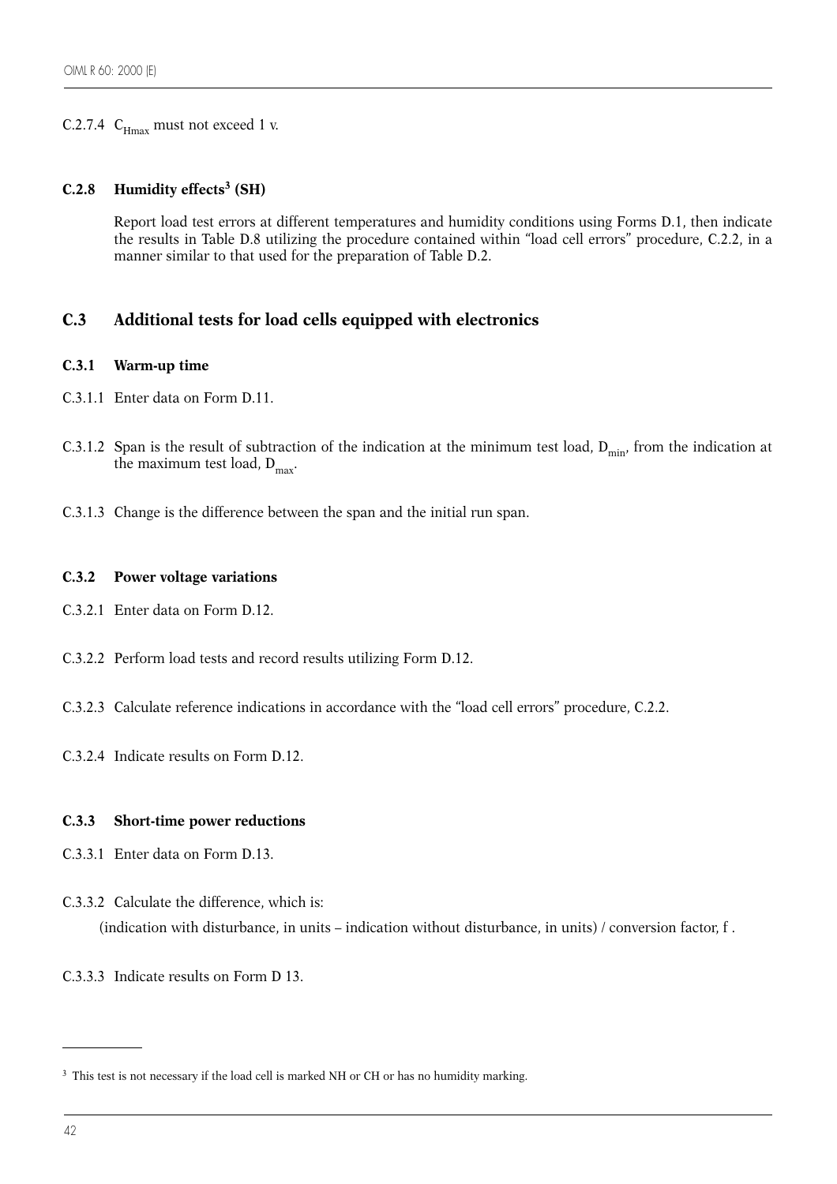C.2.7.4 $C_{Hmax}$ must not exceed 1 v.

### C.2.8 Humidity effects[3] (SH)

Report load test errors at different temperatures and humidity conditions using Forms D.1, then indicate the results in Table D.8 utilizing the procedure contained within "load cell errors" procedure, C.2.2, in a manner similar to that used for the preparation of Table D.2.

## C.3 Additional tests for load cells equipped with electronics

### C.3.1 Warm-up time

C.3.1.1 Enter data on Form D.11.

C.3.1.2 Span is the result of subtraction of the indication at the minimum test load, $D_{min}$, from the indication at the maximum test load, $D_{max}$.

C.3.1.3 Change is the difference between the span and the initial run span.

### C.3.2 Power voltage variations

C.3.2.1 Enter data on Form D.12.

C.3.2.2 Perform load tests and record results utilizing Form D.12.

C.3.2.3 Calculate reference indications in accordance with the "load cell errors" procedure, C.2.2.

C.3.2.4 Indicate results on Form D.12.

### C.3.3 Short-time power reductions

C.3.3.1 Enter data on Form D.13.

C.3.3.2 Calculate the difference, which is:

(indication with disturbance, in units – indication without disturbance, in units) / conversion factor, f .

C.3.3.3 Indicate results on Form D 13.

---

[3] This test is not necessary if the load cell is marked NH or CH or has no humidity marking.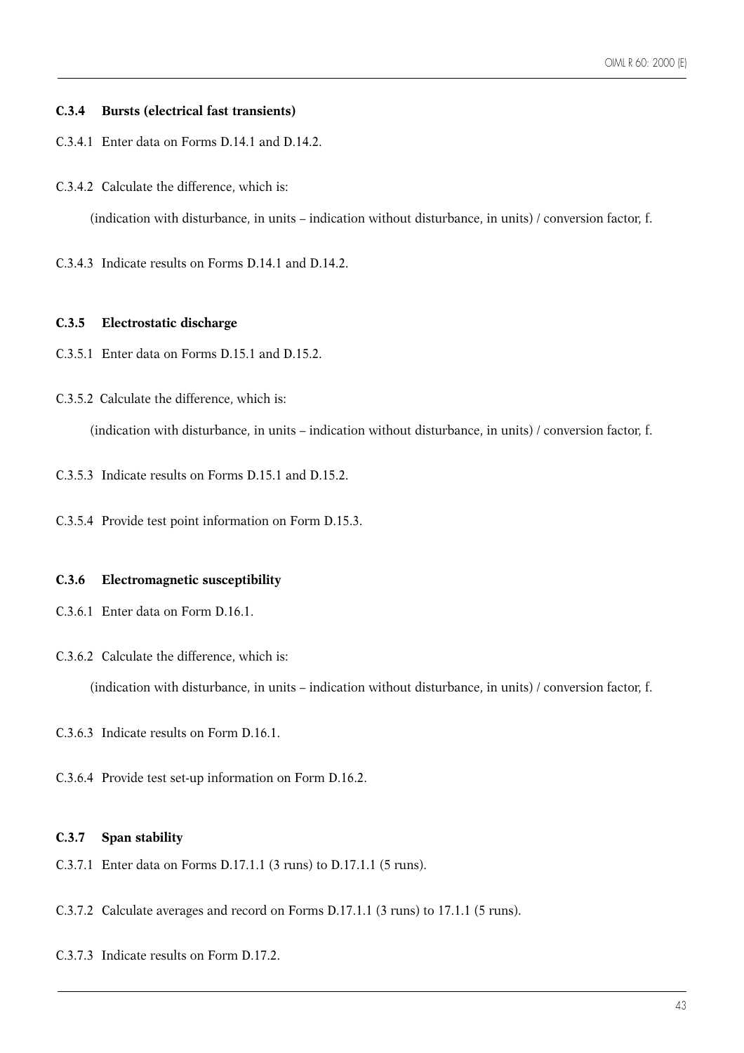### C.3.4 Bursts (electrical fast transients)

C.3.4.1 Enter data on Forms D.14.1 and D.14.2.

C.3.4.2 Calculate the difference, which is:

(indication with disturbance, in units – indication without disturbance, in units) / conversion factor, f.

C.3.4.3 Indicate results on Forms D.14.1 and D.14.2.

### C.3.5 Electrostatic discharge

C.3.5.1 Enter data on Forms D.15.1 and D.15.2.

C.3.5.2 Calculate the difference, which is:

(indication with disturbance, in units – indication without disturbance, in units) / conversion factor, f.

C.3.5.3 Indicate results on Forms D.15.1 and D.15.2.

C.3.5.4 Provide test point information on Form D.15.3.

### C.3.6 Electromagnetic susceptibility

C.3.6.1 Enter data on Form D.16.1.

C.3.6.2 Calculate the difference, which is:

(indication with disturbance, in units – indication without disturbance, in units) / conversion factor, f.

C.3.6.3 Indicate results on Form D.16.1.

C.3.6.4 Provide test set-up information on Form D.16.2.

### C.3.7 Span stability

C.3.7.1 Enter data on Forms D.17.1.1 (3 runs) to D.17.1.1 (5 runs).

C.3.7.2 Calculate averages and record on Forms D.17.1.1 (3 runs) to 17.1.1 (5 runs).

C.3.7.3 Indicate results on Form D.17.2.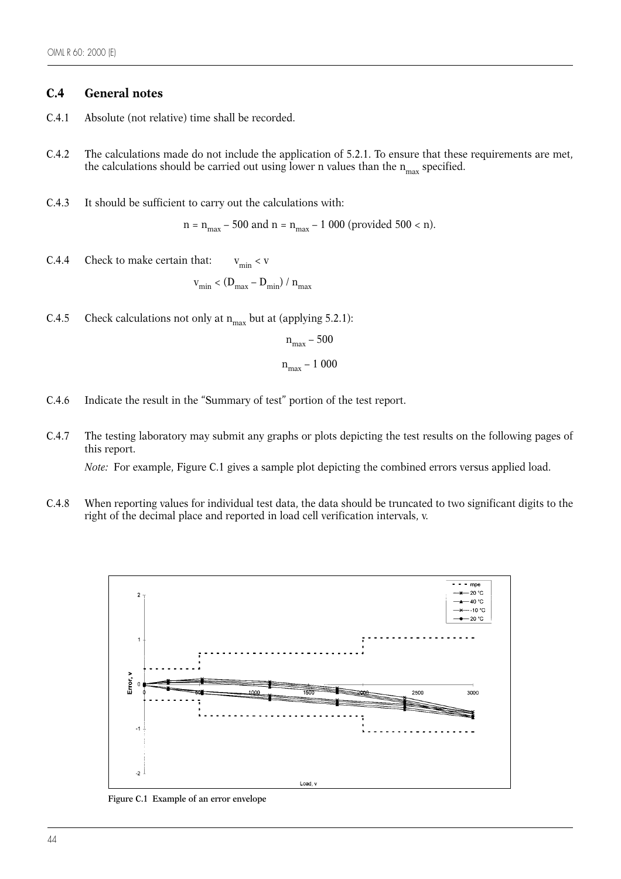## C.4 General notes

C.4.1 Absolute (not relative) time shall be recorded.

C.4.2 The calculations made do not include the application of 5.2.1. To ensure that these requirements are met, the calculations should be carried out using lower n values than the $n_{max}$ specified.

C.4.3 It should be sufficient to carry out the calculations with:

$$n = n_{max} - 500 \text{ and } n = n_{max} - 1\,000 \text{ (provided } 500 < n).$$

C.4.4 Check to make certain that: $v_{min} < v$

$$v_{min} < (D_{max} - D_{min}) / n_{max}$$

C.4.5 Check calculations not only at $n_{max}$ but at (applying 5.2.1):

$$n_{max} - 500$$

$$n_{max} - 1\,000$$

C.4.6 Indicate the result in the "Summary of test" portion of the test report.

C.4.7 The testing laboratory may submit any graphs or plots depicting the test results on the following pages of this report.

*Note:* For example, Figure C.1 gives a sample plot depicting the combined errors versus applied load.

C.4.8 When reporting values for individual test data, the data should be truncated to two significant digits to the right of the decimal place and reported in load cell verification intervals, v.

**Figure C.1 Example of an error envelope**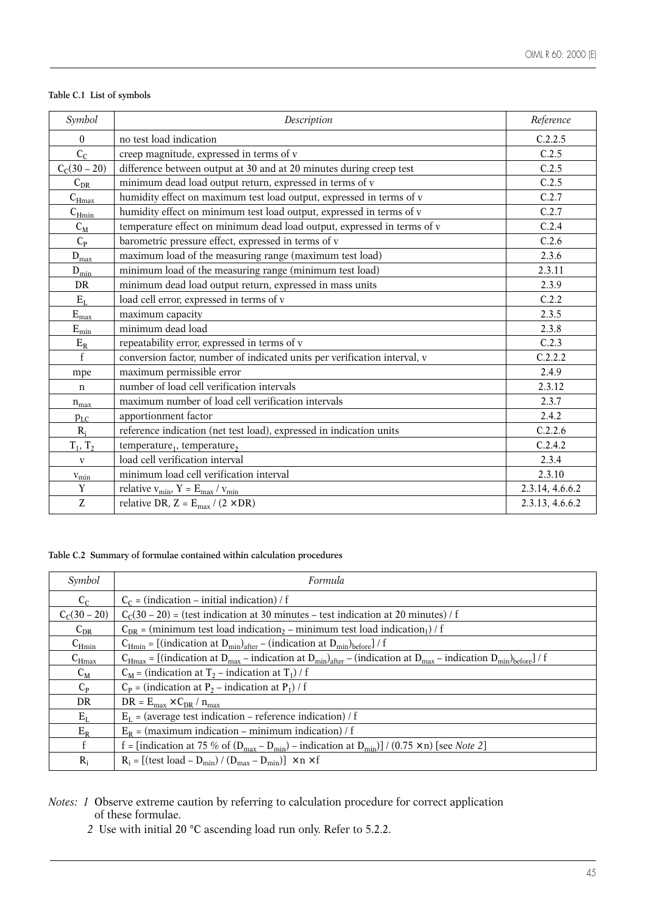**Table C.1 List of symbols**

| *Symbol* | *Description* | *Reference* |
|---|---|---|
| 0 | no test load indication | C.2.2.5 |
| $C_C$ | creep magnitude, expressed in terms of v | C.2.5 |
| $C_C(30 – 20)$ | difference between output at 30 and at 20 minutes during creep test | C.2.5 |
| $C_{DR}$ | minimum dead load output return, expressed in terms of v | C.2.5 |
| $C_{Hmax}$ | humidity effect on maximum test load output, expressed in terms of v | C.2.7 |
| $C_{Hmin}$ | humidity effect on minimum test load output, expressed in terms of v | C.2.7 |
| $C_M$ | temperature effect on minimum dead load output, expressed in terms of v | C.2.4 |
| $C_P$ | barometric pressure effect, expressed in terms of v | C.2.6 |
| $D_{max}$ | maximum load of the measuring range (maximum test load) | 2.3.6 |
| $D_{min}$ | minimum load of the measuring range (minimum test load) | 2.3.11 |
| DR | minimum dead load output return, expressed in mass units | 2.3.9 |
| $E_L$ | load cell error, expressed in terms of v | C.2.2 |
| $E_{max}$ | maximum capacity | 2.3.5 |
| $E_{min}$ | minimum dead load | 2.3.8 |
| $E_R$ | repeatability error, expressed in terms of v | C.2.3 |
| f | conversion factor, number of indicated units per verification interval, v | C.2.2.2 |
| mpe | maximum permissible error | 2.4.9 |
| n | number of load cell verification intervals | 2.3.12 |
| $n_{max}$ | maximum number of load cell verification intervals | 2.3.7 |
| $p_{LC}$ | apportionment factor | 2.4.2 |
| $R_i$ | reference indication (net test load), expressed in indication units | C.2.2.6 |
| $T_1$, $T_2$ | temperature$_1$, temperature$_2$ | C.2.4.2 |
| v | load cell verification interval | 2.3.4 |
| $v_{min}$ | minimum load cell verification interval | 2.3.10 |
| Y | relative $v_{min}$, $Y = E_{max} / v_{min}$ | 2.3.14, 4.6.6.2 |
| Z | relative DR, $Z = E_{max} / (2 \times DR)$ | 2.3.13, 4.6.6.2 |

**Table C.2 Summary of formulae contained within calculation procedures**

| *Symbol* | *Formula* |
|---|---|
| $C_C$ | $C_C$ = (indication – initial indication) / f |
| $C_C(30 – 20)$ | $C_C(30 – 20)$ = (test indication at 30 minutes – test indication at 20 minutes) / f |
| $C_{DR}$ | $C_{DR}$ = (minimum test load indication$_2$ – minimum test load indication$_1$) / f |
| $C_{Hmin}$ | $C_{Hmin}$ = [(indication at $D_{min}$)$_{after}$ – (indication at $D_{min}$)$_{before}$] / f |
| $C_{Hmax}$ | $C_{Hmax}$ = [(indication at $D_{max}$ – indication at $D_{min}$)$_{after}$ – (indication at $D_{max}$ – indication $D_{min}$)$_{before}$] / f |
| $C_M$ | $C_M$ = (indication at $T_2$ – indication at $T_1$) / f |
| $C_P$ | $C_P$ = (indication at $P_2$ – indication at $P_1$) / f |
| DR | $DR = E_{max} \times C_{DR} / n_{max}$ |
| $E_L$ | $E_L$ = (average test indication – reference indication) / f |
| $E_R$ | $E_R$ = (maximum indication – minimum indication) / f |
| f | f = [indication at 75 % of ($D_{max} – D_{min}$) – indication at $D_{min}$)] / (0.75 × n) [see *Note 2*] |
| $R_i$ | $R_i$ = [(test load – $D_{min}$) / ($D_{max} – D_{min}$)] × n × f |

*Notes: 1* Observe extreme caution by referring to calculation procedure for correct application of these formulae.

*2* Use with initial 20 °C ascending load run only. Refer to 5.2.2.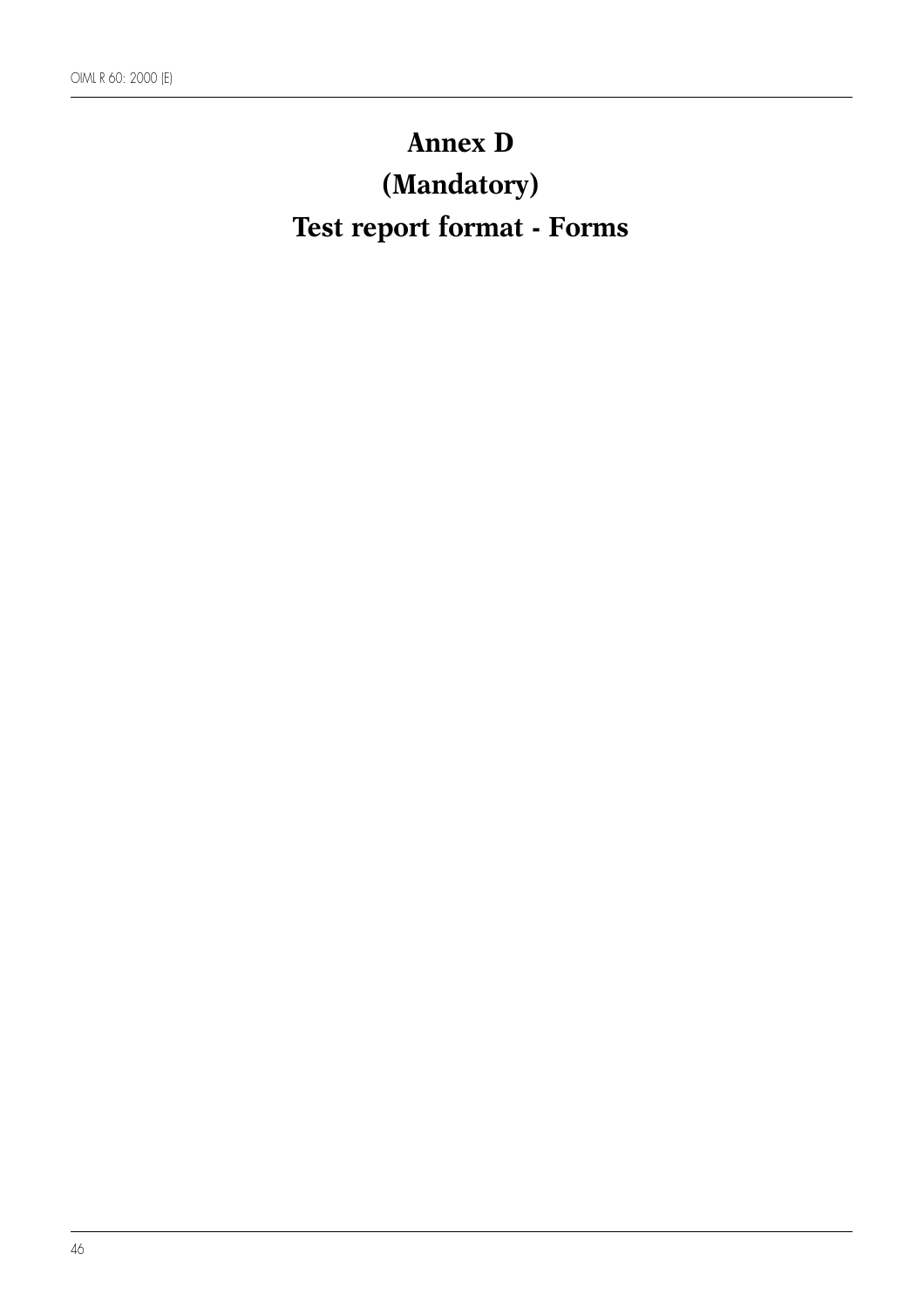# Annex D

# (Mandatory)

# Test report format - Forms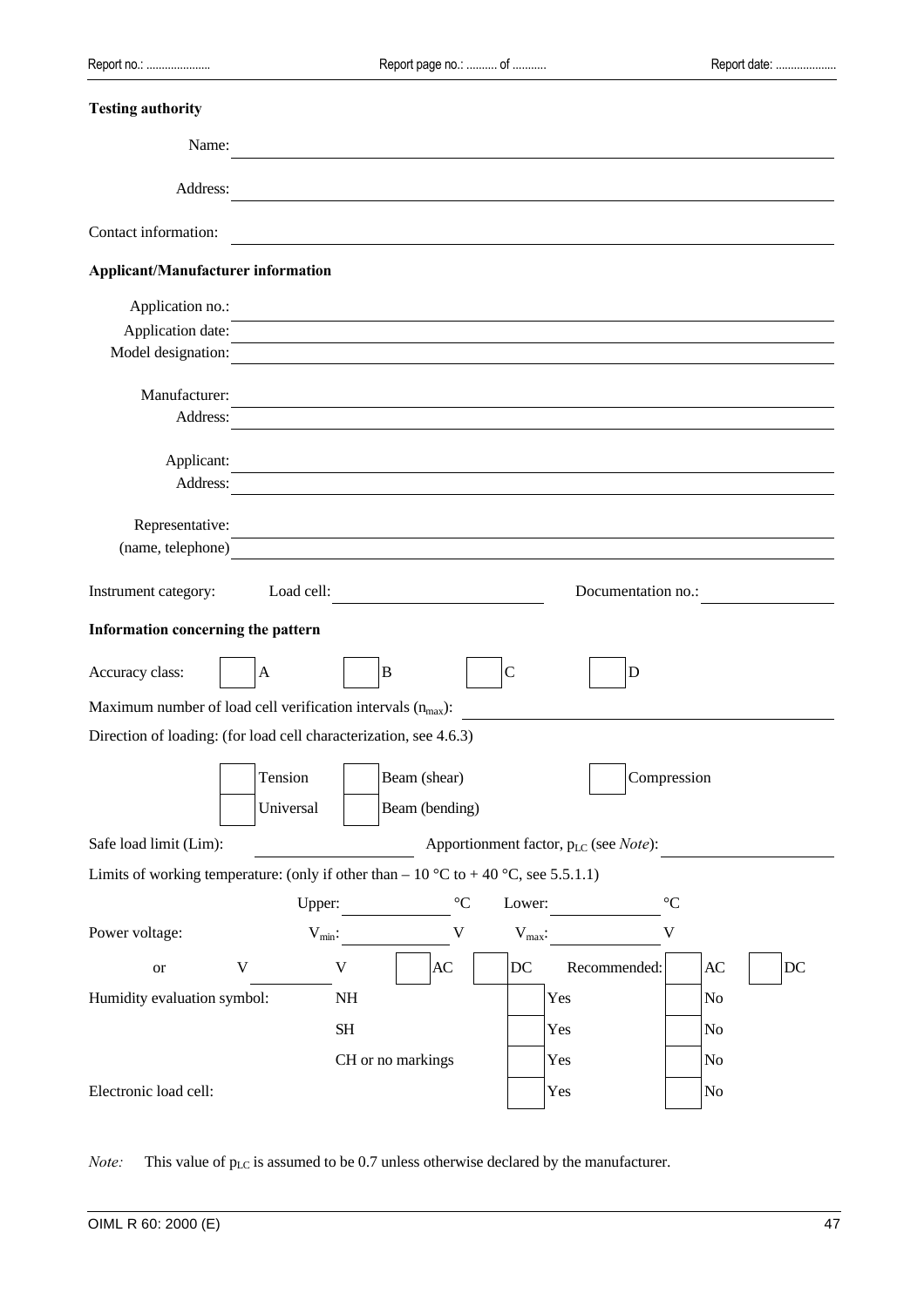**Testing authority**

Name: ______________________________

Address: ______________________________

Contact information: ______________________________

**Applicant/Manufacturer information**

Application no.: ______________________________

Application date: ______________________________

Model designation: ______________________________

Manufacturer: ______________________________

Address: ______________________________

Applicant: ______________________________

Address: ______________________________

Representative: ______________________________

(name, telephone) ______________________________

Instrument category: Load cell: ______________ Documentation no.: ______________

**Information concerning the pattern**

Accuracy class: ☐ A ☐ B ☐ C ☐ D

Maximum number of load cell verification intervals ($n_{max}$): ______________

Direction of loading: (for load cell characterization, see 4.6.3)

☐ Tension ☐ Beam (shear) ☐ Compression

☐ Universal ☐ Beam (bending)

Safe load limit (Lim): ______________ Apportionment factor, $p_{LC}$ (see *Note*): ______________

Limits of working temperature: (only if other than – 10 °C to + 40 °C, see 5.5.1.1)

Upper: ________ °C Lower: ________ °C

Power voltage: $V_{min}$: ________ V $V_{max}$: ________ V

or V ________ V ☐ AC ☐ DC Recommended: ☐ AC ☐ DC

| Humidity evaluation symbol: | | | |
|---|---|---|---|
| | NH | ☐ Yes | ☐ No |
| | SH | ☐ Yes | ☐ No |
| | CH or no markings | ☐ Yes | ☐ No |
| Electronic load cell: | | ☐ Yes | ☐ No |

*Note:* This value of $p_{LC}$ is assumed to be 0.7 unless otherwise declared by the manufacturer.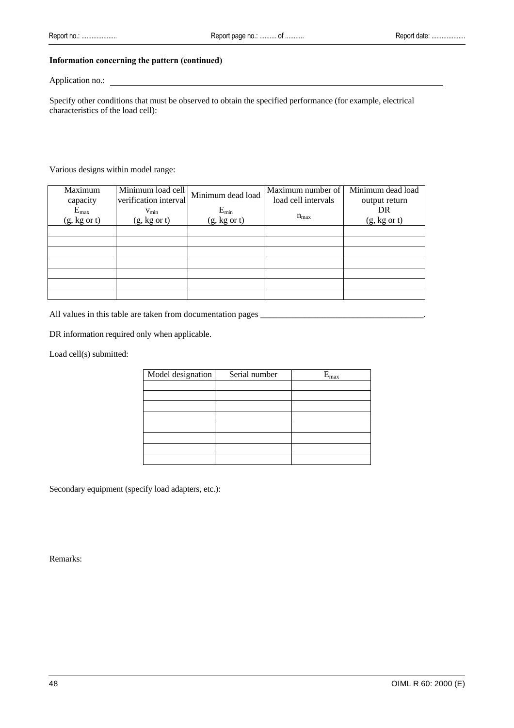**Information concerning the pattern (continued)**

Application no.: ___________________________________________________________________

Specify other conditions that must be observed to obtain the specified performance (for example, electrical characteristics of the load cell):

Various designs within model range:

| Maximum capacity $E_{max}$ (g, kg or t) | Minimum load cell verification interval $v_{min}$ (g, kg or t) | Minimum dead load $E_{min}$ (g, kg or t) | Maximum number of load cell intervals $n_{max}$ | Minimum dead load output return DR (g, kg or t) |
|---|---|---|---|---|
| | | | | |
| | | | | |
| | | | | |
| | | | | |
| | | | | |
| | | | | |
| | | | | |

All values in this table are taken from documentation pages _____________________________________.

DR information required only when applicable.

Load cell(s) submitted:

| Model designation | Serial number | $E_{max}$ |
|---|---|---|
| | | |
| | | |
| | | |
| | | |
| | | |
| | | |
| | | |
| | | |

Secondary equipment (specify load adapters, etc.):

Remarks: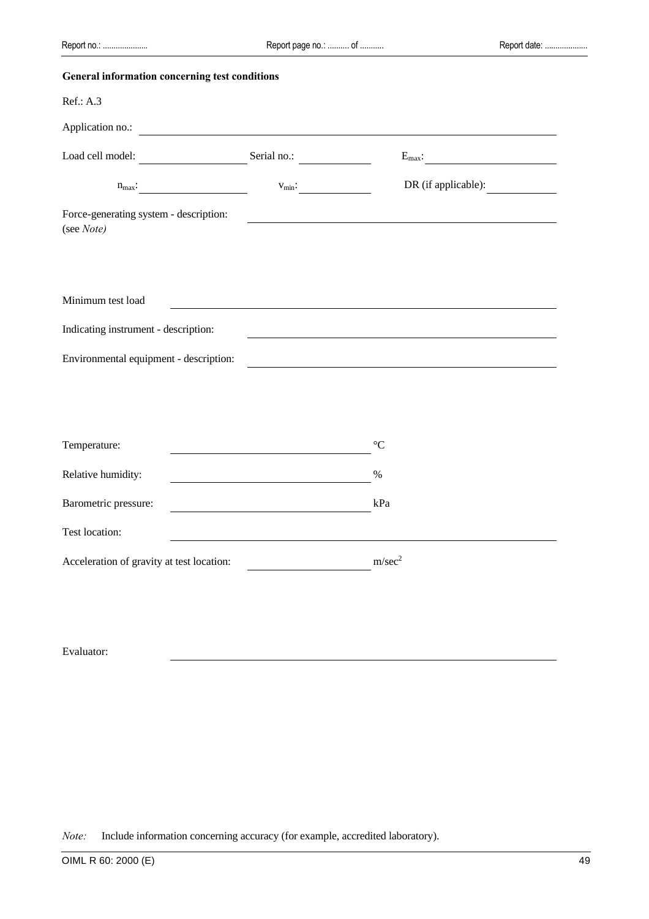Report no.: ..................... Report page no.: .......... of ........... Report date: ....................

**General information concerning test conditions**

Ref.: A.3

Application no.: ______________________________

Load cell model: ______________ Serial no.: ______________ $E_{max}$: ______________

$n_{max}$: ______________ $v_{min}$: ______________ DR (if applicable): ______________

Force-generating system - description: ______________________________
(see *Note*)

Minimum test load ______________________________

Indicating instrument - description: ______________________________

Environmental equipment - description: ______________________________

Temperature: ______________ °C

Relative humidity: ______________ %

Barometric pressure: ______________ kPa

Test location: ______________________________

Acceleration of gravity at test location: ______________ m/sec$^2$

Evaluator: ______________________________

*Note:* Include information concerning accuracy (for example, accredited laboratory).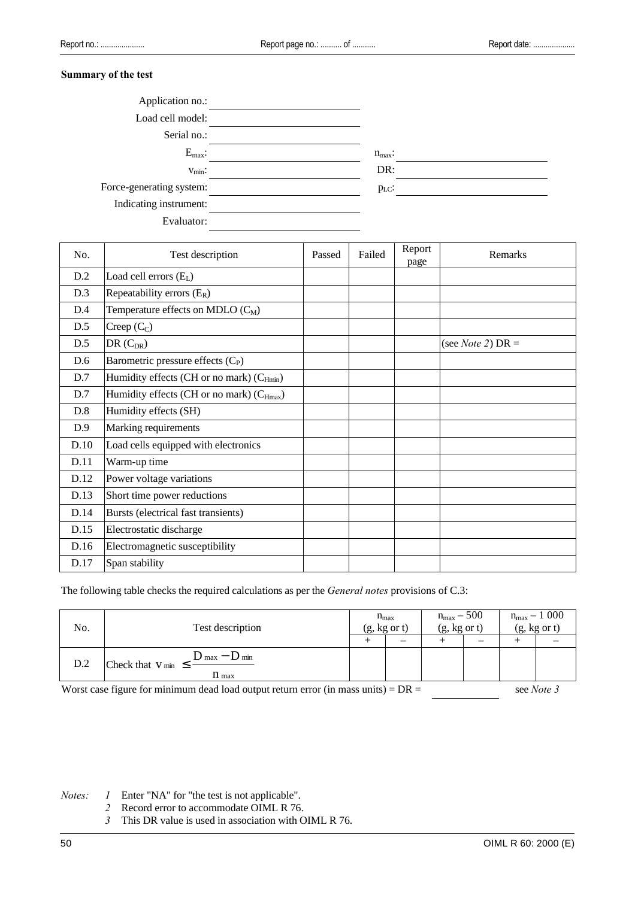**Summary of the test**

Application no.: \_\_\_\_\_\_\_\_\_\_\_\_\_\_\_\_

Load cell model: \_\_\_\_\_\_\_\_\_\_\_\_\_\_\_\_

Serial no.: \_\_\_\_\_\_\_\_\_\_\_\_\_\_\_\_

$E_{max}$: \_\_\_\_\_\_\_\_\_\_\_\_\_\_\_\_ $n_{max}$: \_\_\_\_\_\_\_\_\_\_\_\_\_\_\_\_

$v_{min}$: \_\_\_\_\_\_\_\_\_\_\_\_\_\_\_\_ DR: \_\_\_\_\_\_\_\_\_\_\_\_\_\_\_\_

Force-generating system: \_\_\_\_\_\_\_\_\_\_\_\_\_\_\_\_ $p_{LC}$: \_\_\_\_\_\_\_\_\_\_\_\_\_\_\_\_

Indicating instrument: \_\_\_\_\_\_\_\_\_\_\_\_\_\_\_\_

Evaluator: \_\_\_\_\_\_\_\_\_\_\_\_\_\_\_\_

| No. | Test description | Passed | Failed | Report page | Remarks |
|---|---|---|---|---|---|
| D.2 | Load cell errors ($E_L$) | | | | |
| D.3 | Repeatability errors ($E_R$) | | | | |
| D.4 | Temperature effects on MDLO ($C_M$) | | | | |
| D.5 | Creep ($C_C$) | | | | |
| D.5 | DR ($C_{DR}$) | | | | (see *Note 2*) DR = |
| D.6 | Barometric pressure effects ($C_P$) | | | | |
| D.7 | Humidity effects (CH or no mark) ($C_{Hmin}$) | | | | |
| D.7 | Humidity effects (CH or no mark) ($C_{Hmax}$) | | | | |
| D.8 | Humidity effects (SH) | | | | |
| D.9 | Marking requirements | | | | |
| D.10 | Load cells equipped with electronics | | | | |
| D.11 | Warm-up time | | | | |
| D.12 | Power voltage variations | | | | |
| D.13 | Short time power reductions | | | | |
| D.14 | Bursts (electrical fast transients) | | | | |
| D.15 | Electrostatic discharge | | | | |
| D.16 | Electromagnetic susceptibility | | | | |
| D.17 | Span stability | | | | |

The following table checks the required calculations as per the *General notes* provisions of C.3:

| No. | Test description | $n_{max}$ (g, kg or t) | | $n_{max}$ – 500 (g, kg or t) | | $n_{max}$ – 1 000 (g, kg or t) | |
|---|---|---|---|---|---|---|---|
| | | + | – | + | – | + | – |
| D.2 | Check that $v_{min} \leq \frac{D_{max} - D_{min}}{n_{max}}$ | | | | | | |

Worst case figure for minimum dead load output return error (in mass units) = DR = \_\_\_\_\_\_\_\_\_\_\_\_ see *Note 3*

*Notes:*

*1* Enter "NA" for "the test is not applicable".

*2* Record error to accommodate OIML R 76.

*3* This DR value is used in association with OIML R 76.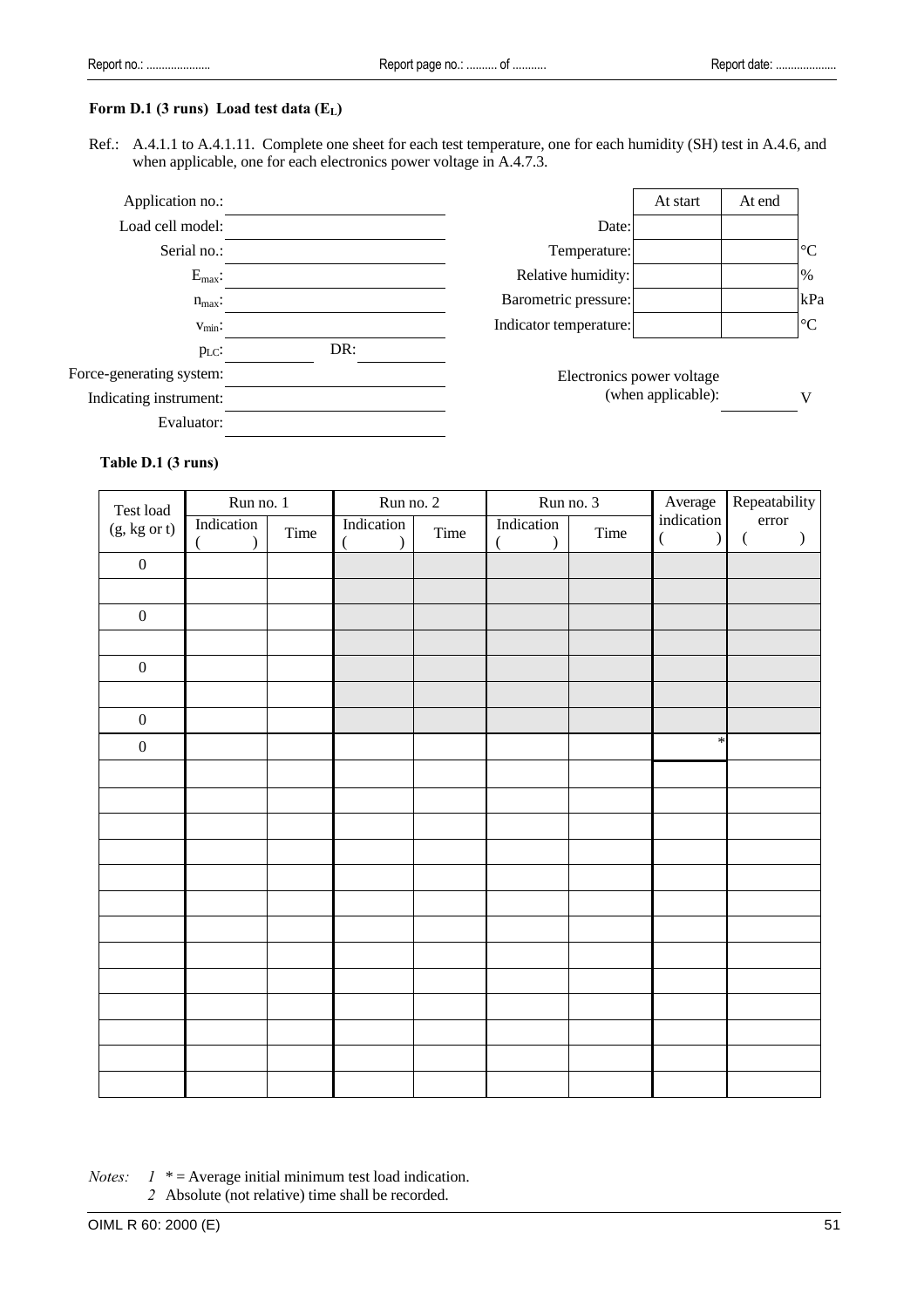Report no.: .................... Report page no.: .......... of ........... Report date: ...................

**Form D.1 (3 runs) Load test data ($E_L$)**

Ref.: A.4.1.1 to A.4.1.11. Complete one sheet for each test temperature, one for each humidity (SH) test in A.4.6, and when applicable, one for each electronics power voltage in A.4.7.3.

Application no.: ____________________

Load cell model: ____________________

Serial no.: ____________________

$E_{max}$: ____________________

$n_{max}$: ____________________

$v_{min}$: ____________________

$p_{LC}$: __________ DR: __________

Force-generating system: ____________________

Indicating instrument: ____________________

Evaluator: ____________________

| | At start | At end | |
|---|---|---|---|
| Date: | | | |
| Temperature: | | | °C |
| Relative humidity: | | | % |
| Barometric pressure: | | | kPa |
| Indicator temperature: | | | °C |

Electronics power voltage (when applicable): __________ V

**Table D.1 (3 runs)**

| Test load (g, kg or t) | Run no. 1 | | Run no. 2 | | Run no. 3 | | Average indication ( ) | Repeatability error ( ) |
|---|---|---|---|---|---|---|---|---|
| | Indication ( ) | Time | Indication ( ) | Time | Indication ( ) | Time | | |
| 0 | | | | | | | | |
| | | | | | | | | |
| 0 | | | | | | | | |
| | | | | | | | | |
| 0 | | | | | | | | |
| | | | | | | | | |
| 0 | | | | | | | | |
| 0 | | | | | | | * | |
| | | | | | | | | |
| | | | | | | | | |
| | | | | | | | | |
| | | | | | | | | |
| | | | | | | | | |
| | | | | | | | | |
| | | | | | | | | |
| | | | | | | | | |
| | | | | | | | | |
| | | | | | | | | |
| | | | | | | | | |
| | | | | | | | | |
| | | | | | | | | |

*Notes:* *1* * = Average initial minimum test load indication.

*2* Absolute (not relative) time shall be recorded.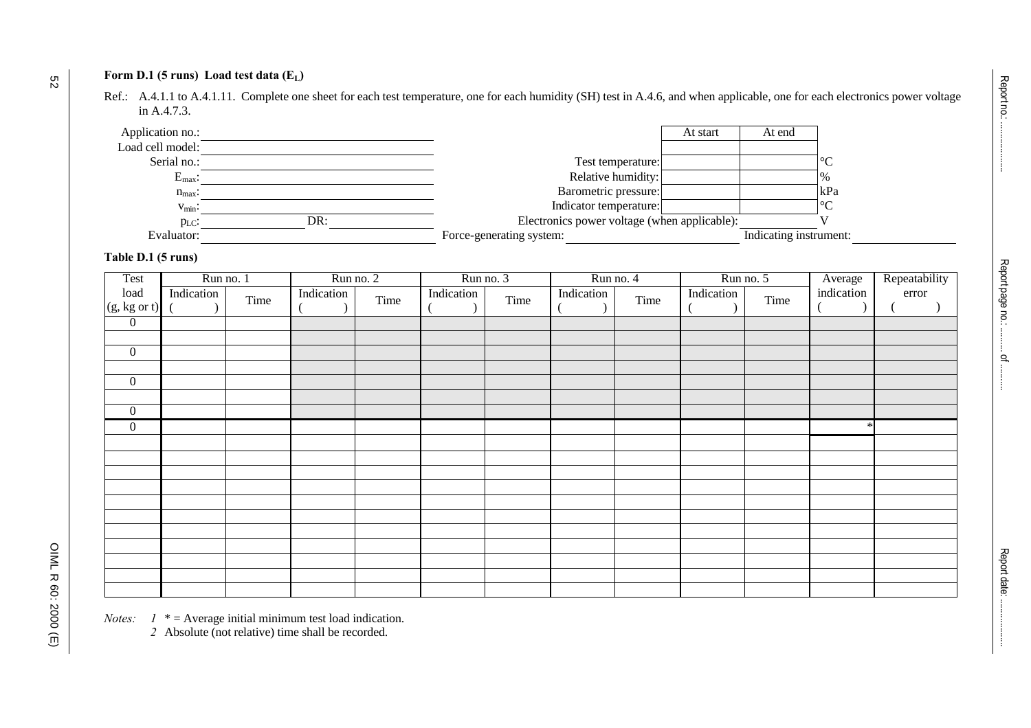**Form D.1 (5 runs) Load test data ($E_L$)**

Ref.: A.4.1.1 to A.4.1.11. Complete one sheet for each test temperature, one for each humidity (SH) test in A.4.6, and when applicable, one for each electronics power voltage in A.4.7.3.

Application no.: ____________________

Load cell model: ____________________

Serial no.: ____________________

$E_{max}$: ____________________

$n_{max}$: ____________________

$v_{min}$: ____________________

$p_{LC}$: __________ DR: __________

Evaluator: ____________________

| | At start | At end | |
|---|---|---|---|
| Test temperature: | | | °C |
| Relative humidity: | | | % |
| Barometric pressure: | | | kPa |
| Indicator temperature: | | | °C |

Electronics power voltage (when applicable): __________ V

Force-generating system: ____________________ Indicating instrument: __________

**Table D.1 (5 runs)**

| Test load (g, kg or t) | Run no. 1 | | Run no. 2 | | Run no. 3 | | Run no. 4 | | Run no. 5 | | Average indication ( ) | Repeatability error ( ) |
|---|---|---|---|---|---|---|---|---|---|---|---|---|
| | Indication ( ) | Time | Indication ( ) | Time | Indication ( ) | Time | Indication ( ) | Time | Indication ( ) | Time | | |
| 0 | | | | | | | | | | | | |
| | | | | | | | | | | | | |
| 0 | | | | | | | | | | | | |
| | | | | | | | | | | | | |
| 0 | | | | | | | | | | | | |
| | | | | | | | | | | | | |
| 0 | | | | | | | | | | | | |
| 0 | | | | | | | | | | | * | |
| | | | | | | | | | | | | |
| | | | | | | | | | | | | |
| | | | | | | | | | | | | |
| | | | | | | | | | | | | |
| | | | | | | | | | | | | |
| | | | | | | | | | | | | |
| | | | | | | | | | | | | |
| | | | | | | | | | | | | |
| | | | | | | | | | | | | |
| | | | | | | | | | | | | |
| | | | | | | | | | | | | |

*Notes:* *1* * = Average initial minimum test load indication.

*2* Absolute (not relative) time shall be recorded.

Report no.: ..................

Report page no.: .......... of ..........

Report date: ..................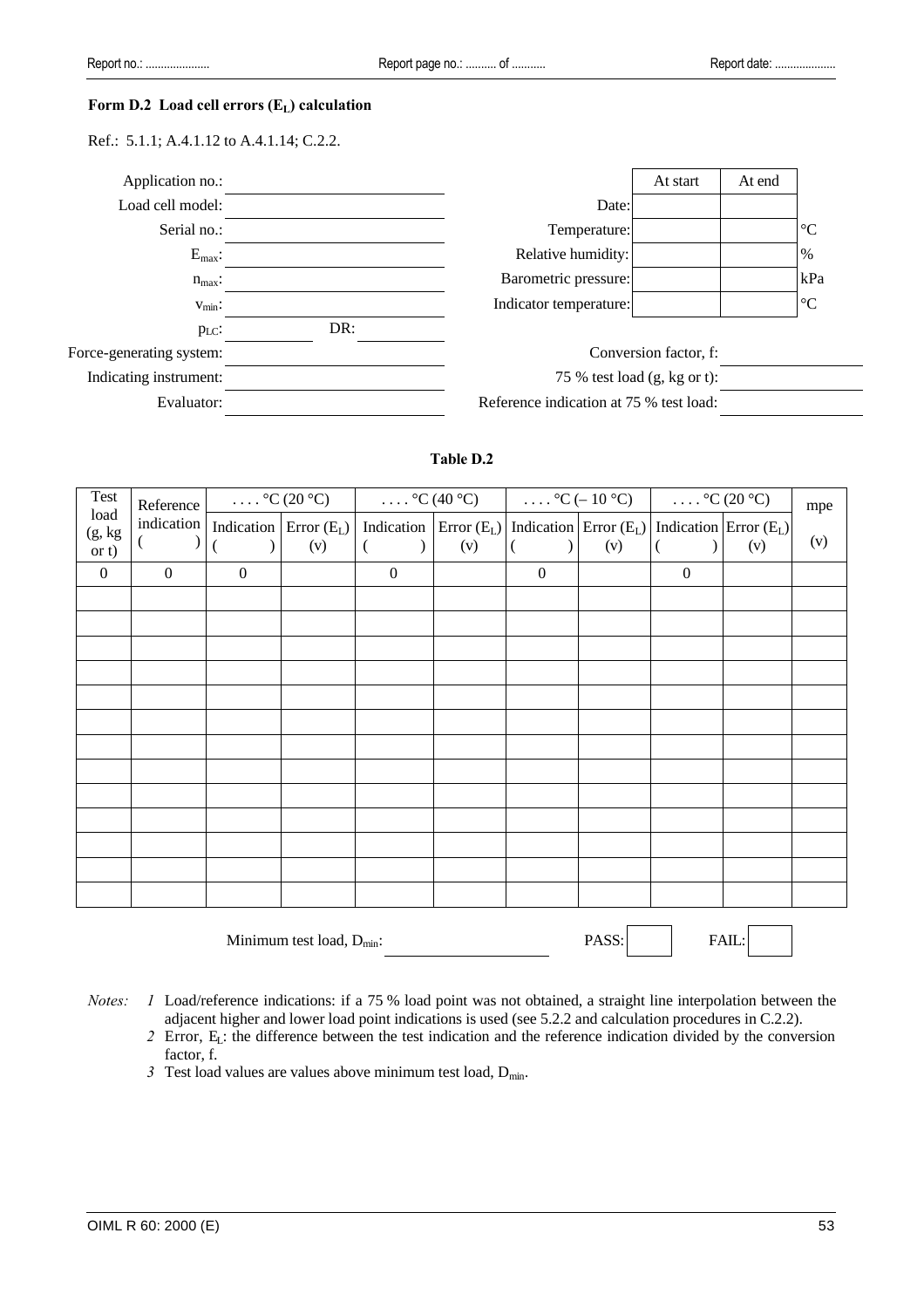Report no.: .................... Report page no.: .......... of ........... Report date: ...................

### Form D.2 Load cell errors ($E_L$) calculation

Ref.: 5.1.1; A.4.1.12 to A.4.1.14; C.2.2.

| | |
|---|---|
| Application no.: | |
| Load cell model: | |
| Serial no.: | |
| $E_{max}$: | |
| $n_{max}$: | |
| $v_{min}$: | |
| $p_{LC}$: | DR: |
| Force-generating system: | |
| Indicating instrument: | |
| Evaluator: | |

| | At start | At end | |
|---|---|---|---|
| Date: | | | |
| Temperature: | | | °C |
| Relative humidity: | | | % |
| Barometric pressure: | | | kPa |
| Indicator temperature: | | | °C |

Conversion factor, f:

75 % test load (g, kg or t):

Reference indication at 75 % test load:

**Table D.2**

| Test load (g, kg or t) | Reference indication ( ) | . . . . °C (20 °C) | | . . . . °C (40 °C) | | . . . . °C (– 10 °C) | | . . . . °C (20 °C) | | mpe |
|---|---|---|---|---|---|---|---|---|---|---|
| | | Indication ( ) | Error ($E_L$) (v) | Indication ( ) | Error ($E_L$) (v) | Indication ( ) | Error ($E_L$) (v) | Indication ( ) | Error ($E_L$) (v) | (v) |
| 0 | 0 | 0 | | 0 | | 0 | | 0 | | |
| | | | | | | | | | | |
| | | | | | | | | | | |
| | | | | | | | | | | |
| | | | | | | | | | | |
| | | | | | | | | | | |
| | | | | | | | | | | |
| | | | | | | | | | | |
| | | | | | | | | | | |
| | | | | | | | | | | |
| | | | | | | | | | | |
| | | | | | | | | | | |
| | | | | | | | | | | |
| | | | | | | | | | | |

Minimum test load, $D_{min}$: PASS: FAIL:

*Notes:*

*1* Load/reference indications: if a 75 % load point was not obtained, a straight line interpolation between the adjacent higher and lower load point indications is used (see 5.2.2 and calculation procedures in C.2.2).

*2* Error, $E_L$: the difference between the test indication and the reference indication divided by the conversion factor, f.

*3* Test load values are values above minimum test load, $D_{min}$.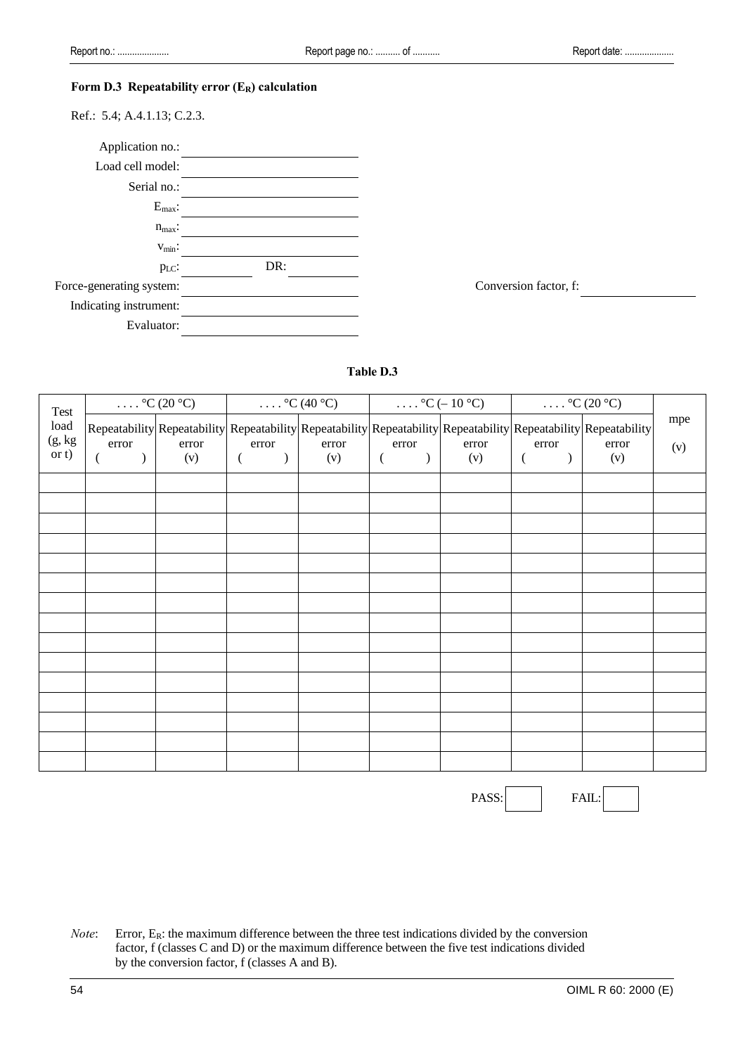### Form D.3 Repeatability error ($E_R$) calculation

Ref.: 5.4; A.4.1.13; C.2.3.

| | |
|---|---|
| Application no.: | |
| Load cell model: | |
| Serial no.: | |
| $E_{max}$: | |
| $n_{max}$: | |
| $v_{min}$: | |
| $p_{LC}$: | DR: |
| Force-generating system: | |
| Indicating instrument: | |
| Evaluator: | |

Conversion factor, f:

**Table D.3**

| Test load (g, kg or t) | . . . . °C (20 °C) | | . . . . °C (40 °C) | | . . . . °C (– 10 °C) | | . . . . °C (20 °C) | | mpe (v) |
|---|---|---|---|---|---|---|---|---|---|
| | Repeatability error ( ) | Repeatability error (v) | Repeatability error ( ) | Repeatability error (v) | Repeatability error ( ) | Repeatability error (v) | Repeatability error ( ) | Repeatability error (v) | |
| | | | | | | | | | |
| | | | | | | | | | |
| | | | | | | | | | |
| | | | | | | | | | |
| | | | | | | | | | |
| | | | | | | | | | |
| | | | | | | | | | |
| | | | | | | | | | |
| | | | | | | | | | |
| | | | | | | | | | |
| | | | | | | | | | |
| | | | | | | | | | |
| | | | | | | | | | |
| | | | | | | | | | |
| | | | | | | | | | |

PASS: ☐ FAIL: ☐

*Note*: Error, $E_R$: the maximum difference between the three test indications divided by the conversion factor, f (classes C and D) or the maximum difference between the five test indications divided by the conversion factor, f (classes A and B).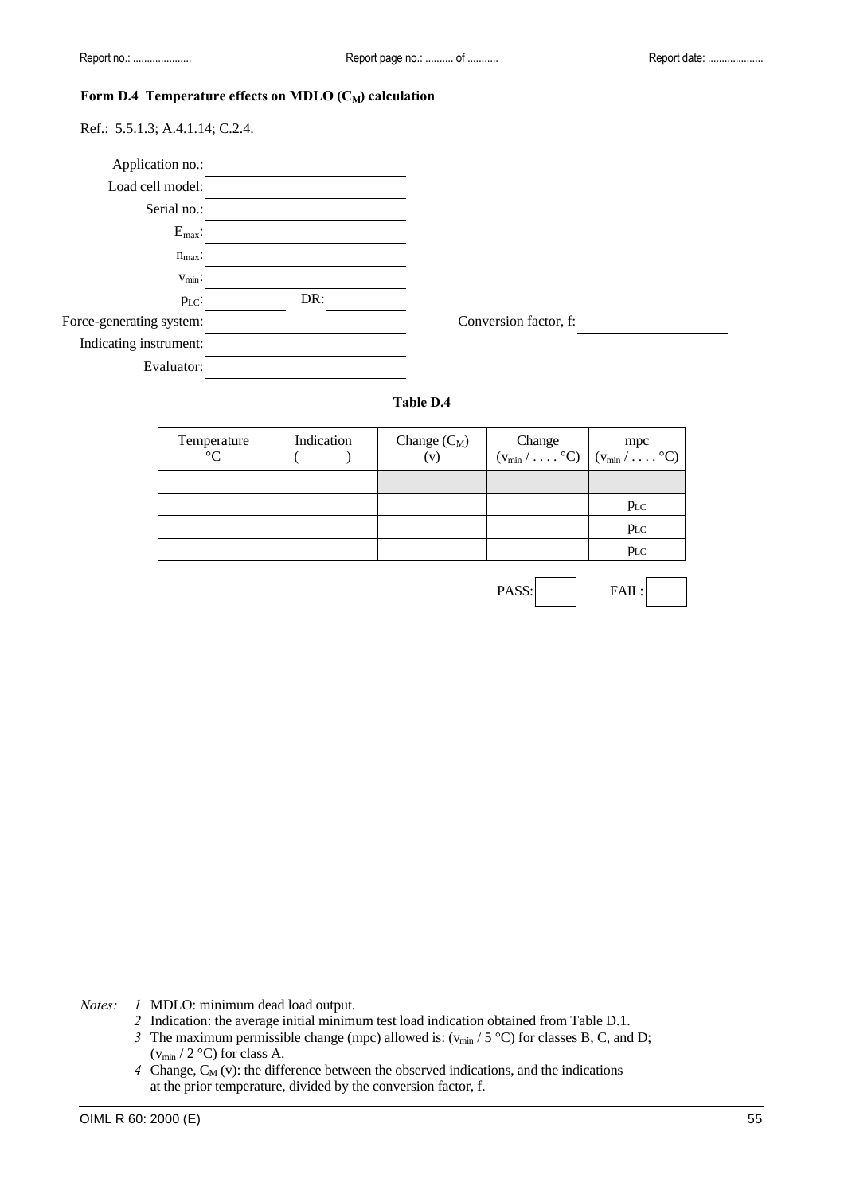## Form D.4 Temperature effects on MDLO ($C_M$) calculation

Ref.: 5.5.1.3; A.4.1.14; C.2.4.

Application no.: ______________________

Load cell model: ______________________

Serial no.: ______________________

$E_{max}$: ______________________

$n_{max}$: ______________________

$v_{min}$: ______________________

$p_{LC}$: __________ DR: __________

Force-generating system: ______________________ Conversion factor, f: ______________________

Indicating instrument: ______________________

Evaluator: ______________________

**Table D.4**

| Temperature °C | Indication ( ) | Change ($C_M$) (v) | Change ($v_{min}$ / . . . . °C) | mpc ($v_{min}$ / . . . . °C) |
|---|---|---|---|---|
| | | | | |
| | | | | $p_{LC}$ |
| | | | | $p_{LC}$ |
| | | | | $p_{LC}$ |

PASS: ☐ FAIL: ☐

*Notes:*

1. MDLO: minimum dead load output.
2. Indication: the average initial minimum test load indication obtained from Table D.1.
3. The maximum permissible change (mpc) allowed is: ($v_{min}$ / 5 °C) for classes B, C, and D; ($v_{min}$ / 2 °C) for class A.
4. Change, $C_M$ (v): the difference between the observed indications, and the indications at the prior temperature, divided by the conversion factor, f.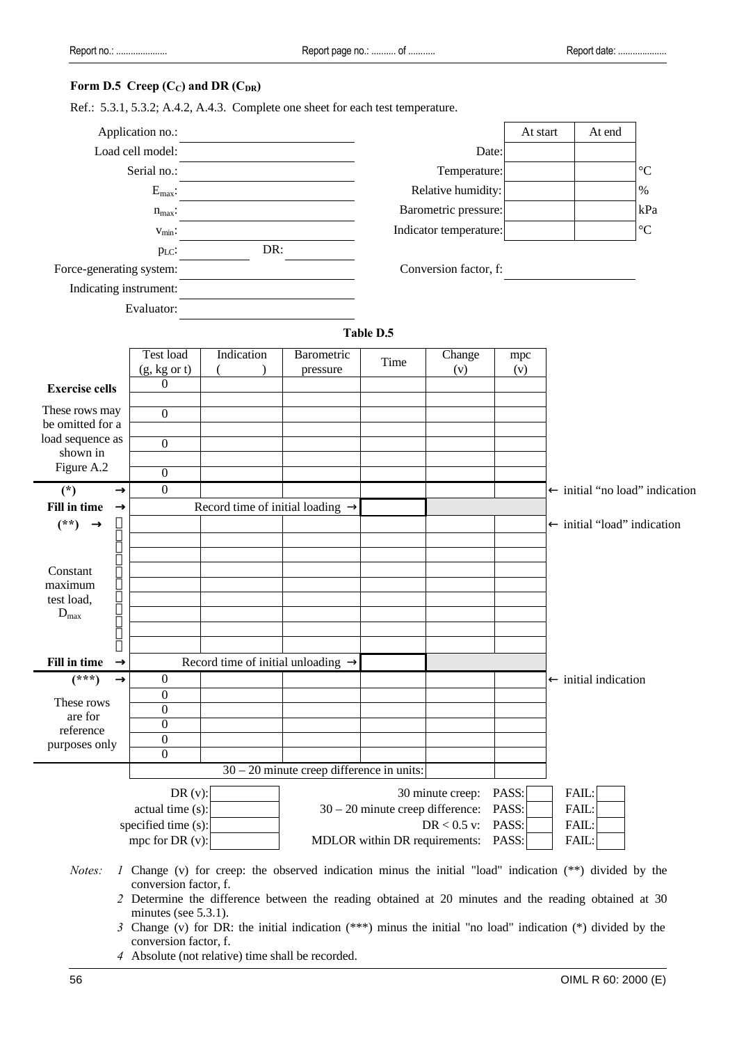Report no.: .................... Report page no.: .......... of ........... Report date: ...................

**Form D.5 Creep ($C_C$) and DR ($C_{DR}$)**

Ref.: 5.3.1, 5.3.2; A.4.2, A.4.3. Complete one sheet for each test temperature.

| | |
|---|---|
| Application no.: | |
| Load cell model: | |
| Serial no.: | |
| $E_{max}$: | |
| $n_{max}$: | |
| $v_{min}$: | |
| $p_{LC}$: | DR: |
| Force-generating system: | |
| Indicating instrument: | |
| Evaluator: | |

| | At start | At end | |
|---|---|---|---|
| Date: | | | |
| Temperature: | | | °C |
| Relative humidity: | | | % |
| Barometric pressure: | | | kPa |
| Indicator temperature: | | | °C |

Conversion factor, f: 

**Table D.5**

| | Test load (g, kg or t) | Indication ( ) | Barometric pressure | Time | Change (v) | mpc (v) | |
|---|---|---|---|---|---|---|---|
| **Exercise cells** | 0 | | | | | | |
| | | | | | | | |
| These rows may be omitted for a load sequence as shown in Figure A.2 | 0 | | | | | | |
| | | | | | | | |
| | 0 | | | | | | |
| | | | | | | | |
| | 0 | | | | | | |
| **(*)** → | 0 | | | | | | ← initial "no load" indication |
| **Fill in time** → | Record time of initial loading → | | | | | | |
| **(**)** → | | | | | | | ← initial "load" indication |
| Constant maximum test load, $D_{max}$ | | | | | | | |
| | | | | | | | |
| | | | | | | | |
| | | | | | | | |
| | | | | | | | |
| | | | | | | | |
| | | | | | | | |
| | | | | | | | |
| | | | | | | | |
| **Fill in time** → | Record time of initial unloading → | | | | | | |
| **(***)** → | 0 | | | | | | ← initial indication |
| These rows are for reference purposes only | 0 | | | | | | |
| | 0 | | | | | | |
| | 0 | | | | | | |
| | 0 | | | | | | |
| | 0 | | | | | | |
| | 30 – 20 minute creep difference in units: | | | | | | |

| | | | | |
|---|---|---|---|---|
| DR (v): | | 30 minute creep: | PASS: | FAIL: |
| actual time (s): | | 30 – 20 minute creep difference: | PASS: | FAIL: |
| specified time (s): | | DR < 0.5 v: | PASS: | FAIL: |
| mpc for DR (v): | | MDLOR within DR requirements: | PASS: | FAIL: |

*Notes:*

1. Change (v) for creep: the observed indication minus the initial "load" indication (**) divided by the conversion factor, f.
2. Determine the difference between the reading obtained at 20 minutes and the reading obtained at 30 minutes (see 5.3.1).
3. Change (v) for DR: the initial indication (***) minus the initial "no load" indication (*) divided by the conversion factor, f.
4. Absolute (not relative) time shall be recorded.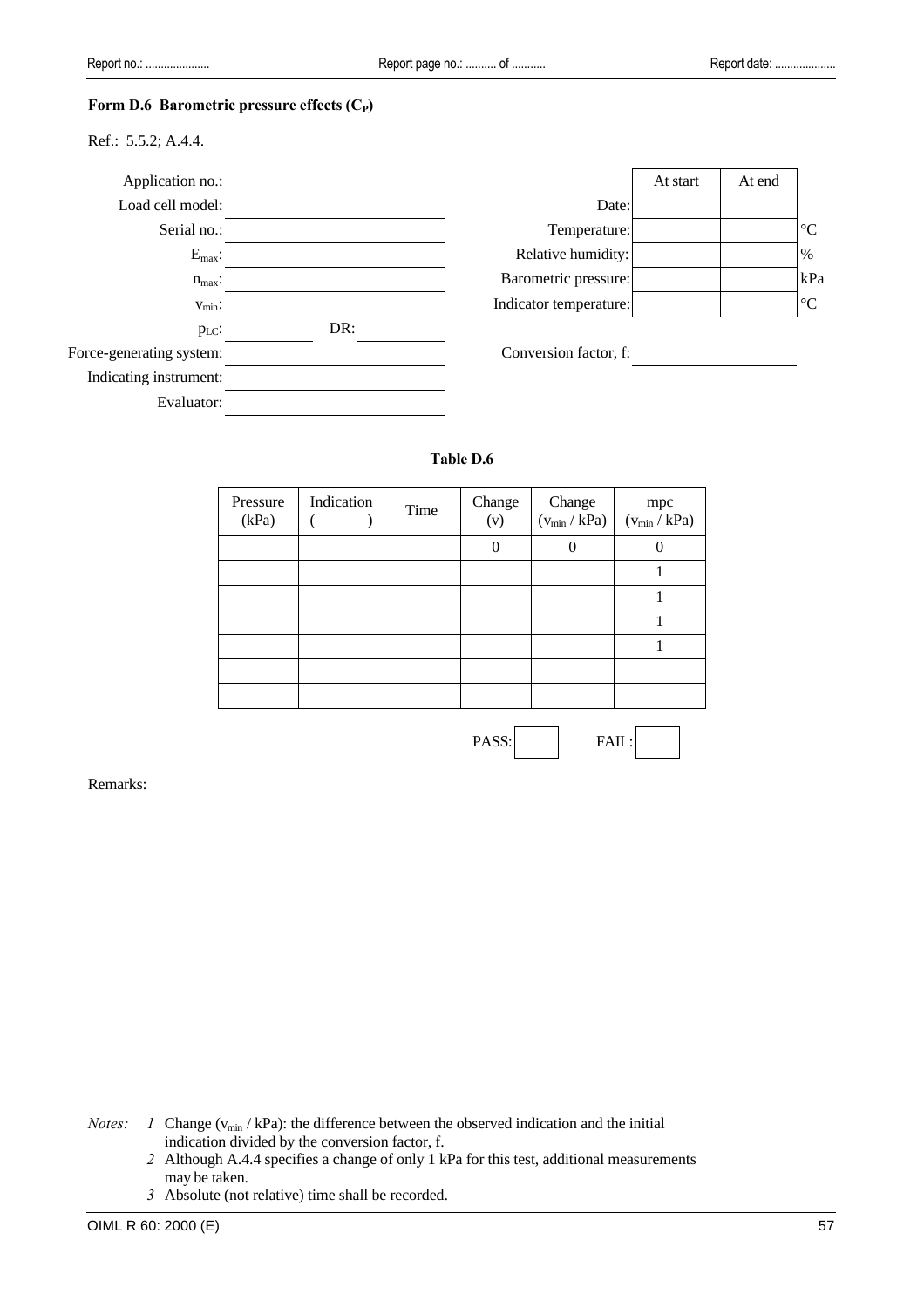**Form D.6 Barometric pressure effects ($C_P$)**

Ref.: 5.5.2; A.4.4.

| | |
|---|---|
| Application no.: | |
| Load cell model: | |
| Serial no.: | |
| $E_{max}$: | |
| $n_{max}$: | |
| $v_{min}$: | |
| $p_{LC}$: | DR: |
| Force-generating system: | |
| Indicating instrument: | |
| Evaluator: | |

| | At start | At end | |
|---|---|---|---|
| Date: | | | |
| Temperature: | | | °C |
| Relative humidity: | | | % |
| Barometric pressure: | | | kPa |
| Indicator temperature: | | | °C |

Conversion factor, f:

**Table D.6**

| Pressure (kPa) | Indication (     ) | Time | Change (v) | Change ($v_{min}$ / kPa) | mpc ($v_{min}$ / kPa) |
|---|---|---|---|---|---|
| | | | 0 | 0 | 0 |
| | | | | | 1 |
| | | | | | 1 |
| | | | | | 1 |
| | | | | | 1 |
| | | | | | |
| | | | | | |

PASS: ☐ FAIL: ☐

Remarks:

*Notes:* *1* Change ($v_{min}$ / kPa): the difference between the observed indication and the initial indication divided by the conversion factor, f.

*2* Although A.4.4 specifies a change of only 1 kPa for this test, additional measurements may be taken.

*3* Absolute (not relative) time shall be recorded.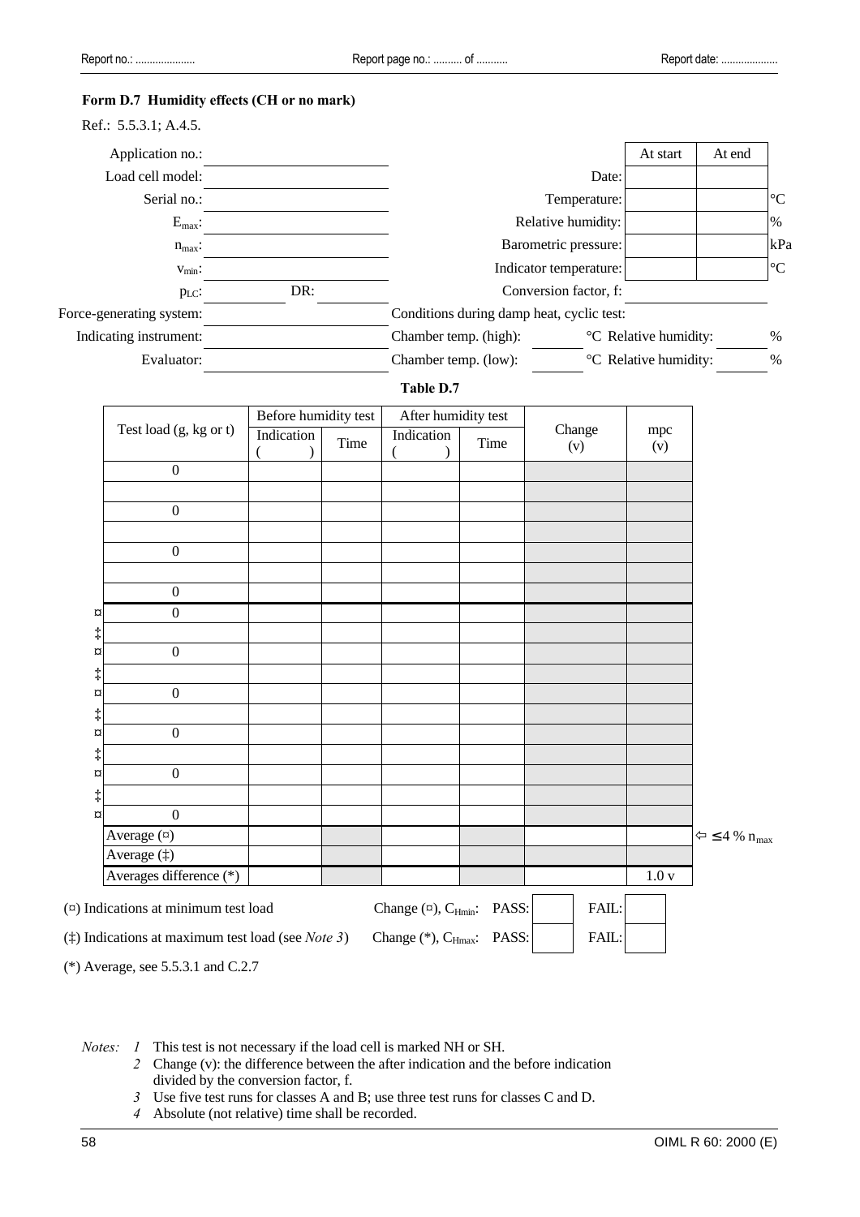**Form D.7 Humidity effects (CH or no mark)**

Ref.: 5.5.3.1; A.4.5.

| | | | At start | At end | |
|---|---|---|---|---|---|
| Application no.: | | | | | |
| Load cell model: | | Date: | | | |
| Serial no.: | | Temperature: | | | °C |
| $E_{max}$: | | Relative humidity: | | | % |
| $n_{max}$: | | Barometric pressure: | | | kPa |
| $v_{min}$: | | Indicator temperature: | | | °C |
| $p_{LC}$: | DR: | Conversion factor, f: | | | |
| Force-generating system: | | Conditions during damp heat, cyclic test: | | | |
| Indicating instrument: | | Chamber temp. (high): | °C | Relative humidity: | % |
| Evaluator: | | Chamber temp. (low): | °C | Relative humidity: | % |

**Table D.7**

| | Test load (g, kg or t) | Before humidity test | | After humidity test | | Change (v) | mpc (v) | |
|---|---|---|---|---|---|---|---|---|
| | | Indication ( ) | Time | Indication ( ) | Time | | | |
| | 0 | | | | | | | |
| | | | | | | | | |
| | 0 | | | | | | | |
| | | | | | | | | |
| | 0 | | | | | | | |
| | | | | | | | | |
| | 0 | | | | | | | |
| ¤ | 0 | | | | | | | |
| ‡ | | | | | | | | |
| ¤ | 0 | | | | | | | |
| ‡ | | | | | | | | |
| ¤ | 0 | | | | | | | |
| ‡ | | | | | | | | |
| ¤ | 0 | | | | | | | |
| ‡ | | | | | | | | |
| ¤ | 0 | | | | | | | |
| ‡ | | | | | | | | |
| ¤ | 0 | | | | | | | |
| | Average (¤) | | | | | | | ⇦ ≤ 4 % $n_{max}$ |
| | Average (‡) | | | | | | | |
| | Averages difference (*) | | | | | | 1.0 v | |

(¤) Indications at minimum test load — Change (¤), $C_{Hmin}$: PASS: ☐ FAIL: ☐

(‡) Indications at maximum test load (see *Note 3*) — Change (*), $C_{Hmax}$: PASS: ☐ FAIL: ☐

(*) Average, see 5.5.3.1 and C.2.7

*Notes:* *1* This test is not necessary if the load cell is marked NH or SH.
*2* Change (v): the difference between the after indication and the before indication divided by the conversion factor, f.
*3* Use five test runs for classes A and B; use three test runs for classes C and D.
*4* Absolute (not relative) time shall be recorded.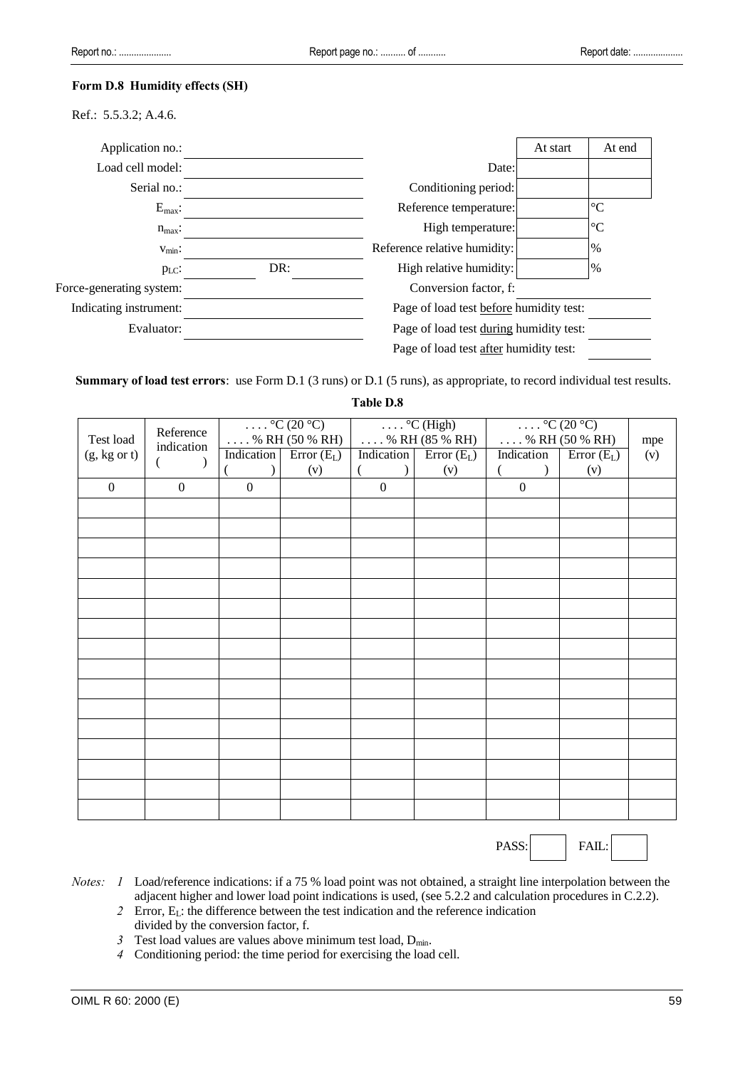**Form D.8 Humidity effects (SH)**

Ref.: 5.5.3.2; A.4.6.

| | |
|---|---|
| Application no.: | |
| Load cell model: | |
| Serial no.: | |
| $E_{max}$: | |
| $n_{max}$: | |
| $v_{min}$: | |
| $p_{LC}$: | DR: |
| Force-generating system: | |
| Indicating instrument: | |
| Evaluator: | |

| | At start | At end |
|---|---|---|
| Date: | | |
| Conditioning period: | | |
| Reference temperature: | | °C |
| High temperature: | | °C |
| Reference relative humidity: | | % |
| High relative humidity: | | % |
| Conversion factor, f: | | |
| Page of load test before humidity test: | | |
| Page of load test during humidity test: | | |
| Page of load test after humidity test: | | |

**Summary of load test errors**: use Form D.1 (3 runs) or D.1 (5 runs), as appropriate, to record individual test results.

**Table D.8**

| Test load (g, kg or t) | Reference indication ( ) | . . . . °C (20 °C) . . . . % RH (50 % RH) | | . . . . °C (High) . . . . % RH (85 % RH) | | . . . . °C (20 °C) . . . . % RH (50 % RH) | | mpe (v) |
|---|---|---|---|---|---|---|---|---|
| | | Indication ( ) | Error ($E_L$) (v) | Indication ( ) | Error ($E_L$) (v) | Indication ( ) | Error ($E_L$) (v) | |
| 0 | 0 | 0 | | 0 | | 0 | | |
| | | | | | | | | |
| | | | | | | | | |
| | | | | | | | | |
| | | | | | | | | |
| | | | | | | | | |
| | | | | | | | | |
| | | | | | | | | |
| | | | | | | | | |
| | | | | | | | | |
| | | | | | | | | |
| | | | | | | | | |
| | | | | | | | | |
| | | | | | | | | |
| | | | | | | | | |
| | | | | | | | | |
| | | | | | | | | |

PASS: ☐ FAIL: ☐

*Notes:*

*1* Load/reference indications: if a 75 % load point was not obtained, a straight line interpolation between the adjacent higher and lower load point indications is used, (see 5.2.2 and calculation procedures in C.2.2).

*2* Error, $E_L$: the difference between the test indication and the reference indication divided by the conversion factor, f.

*3* Test load values are values above minimum test load, $D_{min}$.

*4* Conditioning period: the time period for exercising the load cell.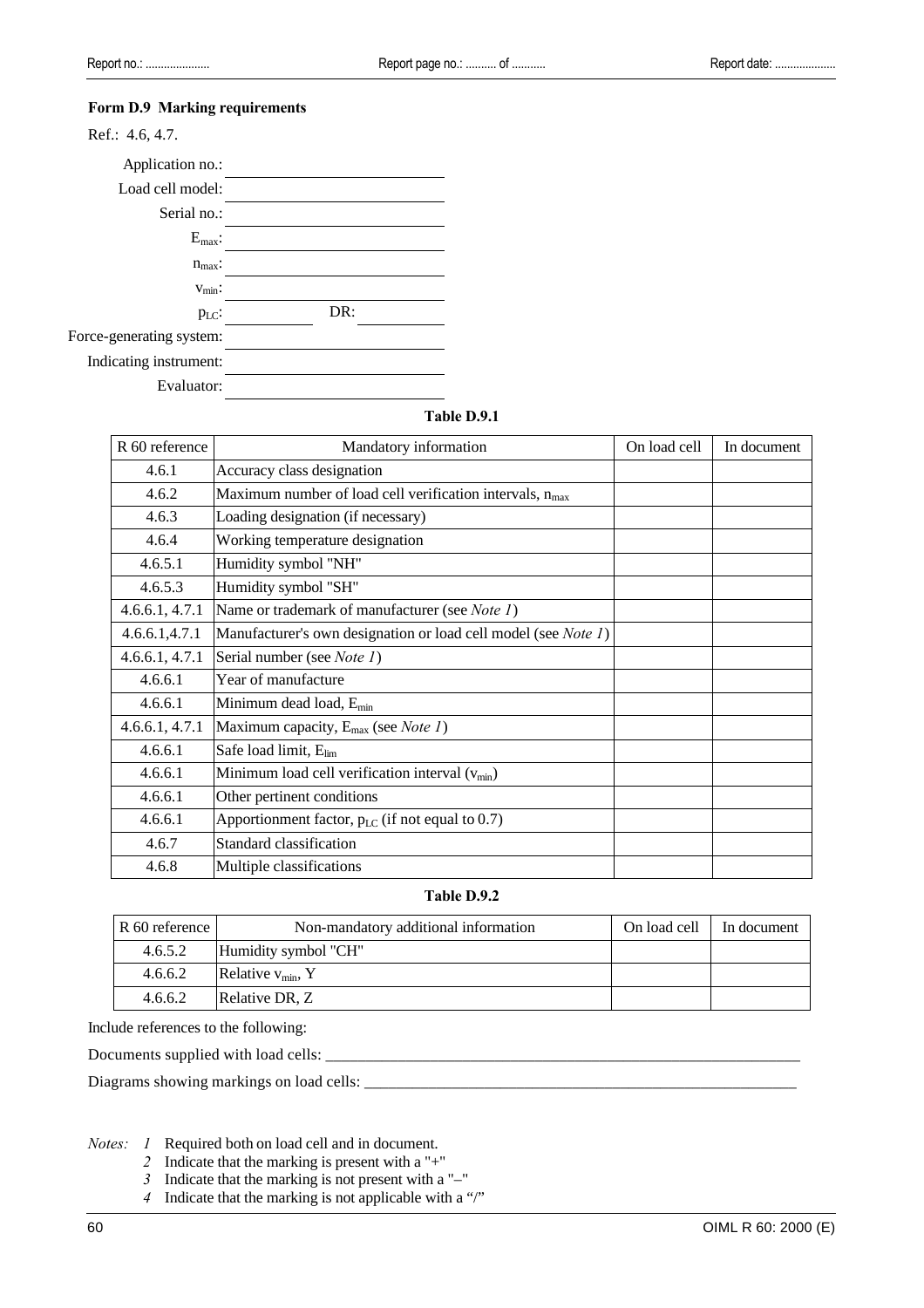**Form D.9 Marking requirements**

Ref.: 4.6, 4.7.

Application no.: ______________________

Load cell model: ______________________

Serial no.: ______________________

$E_{max}$: ______________________

$n_{max}$: ______________________

$v_{min}$: ______________________

$p_{LC}$: __________ DR: __________

Force-generating system: ______________________

Indicating instrument: ______________________

Evaluator: ______________________

**Table D.9.1**

| R 60 reference | Mandatory information | On load cell | In document |
|---|---|---|---|
| 4.6.1 | Accuracy class designation | | |
| 4.6.2 | Maximum number of load cell verification intervals, $n_{max}$ | | |
| 4.6.3 | Loading designation (if necessary) | | |
| 4.6.4 | Working temperature designation | | |
| 4.6.5.1 | Humidity symbol "NH" | | |
| 4.6.5.3 | Humidity symbol "SH" | | |
| 4.6.6.1, 4.7.1 | Name or trademark of manufacturer (see *Note 1*) | | |
| 4.6.6.1,4.7.1 | Manufacturer's own designation or load cell model (see *Note 1*) | | |
| 4.6.6.1, 4.7.1 | Serial number (see *Note 1*) | | |
| 4.6.6.1 | Year of manufacture | | |
| 4.6.6.1 | Minimum dead load, $E_{min}$ | | |
| 4.6.6.1, 4.7.1 | Maximum capacity, $E_{max}$ (see *Note 1*) | | |
| 4.6.6.1 | Safe load limit, $E_{lim}$ | | |
| 4.6.6.1 | Minimum load cell verification interval ($v_{min}$) | | |
| 4.6.6.1 | Other pertinent conditions | | |
| 4.6.6.1 | Apportionment factor, $p_{LC}$ (if not equal to 0.7) | | |
| 4.6.7 | Standard classification | | |
| 4.6.8 | Multiple classifications | | |

**Table D.9.2**

| R 60 reference | Non-mandatory additional information | On load cell | In document |
|---|---|---|---|
| 4.6.5.2 | Humidity symbol "CH" | | |
| 4.6.6.2 | Relative $v_{min}$, Y | | |
| 4.6.6.2 | Relative DR, Z | | |

Include references to the following:

Documents supplied with load cells: ______________________________________________

Diagrams showing markings on load cells: __________________________________________

*Notes:*
*1* Required both on load cell and in document.
*2* Indicate that the marking is present with a "+"
*3* Indicate that the marking is not present with a "–"
*4* Indicate that the marking is not applicable with a "/"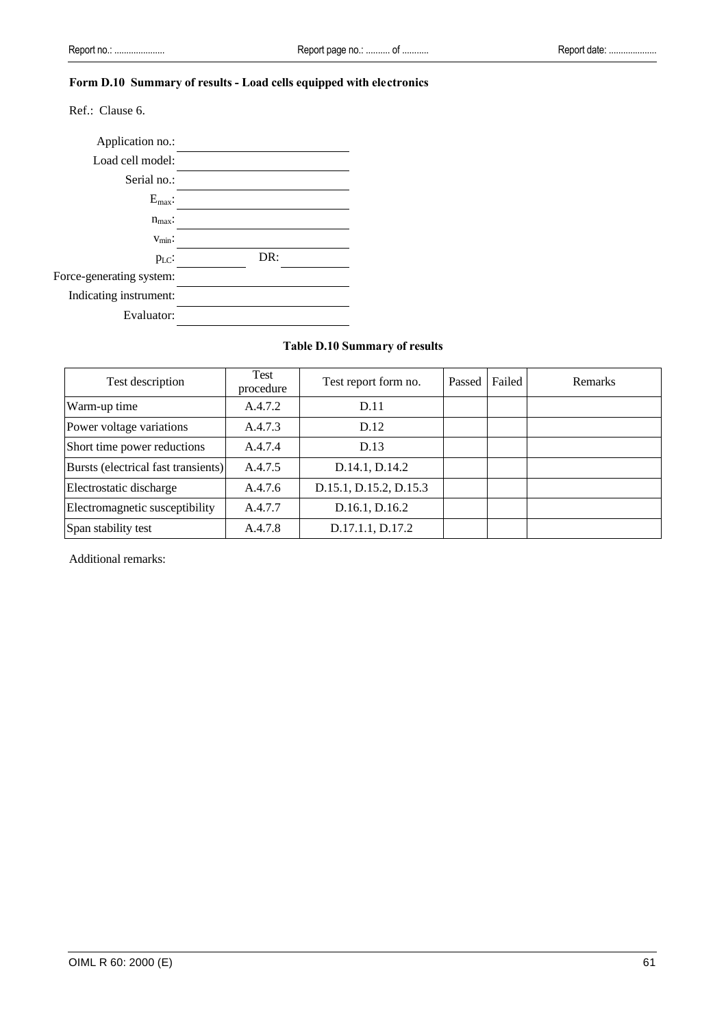## Form D.10 Summary of results - Load cells equipped with electronics

Ref.: Clause 6.

Application no.: \_\_\_\_\_\_\_\_\_\_\_\_\_\_\_\_\_\_\_\_

Load cell model: \_\_\_\_\_\_\_\_\_\_\_\_\_\_\_\_\_\_\_\_

Serial no.: \_\_\_\_\_\_\_\_\_\_\_\_\_\_\_\_\_\_\_\_

$E_{max}$: \_\_\_\_\_\_\_\_\_\_\_\_\_\_\_\_\_\_\_\_

$n_{max}$: \_\_\_\_\_\_\_\_\_\_\_\_\_\_\_\_\_\_\_\_

$v_{min}$: \_\_\_\_\_\_\_\_\_\_\_\_\_\_\_\_\_\_\_\_

$p_{LC}$: \_\_\_\_\_\_\_\_ DR: \_\_\_\_\_\_\_\_

Force-generating system: \_\_\_\_\_\_\_\_\_\_\_\_\_\_\_\_\_\_\_\_

Indicating instrument: \_\_\_\_\_\_\_\_\_\_\_\_\_\_\_\_\_\_\_\_

Evaluator: \_\_\_\_\_\_\_\_\_\_\_\_\_\_\_\_\_\_\_\_

**Table D.10 Summary of results**

| Test description | Test procedure | Test report form no. | Passed | Failed | Remarks |
|---|---|---|---|---|---|
| Warm-up time | A.4.7.2 | D.11 | | | |
| Power voltage variations | A.4.7.3 | D.12 | | | |
| Short time power reductions | A.4.7.4 | D.13 | | | |
| Bursts (electrical fast transients) | A.4.7.5 | D.14.1, D.14.2 | | | |
| Electrostatic discharge | A.4.7.6 | D.15.1, D.15.2, D.15.3 | | | |
| Electromagnetic susceptibility | A.4.7.7 | D.16.1, D.16.2 | | | |
| Span stability test | A.4.7.8 | D.17.1.1, D.17.2 | | | |

Additional remarks: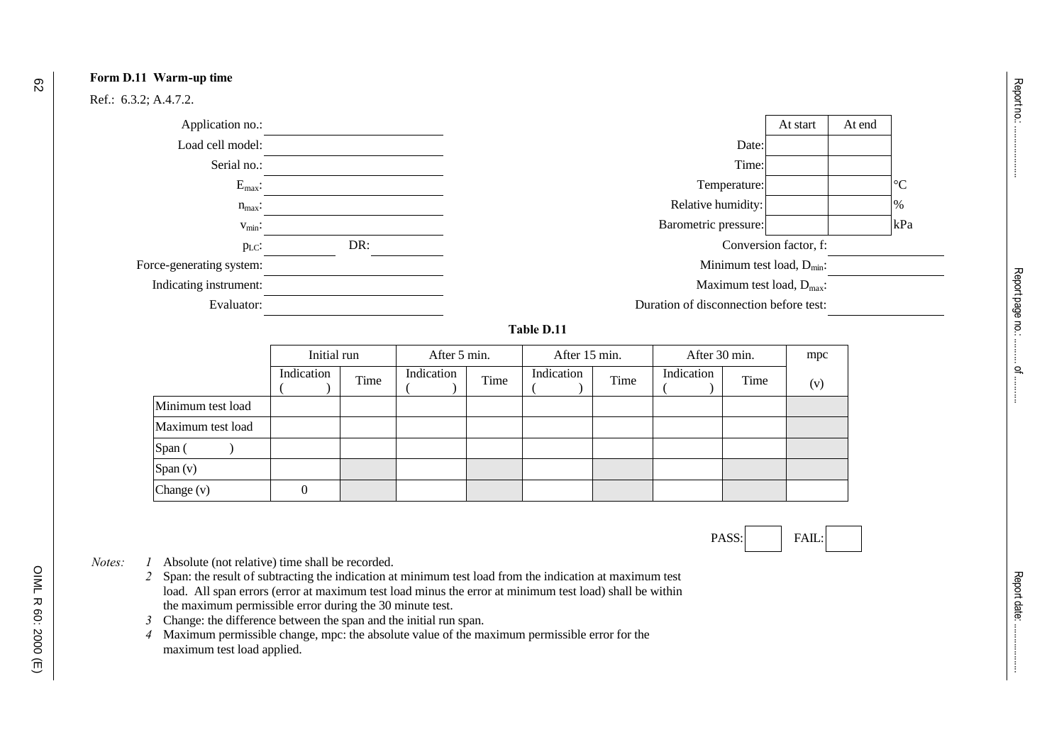**Form D.11 Warm-up time**

Ref.: 6.3.2; A.4.7.2.

Application no.: ____________________

Load cell model: ____________________

Serial no.: ____________________

$E_{max}$: ____________________

$n_{max}$: ____________________

$v_{min}$: ____________________

$p_{LC}$: __________ DR: __________

Force-generating system: ____________________

Indicating instrument: ____________________

Evaluator: ____________________

| | At start | At end | |
|---|---|---|---|
| Date: | | | |
| Time: | | | |
| Temperature: | | | °C |
| Relative humidity: | | | % |
| Barometric pressure: | | | kPa |

Conversion factor, f: ____________________

Minimum test load, $D_{min}$: ____________________

Maximum test load, $D_{max}$: ____________________

Duration of disconnection before test: ____________________

**Table D.11**

| | Initial run | | After 5 min. | | After 15 min. | | After 30 min. | | mpc |
|---|---|---|---|---|---|---|---|---|---|
| | Indication ( ) | Time | Indication ( ) | Time | Indication ( ) | Time | Indication ( ) | Time | (v) |
| Minimum test load | | | | | | | | | |
| Maximum test load | | | | | | | | | |
| Span ( ) | | | | | | | | | |
| Span (v) | | | | | | | | | |
| Change (v) | 0 | | | | | | | | |

PASS: ☐ FAIL: ☐

*Notes:*

*1* Absolute (not relative) time shall be recorded.

*2* Span: the result of subtracting the indication at minimum test load from the indication at maximum test load. All span errors (error at maximum test load minus the error at minimum test load) shall be within the maximum permissible error during the 30 minute test.

*3* Change: the difference between the span and the initial run span.

*4* Maximum permissible change, mpc: the absolute value of the maximum permissible error for the maximum test load applied.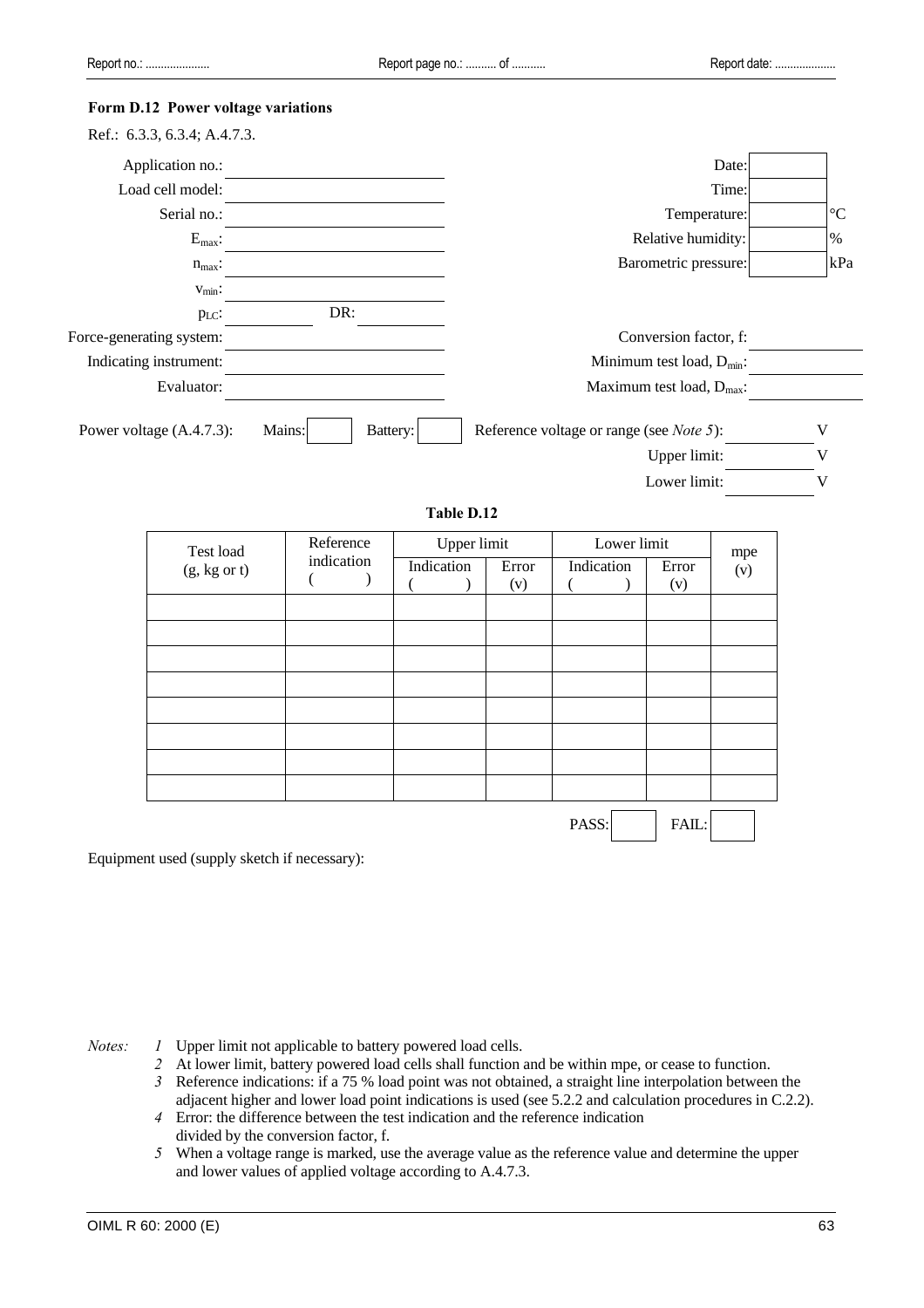**Form D.12 Power voltage variations**

Ref.: 6.3.3, 6.3.4; A.4.7.3.

Application no.: ____________________ Date: ______

Load cell model: ____________________ Time: ______

Serial no.: ____________________ Temperature: ______ °C

$E_{max}$: ____________________ Relative humidity: ______ %

$n_{max}$: ____________________ Barometric pressure: ______ kPa

$v_{min}$: ____________________

$p_{LC}$: __________ DR: __________

Force-generating system: ____________________ Conversion factor, f: __________

Indicating instrument: ____________________ Minimum test load, $D_{min}$: __________

Evaluator: ____________________ Maximum test load, $D_{max}$: __________

Power voltage (A.4.7.3): Mains: ☐ Battery: ☐ Reference voltage or range (see *Note 5*): ________ V

Upper limit: ________ V

Lower limit: ________ V

**Table D.12**

| Test load (g, kg or t) | Reference indication (    ) | Upper limit | | Lower limit | | mpe (v) |
|---|---|---|---|---|---|---|
| | | Indication (    ) | Error (v) | Indication (    ) | Error (v) | |
| | | | | | | |
| | | | | | | |
| | | | | | | |
| | | | | | | |
| | | | | | | |
| | | | | | | |
| | | | | | | |
| | | | | | | |

PASS: ☐ FAIL: ☐

Equipment used (supply sketch if necessary):

*Notes:*

1. Upper limit not applicable to battery powered load cells.
2. At lower limit, battery powered load cells shall function and be within mpe, or cease to function.
3. Reference indications: if a 75 % load point was not obtained, a straight line interpolation between the adjacent higher and lower load point indications is used (see 5.2.2 and calculation procedures in C.2.2).
4. Error: the difference between the test indication and the reference indication divided by the conversion factor, f.
5. When a voltage range is marked, use the average value as the reference value and determine the upper and lower values of applied voltage according to A.4.7.3.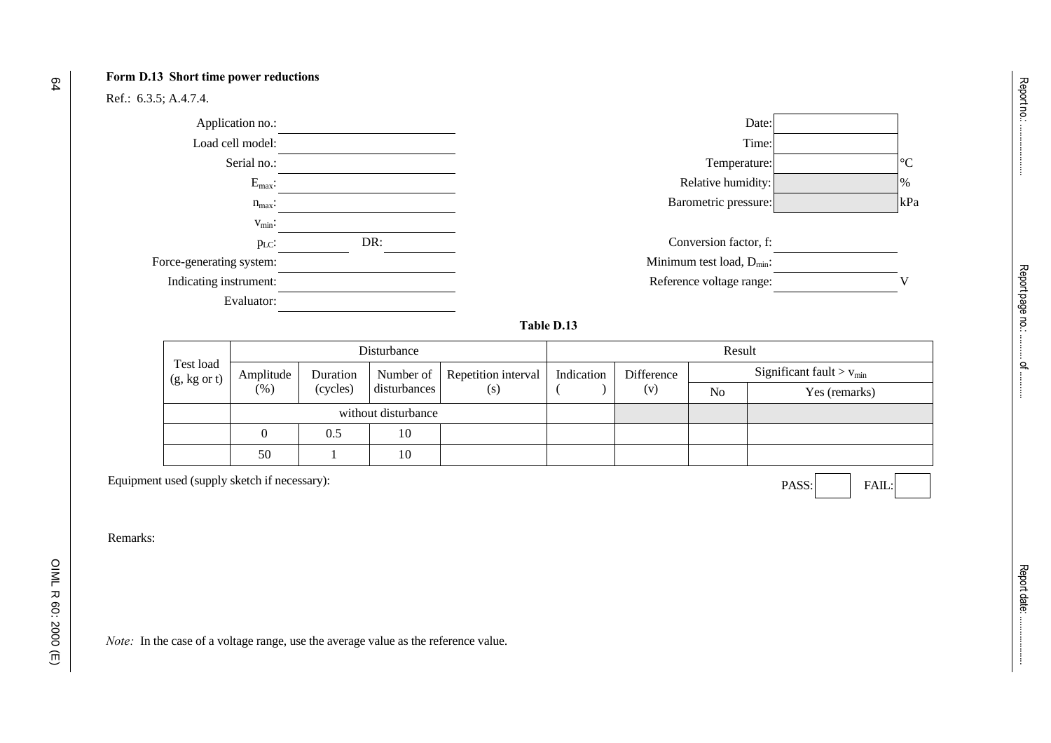**Form D.13 Short time power reductions**

Ref.: 6.3.5; A.4.7.4.

| | | | | |
|---|---|---|---|---|
| Application no.: | | | Date: | |
| Load cell model: | | | Time: | |
| Serial no.: | | | Temperature: | °C |
| $E_{max}$: | | | Relative humidity: | % |
| $n_{max}$: | | | Barometric pressure: | kPa |
| $v_{min}$: | | | | |
| $p_{LC}$: | DR: | | Conversion factor, f: | |
| Force-generating system: | | | Minimum test load, $D_{min}$: | |
| Indicating instrument: | | | Reference voltage range: | V |
| Evaluator: | | | | |

**Table D.13**

| Test load (g, kg or t) | Disturbance | | | | Result | | | |
|---|---|---|---|---|---|---|---|---|
| | Amplitude (%) | Duration (cycles) | Number of disturbances | Repetition interval (s) | Indication (   ) | Difference (v) | Significant fault > $v_{min}$ | |
| | | | | | | | No | Yes (remarks) |
| | without disturbance | | | | | | | |
| | 0 | 0.5 | 10 | | | | | |
| | 50 | 1 | 10 | | | | | |

Equipment used (supply sketch if necessary):

PASS: ☐ FAIL: ☐

Remarks:

*Note:* In the case of a voltage range, use the average value as the reference value.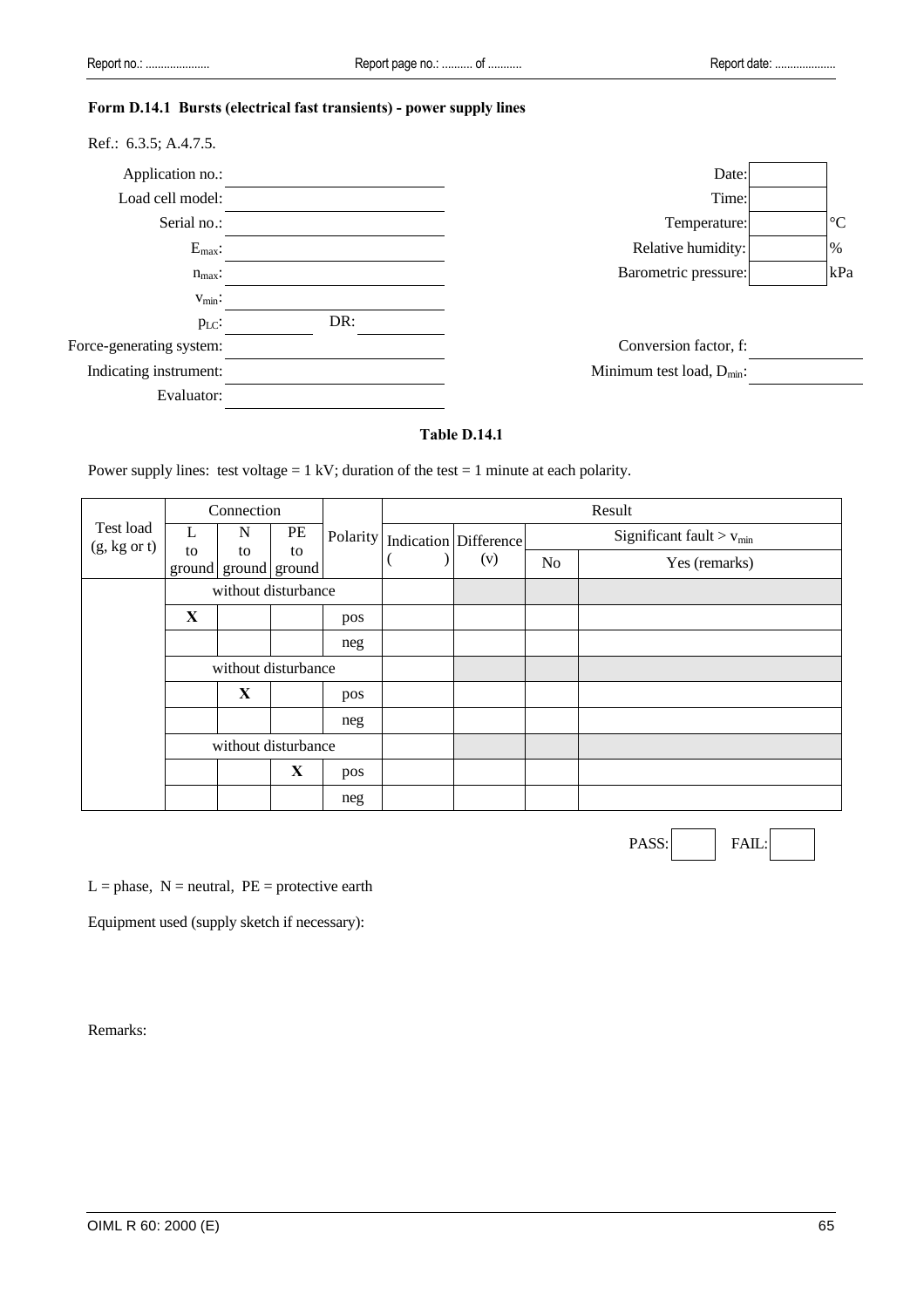**Form D.14.1 Bursts (electrical fast transients) - power supply lines**

Ref.: 6.3.5; A.4.7.5.

| | | | | |
|---|---|---|---|---|
| Application no.: | | | Date: | |
| Load cell model: | | | Time: | |
| Serial no.: | | | Temperature: | °C |
| $E_{max}$: | | | Relative humidity: | % |
| $n_{max}$: | | | Barometric pressure: | kPa |
| $v_{min}$: | | | | |
| $p_{LC}$: | DR: | | | |
| Force-generating system: | | | Conversion factor, f: | |
| Indicating instrument: | | | Minimum test load, $D_{min}$: | |
| Evaluator: | | | | |

**Table D.14.1**

Power supply lines: test voltage = 1 kV; duration of the test = 1 minute at each polarity.

| Test load (g, kg or t) | Connection | | | Polarity | Result | | | |
|---|---|---|---|---|---|---|---|---|
| | L to ground | N to ground | PE to ground | | Indication ( ) | Difference (v) | Significant fault > $v_{min}$ | |
| | | | | | | | No | Yes (remarks) |
| | without disturbance | | | | | | | |
| | X | | | pos | | | | |
| | | | | neg | | | | |
| | without disturbance | | | | | | | |
| | | X | | pos | | | | |
| | | | | neg | | | | |
| | without disturbance | | | | | | | |
| | | | X | pos | | | | |
| | | | | neg | | | | |

PASS: ☐ FAIL: ☐

L = phase, N = neutral, PE = protective earth

Equipment used (supply sketch if necessary):

Remarks: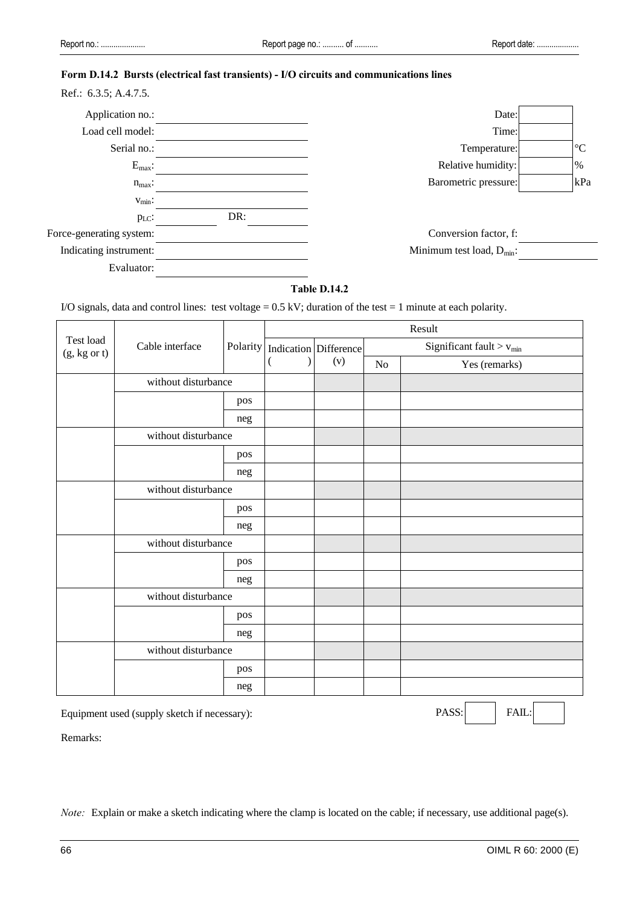Report no.: ..................... Report page no.: .......... of ........... Report date: ....................

### Form D.14.2 Bursts (electrical fast transients) - I/O circuits and communications lines

Ref.: 6.3.5; A.4.7.5.

| | | | |
|---|---|---|---|
| Application no.: | | Date: | |
| Load cell model: | | Time: | |
| Serial no.: | | Temperature: | °C |
| $E_{max}$: | | Relative humidity: | % |
| $n_{max}$: | | Barometric pressure: | kPa |
| $v_{min}$: | | | |
| $p_{LC}$: | DR: | | |
| Force-generating system: | | Conversion factor, f: | |
| Indicating instrument: | | Minimum test load, $D_{min}$: | |
| Evaluator: | | | |

**Table D.14.2**

I/O signals, data and control lines: test voltage = 0.5 kV; duration of the test = 1 minute at each polarity.

| Test load (g, kg or t) | Cable interface | Polarity | Result | | | |
|---|---|---|---|---|---|---|
| | | | Indication ( ) | Difference (v) | Significant fault > $v_{min}$ | |
| | | | | | No | Yes (remarks) |
| | without disturbance | | | | | |
| | | pos | | | | |
| | | neg | | | | |
| | without disturbance | | | | | |
| | | pos | | | | |
| | | neg | | | | |
| | without disturbance | | | | | |
| | | pos | | | | |
| | | neg | | | | |
| | without disturbance | | | | | |
| | | pos | | | | |
| | | neg | | | | |
| | without disturbance | | | | | |
| | | pos | | | | |
| | | neg | | | | |
| | without disturbance | | | | | |
| | | pos | | | | |
| | | neg | | | | |

Equipment used (supply sketch if necessary): PASS: ☐ FAIL: ☐

Remarks:

*Note:* Explain or make a sketch indicating where the clamp is located on the cable; if necessary, use additional page(s).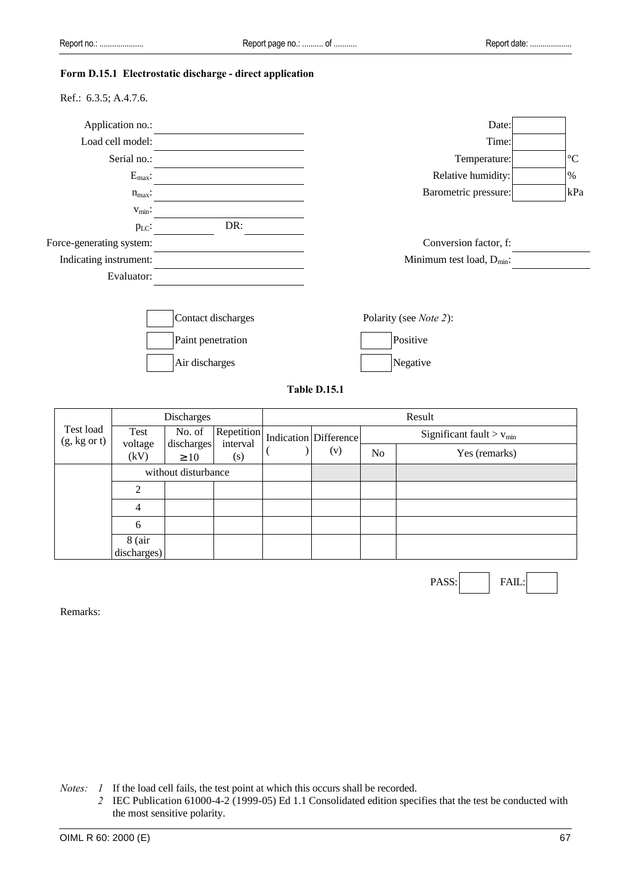**Form D.15.1 Electrostatic discharge - direct application**

Ref.: 6.3.5; A.4.7.6.

| | | | |
|---|---|---|---|
| Application no.: | | Date: | |
| Load cell model: | | Time: | |
| Serial no.: | | Temperature: | °C |
| $E_{max}$: | | Relative humidity: | % |
| $n_{max}$: | | Barometric pressure: | kPa |
| $v_{min}$: | | | |
| $p_{LC}$: DR: | | | |
| Force-generating system: | | Conversion factor, f: | |
| Indicating instrument: | | Minimum test load, $D_{min}$: | |
| Evaluator: | | | |

☐ Contact discharges
☐ Paint penetration
☐ Air discharges

Polarity (see *Note 2*):
☐ Positive
☐ Negative

**Table D.15.1**

| Test load (g, kg or t) | Discharges | | | Result | | | |
|---|---|---|---|---|---|---|---|
| | Test voltage (kV) | No. of discharges ≥ 10 | Repetition interval (s) | Indication ( ) | Difference (v) | Significant fault > $v_{min}$ | |
| | | | | | | No | Yes (remarks) |
| | without disturbance | | | | | | |
| | 2 | | | | | | |
| | 4 | | | | | | |
| | 6 | | | | | | |
| | 8 (air discharges) | | | | | | |

PASS: ☐ FAIL: ☐

Remarks:

*Notes:* *1* If the load cell fails, the test point at which this occurs shall be recorded.

*2* IEC Publication 61000-4-2 (1999-05) Ed 1.1 Consolidated edition specifies that the test be conducted with the most sensitive polarity.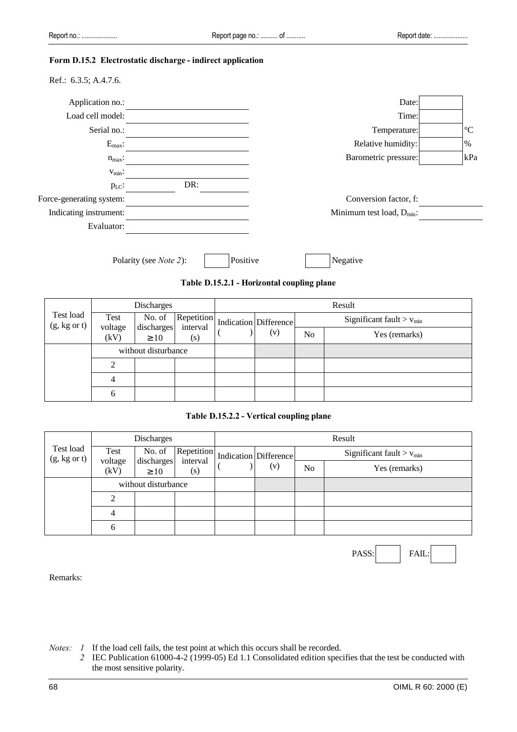**Form D.15.2 Electrostatic discharge - indirect application**

Ref.: 6.3.5; A.4.7.6.

| | | | | |
|---|---|---|---|---|
| Application no.: | | | Date: | |
| Load cell model: | | | Time: | |
| Serial no.: | | | Temperature: | °C |
| $E_{max}$: | | | Relative humidity: | % |
| $n_{max}$: | | | Barometric pressure: | kPa |
| $v_{min}$: | | | | |
| $p_{LC}$: | DR: | | | |
| Force-generating system: | | | Conversion factor, f: | |
| Indicating instrument: | | | Minimum test load, $D_{min}$: | |
| Evaluator: | | | | |

Polarity (see *Note 2*): ☐ Positive ☐ Negative

**Table D.15.2.1 - Horizontal coupling plane**

| Test load (g, kg or t) | Discharges | | | Result | | | |
|---|---|---|---|---|---|---|---|
| | Test voltage (kV) | No. of discharges ≥ 10 | Repetition interval (s) | Indication ( ) | Difference (v) | Significant fault > $v_{min}$ | |
| | | | | | | No | Yes (remarks) |
| | without disturbance | | | | | | |
| | 2 | | | | | | |
| | 4 | | | | | | |
| | 6 | | | | | | |

**Table D.15.2.2 - Vertical coupling plane**

| Test load (g, kg or t) | Discharges | | | Result | | | |
|---|---|---|---|---|---|---|---|
| | Test voltage (kV) | No. of discharges ≥ 10 | Repetition interval (s) | Indication ( ) | Difference (v) | Significant fault > $v_{min}$ | |
| | | | | | | No | Yes (remarks) |
| | without disturbance | | | | | | |
| | 2 | | | | | | |
| | 4 | | | | | | |
| | 6 | | | | | | |

PASS: ☐ FAIL: ☐

Remarks:

*Notes:* *1* If the load cell fails, the test point at which this occurs shall be recorded.

*2* IEC Publication 61000-4-2 (1999-05) Ed 1.1 Consolidated edition specifies that the test be conducted with the most sensitive polarity.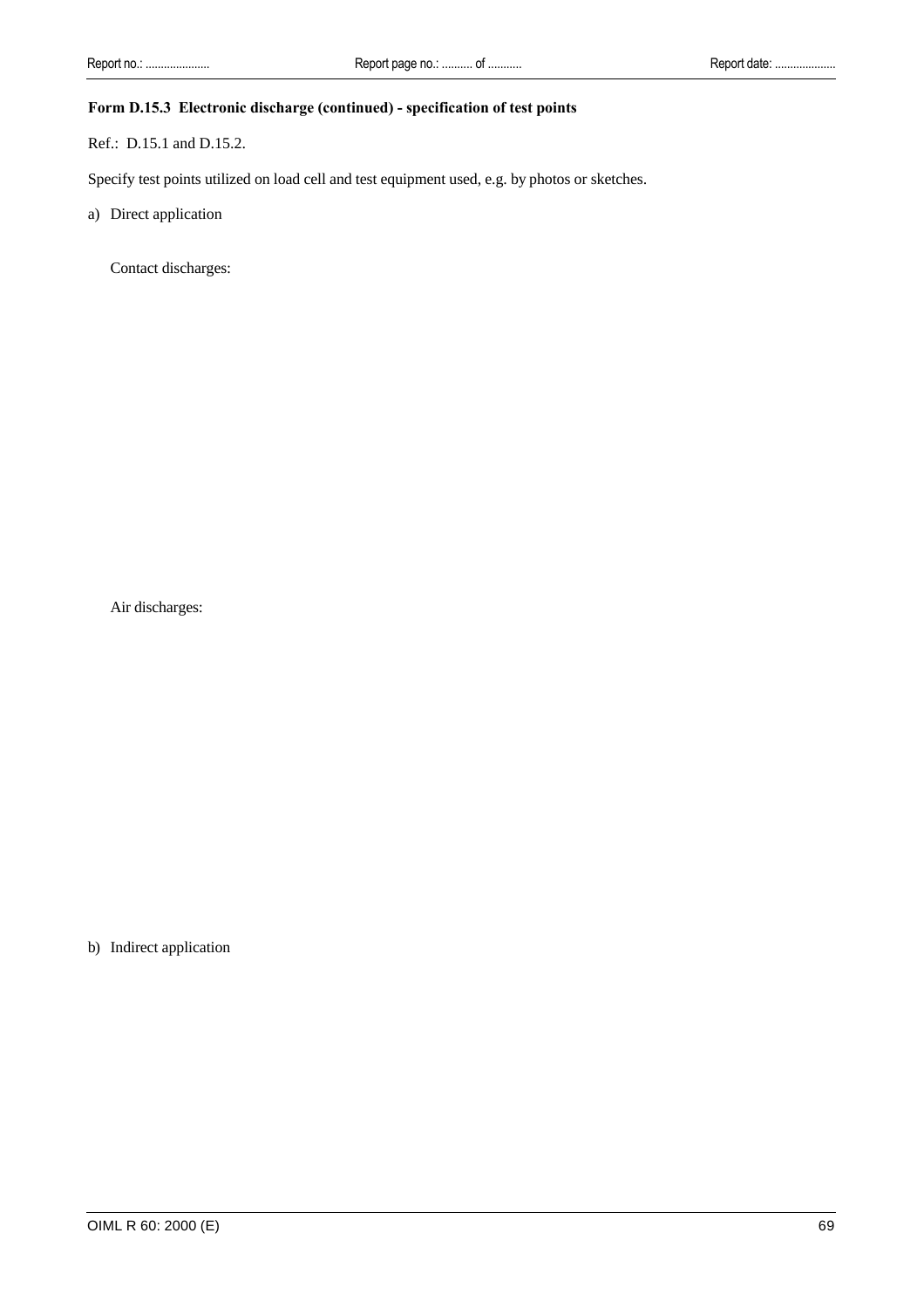**Form D.15.3 Electronic discharge (continued) - specification of test points**

Ref.: D.15.1 and D.15.2.

Specify test points utilized on load cell and test equipment used, e.g. by photos or sketches.

a) Direct application

Contact discharges:

Air discharges:

b) Indirect application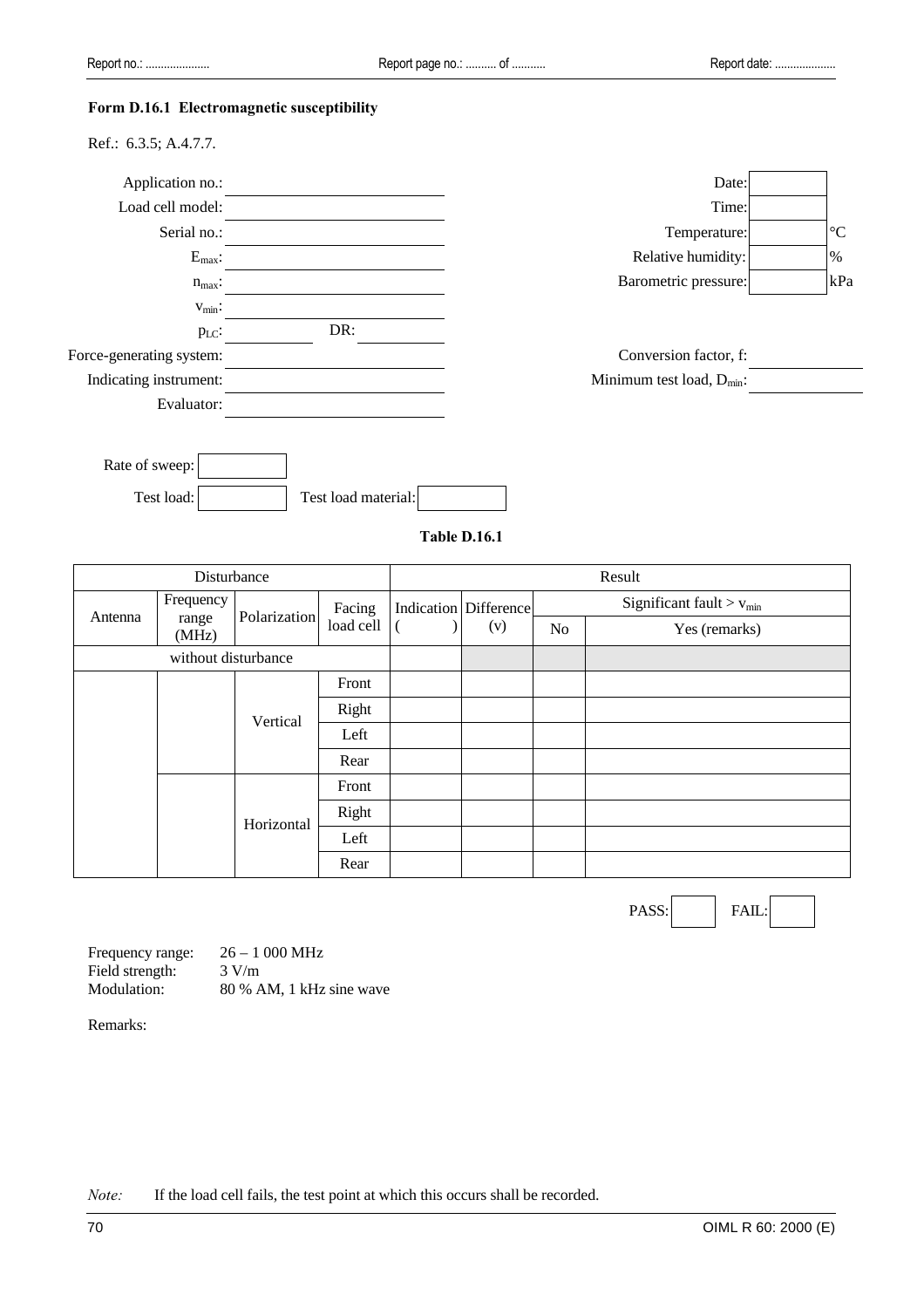**Form D.16.1 Electromagnetic susceptibility**

Ref.: 6.3.5; A.4.7.7.

| | | | | |
|---|---|---|---|---|
| Application no.: | | | Date: | |
| Load cell model: | | | Time: | |
| Serial no.: | | | Temperature: | °C |
| $E_{max}$: | | | Relative humidity: | % |
| $n_{max}$: | | | Barometric pressure: | kPa |
| $v_{min}$: | | | | |
| $p_{LC}$: | DR: | | | |
| Force-generating system: | | | Conversion factor, f: | |
| Indicating instrument: | | | Minimum test load, $D_{min}$: | |
| Evaluator: | | | | |

Rate of sweep:

Test load: Test load material:

**Table D.16.1**

| Disturbance | | | | Result | | | |
|---|---|---|---|---|---|---|---|
| Antenna | Frequency range (MHz) | Polarization | Facing load cell | Indication ( ) | Difference (v) | Significant fault > $v_{min}$ | |
| | | | | | | No | Yes (remarks) |
| without disturbance | | | | | | | |
| | | Vertical | Front | | | | |
| | | | Right | | | | |
| | | | Left | | | | |
| | | | Rear | | | | |
| | | Horizontal | Front | | | | |
| | | | Right | | | | |
| | | | Left | | | | |
| | | | Rear | | | | |

PASS: FAIL:

Frequency range: 26 – 1 000 MHz
Field strength: 3 V/m
Modulation: 80 % AM, 1 kHz sine wave

Remarks:

*Note:* If the load cell fails, the test point at which this occurs shall be recorded.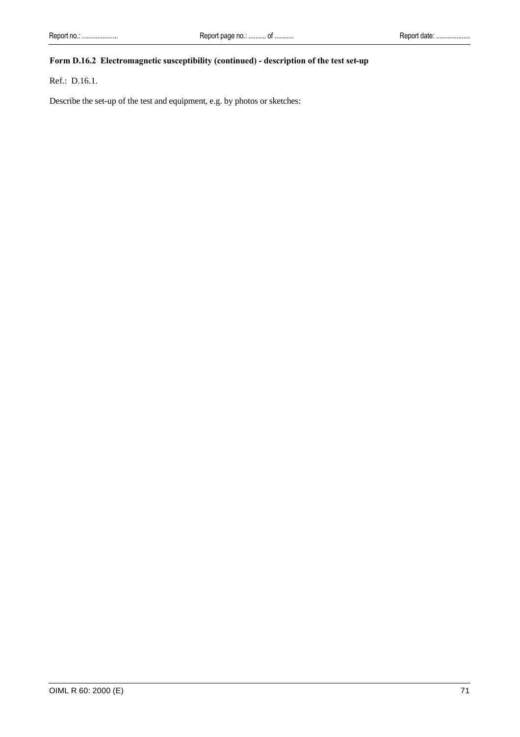**Form D.16.2 Electromagnetic susceptibility (continued) - description of the test set-up**

Ref.: D.16.1.

Describe the set-up of the test and equipment, e.g. by photos or sketches: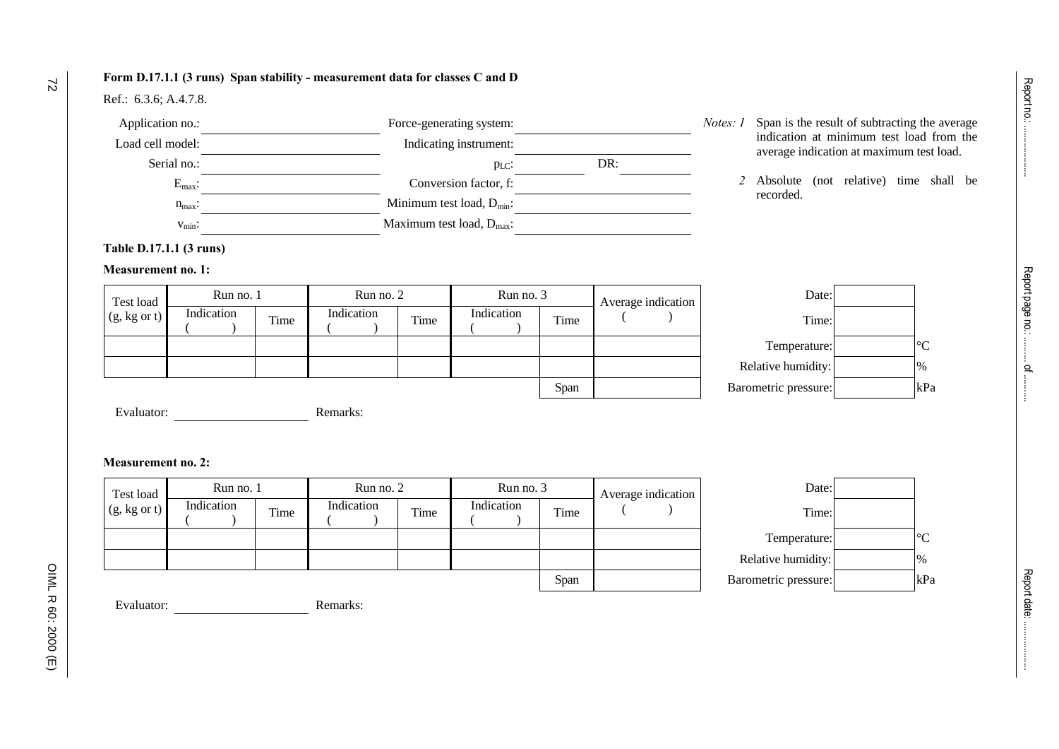**Form D.17.1.1 (3 runs) Span stability - measurement data for classes C and D**

Ref.: 6.3.6; A.4.7.8.

| | | | |
|---|---|---|---|
| Application no.: | | Force-generating system: | |
| Load cell model: | | Indicating instrument: | |
| Serial no.: | | $p_{LC}$: | DR: |
| $E_{max}$: | | Conversion factor, f: | |
| $n_{max}$: | | Minimum test load, $D_{min}$: | |
| $v_{min}$: | | Maximum test load, $D_{max}$: | |

*Notes:* 1 Span is the result of subtracting the average indication at minimum test load from the average indication at maximum test load.

2 Absolute (not relative) time shall be recorded.

**Table D.17.1.1 (3 runs)**

**Measurement no. 1:**

| Test load (g, kg or t) | Run no. 1 | | Run no. 2 | | Run no. 3 | | Average indication ( ) |
|---|---|---|---|---|---|---|---|
| | Indication ( ) | Time | Indication ( ) | Time | Indication ( ) | Time | |
| | | | | | | | |
| | | | | | | | |
| | | | | | | Span | |

| | | |
|---|---|---|
| Date: | | |
| Time: | | |
| Temperature: | | °C |
| Relative humidity: | | % |
| Barometric pressure: | | kPa |

Evaluator: ____________________ Remarks:

**Measurement no. 2:**

| Test load (g, kg or t) | Run no. 1 | | Run no. 2 | | Run no. 3 | | Average indication ( ) |
|---|---|---|---|---|---|---|---|
| | Indication ( ) | Time | Indication ( ) | Time | Indication ( ) | Time | |
| | | | | | | | |
| | | | | | | | |
| | | | | | | Span | |

| | | |
|---|---|---|
| Date: | | |
| Time: | | |
| Temperature: | | °C |
| Relative humidity: | | % |
| Barometric pressure: | | kPa |

Evaluator: ____________________ Remarks:

Report no.: ................

Report page no.: ......... of .........

Report date: ................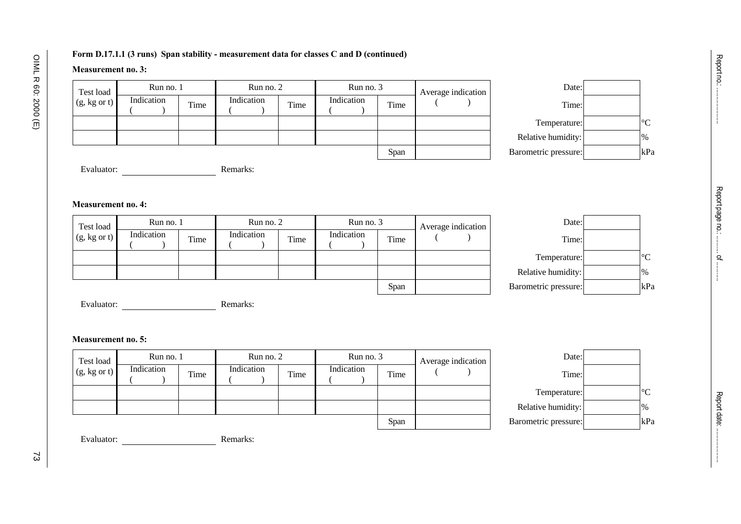**Form D.17.1.1 (3 runs) Span stability - measurement data for classes C and D (continued)**

**Measurement no. 3:**

| Test load (g, kg or t) | Run no. 1 | | Run no. 2 | | Run no. 3 | | Average indication |
|---|---|---|---|---|---|---|---|
| | Indication ( ) | Time | Indication ( ) | Time | Indication ( ) | Time | ( ) |
| | | | | | | | |
| | | | | | | | |
| | | | | | | Span | |

| | | |
|---|---|---|
| Date: | | |
| Time: | | |
| Temperature: | | °C |
| Relative humidity: | | % |
| Barometric pressure: | | kPa |

Evaluator: \_\_\_\_\_\_\_\_\_\_\_\_\_\_\_\_\_\_\_\_ Remarks:

**Measurement no. 4:**

| Test load (g, kg or t) | Run no. 1 | | Run no. 2 | | Run no. 3 | | Average indication |
|---|---|---|---|---|---|---|---|
| | Indication ( ) | Time | Indication ( ) | Time | Indication ( ) | Time | ( ) |
| | | | | | | | |
| | | | | | | | |
| | | | | | | Span | |

| | | |
|---|---|---|
| Date: | | |
| Time: | | |
| Temperature: | | °C |
| Relative humidity: | | % |
| Barometric pressure: | | kPa |

Evaluator: \_\_\_\_\_\_\_\_\_\_\_\_\_\_\_\_\_\_\_\_ Remarks:

**Measurement no. 5:**

| Test load (g, kg or t) | Run no. 1 | | Run no. 2 | | Run no. 3 | | Average indication |
|---|---|---|---|---|---|---|---|
| | Indication ( ) | Time | Indication ( ) | Time | Indication ( ) | Time | ( ) |
| | | | | | | | |
| | | | | | | | |
| | | | | | | Span | |

| | | |
|---|---|---|
| Date: | | |
| Time: | | |
| Temperature: | | °C |
| Relative humidity: | | % |
| Barometric pressure: | | kPa |

Evaluator: \_\_\_\_\_\_\_\_\_\_\_\_\_\_\_\_\_\_\_\_ Remarks: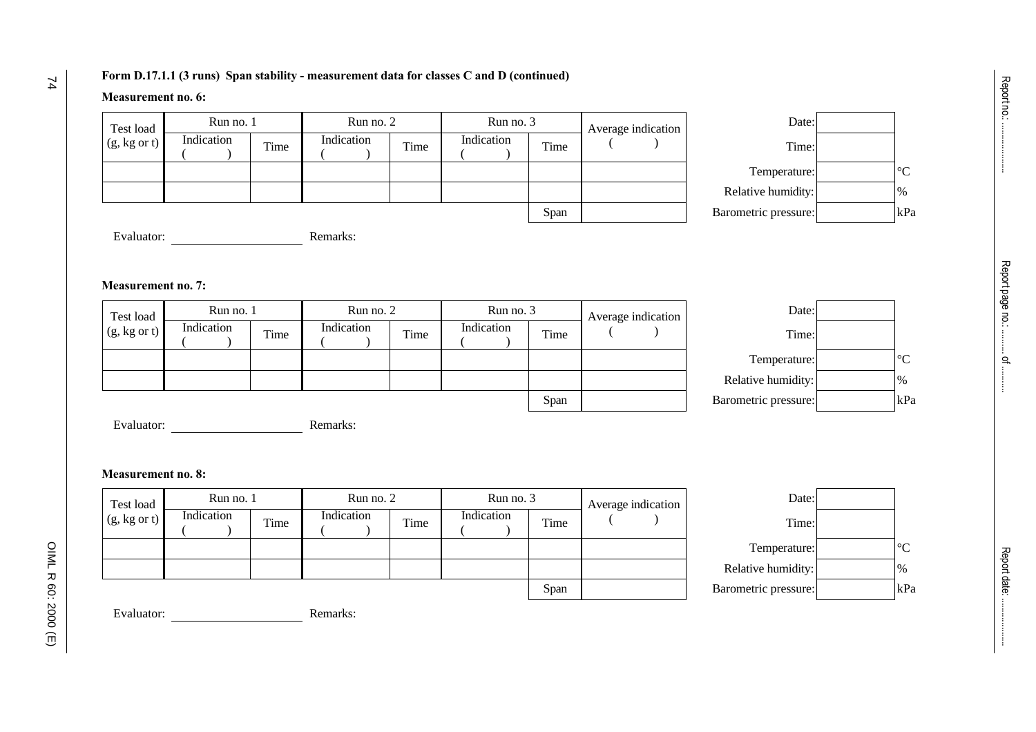**Form D.17.1.1 (3 runs) Span stability - measurement data for classes C and D (continued)**

**Measurement no. 6:**

| Test load (g, kg or t) | Run no. 1 | | Run no. 2 | | Run no. 3 | | Average indication ( ) |
|---|---|---|---|---|---|---|---|
| | Indication ( ) | Time | Indication ( ) | Time | Indication ( ) | Time | |
| | | | | | | | |
| | | | | | | | |
| | | | | | | Span | |

| | | |
|---|---|---|
| Date: | | |
| Time: | | |
| Temperature: | | °C |
| Relative humidity: | | % |
| Barometric pressure: | | kPa |

Evaluator: \_\_\_\_\_\_\_\_\_\_\_\_\_\_\_\_\_\_\_\_ Remarks:

**Measurement no. 7:**

| Test load (g, kg or t) | Run no. 1 | | Run no. 2 | | Run no. 3 | | Average indication ( ) |
|---|---|---|---|---|---|---|---|
| | Indication ( ) | Time | Indication ( ) | Time | Indication ( ) | Time | |
| | | | | | | | |
| | | | | | | | |
| | | | | | | Span | |

| | | |
|---|---|---|
| Date: | | |
| Time: | | |
| Temperature: | | °C |
| Relative humidity: | | % |
| Barometric pressure: | | kPa |

Evaluator: \_\_\_\_\_\_\_\_\_\_\_\_\_\_\_\_\_\_\_\_ Remarks:

**Measurement no. 8:**

| Test load (g, kg or t) | Run no. 1 | | Run no. 2 | | Run no. 3 | | Average indication ( ) |
|---|---|---|---|---|---|---|---|
| | Indication ( ) | Time | Indication ( ) | Time | Indication ( ) | Time | |
| | | | | | | | |
| | | | | | | | |
| | | | | | | Span | |

| | | |
|---|---|---|
| Date: | | |
| Time: | | |
| Temperature: | | °C |
| Relative humidity: | | % |
| Barometric pressure: | | kPa |

Evaluator: \_\_\_\_\_\_\_\_\_\_\_\_\_\_\_\_\_\_\_\_ Remarks:

Report no.: ................

Report page no.: ......... of .........

Report date: ................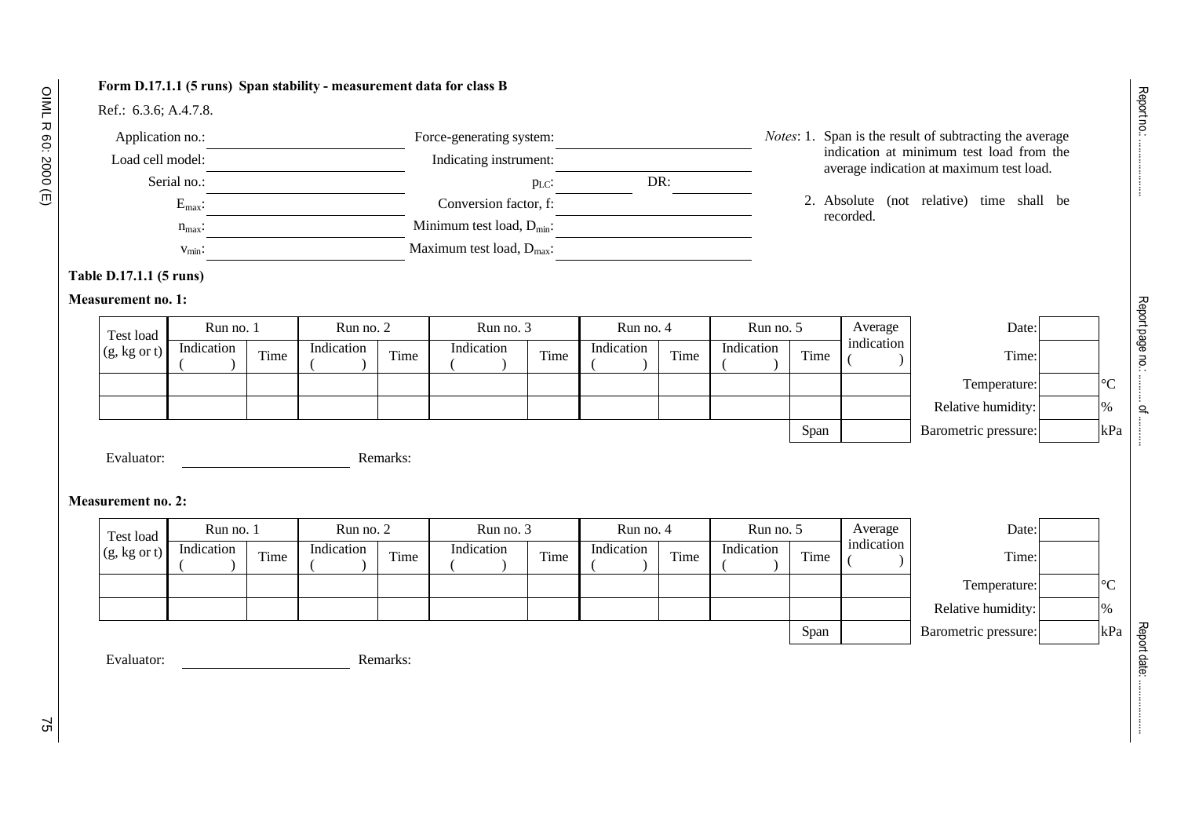**Form D.17.1.1 (5 runs) Span stability - measurement data for class B**

Ref.: 6.3.6; A.4.7.8.

| | | | |
|---|---|---|---|
| Application no.: | | Force-generating system: | |
| Load cell model: | | Indicating instrument: | |
| Serial no.: | | $p_{LC}$: | DR: |
| $E_{max}$: | | Conversion factor, f: | |
| $n_{max}$: | | Minimum test load, $D_{min}$: | |
| $v_{min}$: | | Maximum test load, $D_{max}$: | |

*Notes*: 1. Span is the result of subtracting the average indication at minimum test load from the average indication at maximum test load.

2. Absolute (not relative) time shall be recorded.

**Table D.17.1.1 (5 runs)**

**Measurement no. 1:**

| Test load (g, kg or t) | Run no. 1 | | Run no. 2 | | Run no. 3 | | Run no. 4 | | Run no. 5 | | Average indication ( ) |
|---|---|---|---|---|---|---|---|---|---|---|---|
| | Indication ( ) | Time | Indication ( ) | Time | Indication ( ) | Time | Indication ( ) | Time | Indication ( ) | Time | |
| | | | | | | | | | | | |
| | | | | | | | | | | | |
| | | | | | | | | | | Span | |

| | | |
|---|---|---|
| Date: | | |
| Time: | | |
| Temperature: | | °C |
| Relative humidity: | | % |
| Barometric pressure: | | kPa |

Evaluator: ____________________ Remarks:

**Measurement no. 2:**

| Test load (g, kg or t) | Run no. 1 | | Run no. 2 | | Run no. 3 | | Run no. 4 | | Run no. 5 | | Average indication ( ) |
|---|---|---|---|---|---|---|---|---|---|---|---|
| | Indication ( ) | Time | Indication ( ) | Time | Indication ( ) | Time | Indication ( ) | Time | Indication ( ) | Time | |
| | | | | | | | | | | | |
| | | | | | | | | | | | |
| | | | | | | | | | | Span | |

| | | |
|---|---|---|
| Date: | | |
| Time: | | |
| Temperature: | | °C |
| Relative humidity: | | % |
| Barometric pressure: | | kPa |

Evaluator: ____________________ Remarks: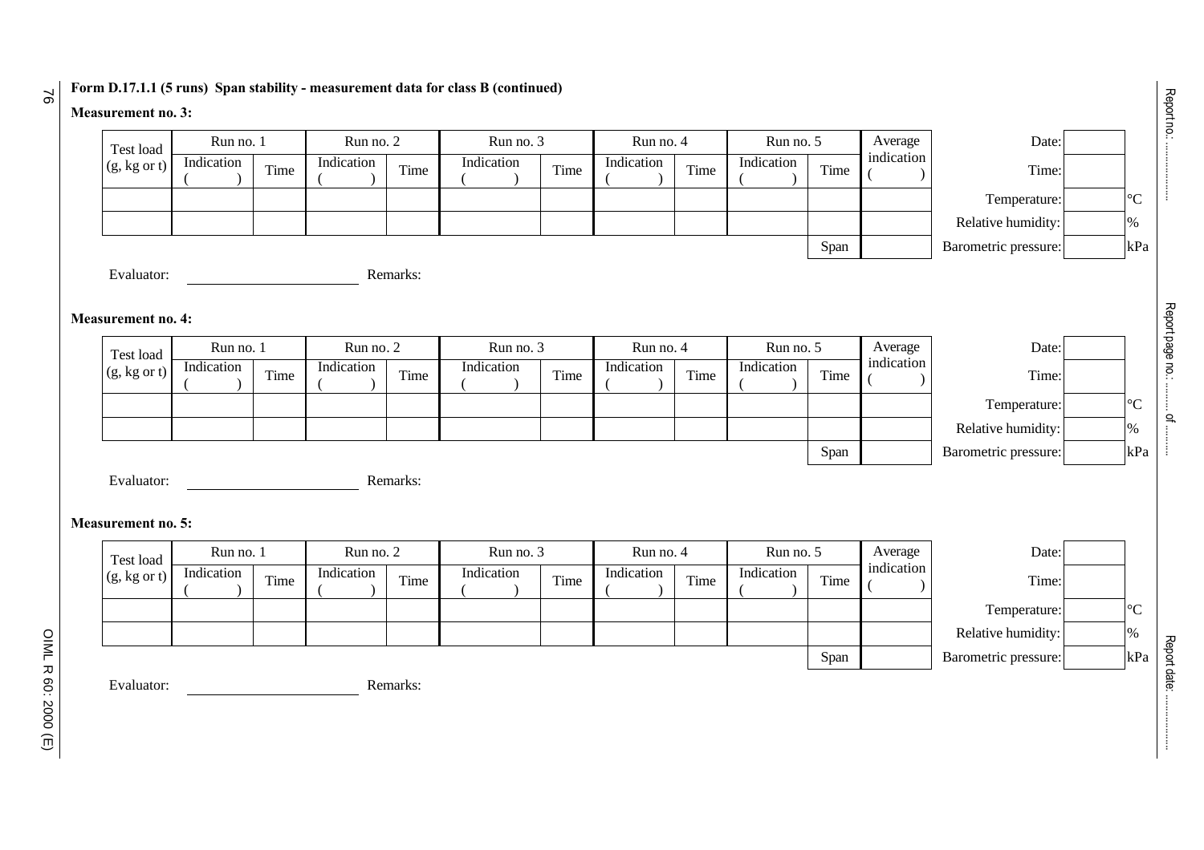**Form D.17.1.1 (5 runs) Span stability - measurement data for class B (continued)**

**Measurement no. 3:**

| Test load (g, kg or t) | Run no. 1 | | Run no. 2 | | Run no. 3 | | Run no. 4 | | Run no. 5 | | Average indication ( ) |
|---|---|---|---|---|---|---|---|---|---|---|---|
| | Indication ( ) | Time | Indication ( ) | Time | Indication ( ) | Time | Indication ( ) | Time | Indication ( ) | Time | |
| | | | | | | | | | | | |
| | | | | | | | | | | | |
| | | | | | | | | | | Span | |

| | | |
|---|---|---|
| Date: | | |
| Time: | | |
| Temperature: | | °C |
| Relative humidity: | | % |
| Barometric pressure: | | kPa |

Evaluator: ____________________ Remarks:

**Measurement no. 4:**

| Test load (g, kg or t) | Run no. 1 | | Run no. 2 | | Run no. 3 | | Run no. 4 | | Run no. 5 | | Average indication ( ) |
|---|---|---|---|---|---|---|---|---|---|---|---|
| | Indication ( ) | Time | Indication ( ) | Time | Indication ( ) | Time | Indication ( ) | Time | Indication ( ) | Time | |
| | | | | | | | | | | | |
| | | | | | | | | | | | |
| | | | | | | | | | | Span | |

| | | |
|---|---|---|
| Date: | | |
| Time: | | |
| Temperature: | | °C |
| Relative humidity: | | % |
| Barometric pressure: | | kPa |

Evaluator: ____________________ Remarks:

**Measurement no. 5:**

| Test load (g, kg or t) | Run no. 1 | | Run no. 2 | | Run no. 3 | | Run no. 4 | | Run no. 5 | | Average indication ( ) |
|---|---|---|---|---|---|---|---|---|---|---|---|
| | Indication ( ) | Time | Indication ( ) | Time | Indication ( ) | Time | Indication ( ) | Time | Indication ( ) | Time | |
| | | | | | | | | | | | |
| | | | | | | | | | | | |
| | | | | | | | | | | Span | |

| | | |
|---|---|---|
| Date: | | |
| Time: | | |
| Temperature: | | °C |
| Relative humidity: | | % |
| Barometric pressure: | | kPa |

Evaluator: ____________________ Remarks:

Report no.: ..................

Report page no.: ......... of .........

Report date: ..................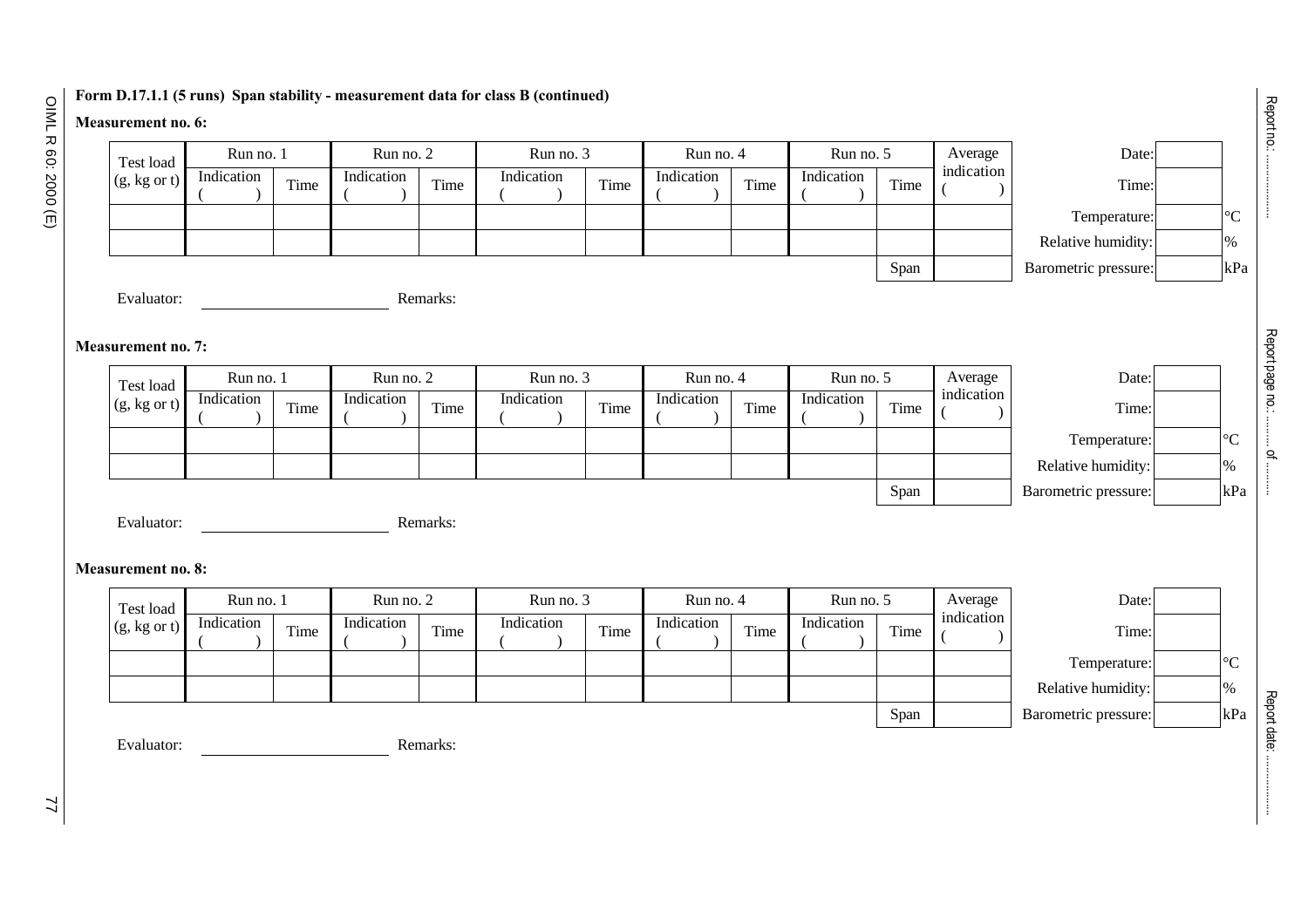**Form D.17.1.1 (5 runs) Span stability - measurement data for class B (continued)**

**Measurement no. 6:**

| Test load (g, kg or t) | Run no. 1 | | Run no. 2 | | Run no. 3 | | Run no. 4 | | Run no. 5 | | Average indication ( ) |
|---|---|---|---|---|---|---|---|---|---|---|---|
| | Indication ( ) | Time | Indication ( ) | Time | Indication ( ) | Time | Indication ( ) | Time | Indication ( ) | Time | |
| | | | | | | | | | | | |
| | | | | | | | | | | | |
| | | | | | | | | | | Span | |

| | | |
|---|---|---|
| Date: | | |
| Time: | | |
| Temperature: | | °C |
| Relative humidity: | | % |
| Barometric pressure: | | kPa |

Evaluator: ______________________ Remarks:

**Measurement no. 7:**

| Test load (g, kg or t) | Run no. 1 | | Run no. 2 | | Run no. 3 | | Run no. 4 | | Run no. 5 | | Average indication ( ) |
|---|---|---|---|---|---|---|---|---|---|---|---|
| | Indication ( ) | Time | Indication ( ) | Time | Indication ( ) | Time | Indication ( ) | Time | Indication ( ) | Time | |
| | | | | | | | | | | | |
| | | | | | | | | | | | |
| | | | | | | | | | | Span | |

| | | |
|---|---|---|
| Date: | | |
| Time: | | |
| Temperature: | | °C |
| Relative humidity: | | % |
| Barometric pressure: | | kPa |

Evaluator: ______________________ Remarks:

**Measurement no. 8:**

| Test load (g, kg or t) | Run no. 1 | | Run no. 2 | | Run no. 3 | | Run no. 4 | | Run no. 5 | | Average indication ( ) |
|---|---|---|---|---|---|---|---|---|---|---|---|
| | Indication ( ) | Time | Indication ( ) | Time | Indication ( ) | Time | Indication ( ) | Time | Indication ( ) | Time | |
| | | | | | | | | | | | |
| | | | | | | | | | | | |
| | | | | | | | | | | Span | |

| | | |
|---|---|---|
| Date: | | |
| Time: | | |
| Temperature: | | °C |
| Relative humidity: | | % |
| Barometric pressure: | | kPa |

Evaluator: ______________________ Remarks:

Report no.: ................

Report page no.: ......... of .........

Report date: ................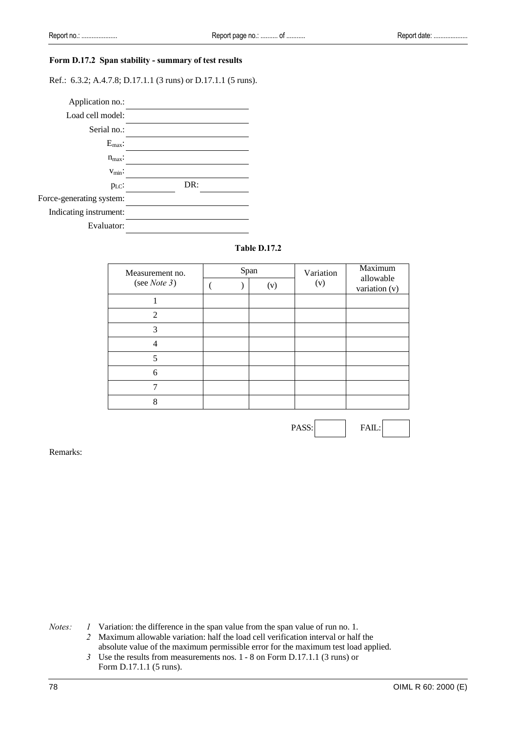### Form D.17.2 Span stability - summary of test results

Ref.: 6.3.2; A.4.7.8; D.17.1.1 (3 runs) or D.17.1.1 (5 runs).

Application no.: ______________________

Load cell model: ______________________

Serial no.: ______________________

$E_{max}$: ______________________

$n_{max}$: ______________________

$v_{min}$: ______________________

$p_{LC}$: __________ DR: __________

Force-generating system: ______________________

Indicating instrument: ______________________

Evaluator: ______________________

**Table D.17.2**

| Measurement no. (see *Note 3*) | Span | | Variation (v) | Maximum allowable variation (v) |
|---|---|---|---|---|
| | (   ) | (v) | | |
| 1 | | | | |
| 2 | | | | |
| 3 | | | | |
| 4 | | | | |
| 5 | | | | |
| 6 | | | | |
| 7 | | | | |
| 8 | | | | |

PASS: ☐ FAIL: ☐

Remarks:

*Notes:*
*1* Variation: the difference in the span value from the span value of run no. 1.
*2* Maximum allowable variation: half the load cell verification interval or half the absolute value of the maximum permissible error for the maximum test load applied.
*3* Use the results from measurements nos. 1 - 8 on Form D.17.1.1 (3 runs) or Form D.17.1.1 (5 runs).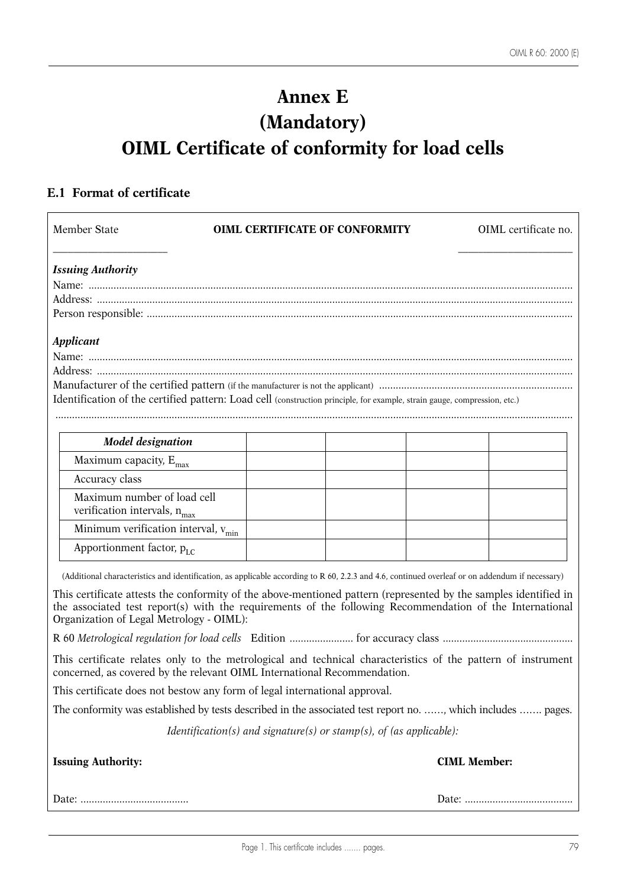# Annex E
# (Mandatory)
# OIML Certificate of conformity for load cells

## E.1 Format of certificate

Member State **OIML CERTIFICATE OF CONFORMITY** OIML certificate no.

____________________ ____________________

***Issuing Authority***

Name: ..........................................................................................................................................................

Address: ......................................................................................................................................................

Person responsible: ......................................................................................................................................

***Applicant***

Name: ..........................................................................................................................................................

Address: ......................................................................................................................................................

Manufacturer of the certified pattern (if the manufacturer is not the applicant) ......................................................................

Identification of the certified pattern: Load cell (construction principle, for example, strain gauge, compression, etc.)

..........................................................................................................................................................................

| ***Model designation*** | | | | |
|---|---|---|---|---|
| Maximum capacity, $E_{max}$ | | | | |
| Accuracy class | | | | |
| Maximum number of load cell verification intervals, $n_{max}$ | | | | |
| Minimum verification interval, $v_{min}$ | | | | |
| Apportionment factor, $p_{LC}$ | | | | |

(Additional characteristics and identification, as applicable according to R 60, 2.2.3 and 4.6, continued overleaf or on addendum if necessary)

This certificate attests the conformity of the above-mentioned pattern (represented by the samples identified in the associated test report(s) with the requirements of the following Recommendation of the International Organization of Legal Metrology - OIML):

R 60 *Metrological regulation for load cells* Edition ....................... for accuracy class ..............................................

This certificate relates only to the metrological and technical characteristics of the pattern of instrument concerned, as covered by the relevant OIML International Recommendation.

This certificate does not bestow any form of legal international approval.

The conformity was established by tests described in the associated test report no. ……, which includes ……. pages.

*Identification(s) and signature(s) or stamp(s), of (as applicable):*

**Issuing Authority:** **CIML Member:**

Date: ....................................... Date: .......................................

Page 1. This certificate includes ....... pages.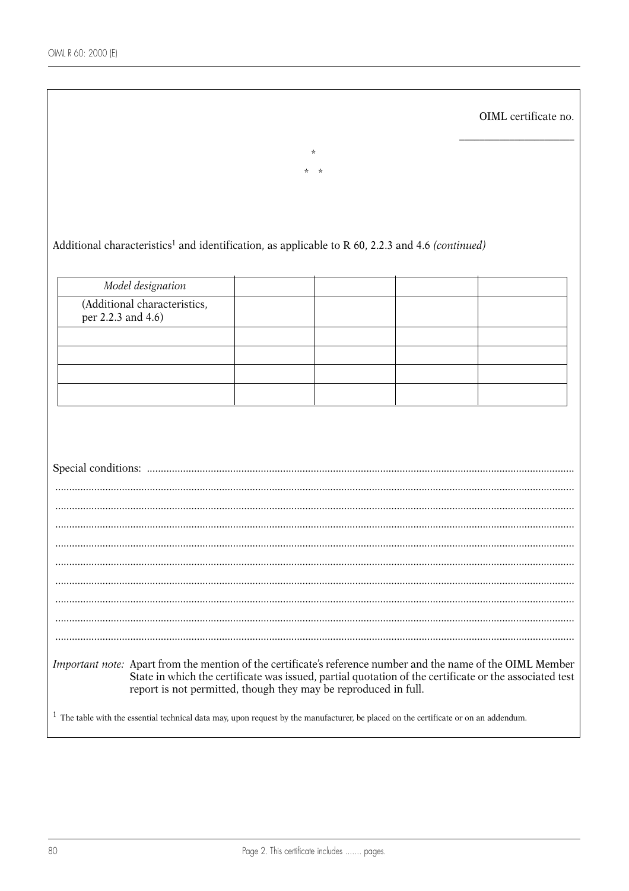OIML certificate no. ____________________

\*

\* \*

Additional characteristics[1] and identification, as applicable to R 60, 2.2.3 and 4.6 *(continued)*

| *Model designation* | | | | |
|---|---|---|---|---|
| (Additional characteristics, per 2.2.3 and 4.6) | | | | |
| | | | | |
| | | | | |
| | | | | |
| | | | | |

Special conditions: ..........................................................................................................................................

..........................................................................................................................................

..........................................................................................................................................

..........................................................................................................................................

..........................................................................................................................................

..........................................................................................................................................

..........................................................................................................................................

..........................................................................................................................................

..........................................................................................................................................

..........................................................................................................................................

*Important note:* Apart from the mention of the certificate's reference number and the name of the OIML Member State in which the certificate was issued, partial quotation of the certificate or the associated test report is not permitted, though they may be reproduced in full.

[1] The table with the essential technical data may, upon request by the manufacturer, be placed on the certificate or on an addendum.

Page 2. This certificate includes ....... pages.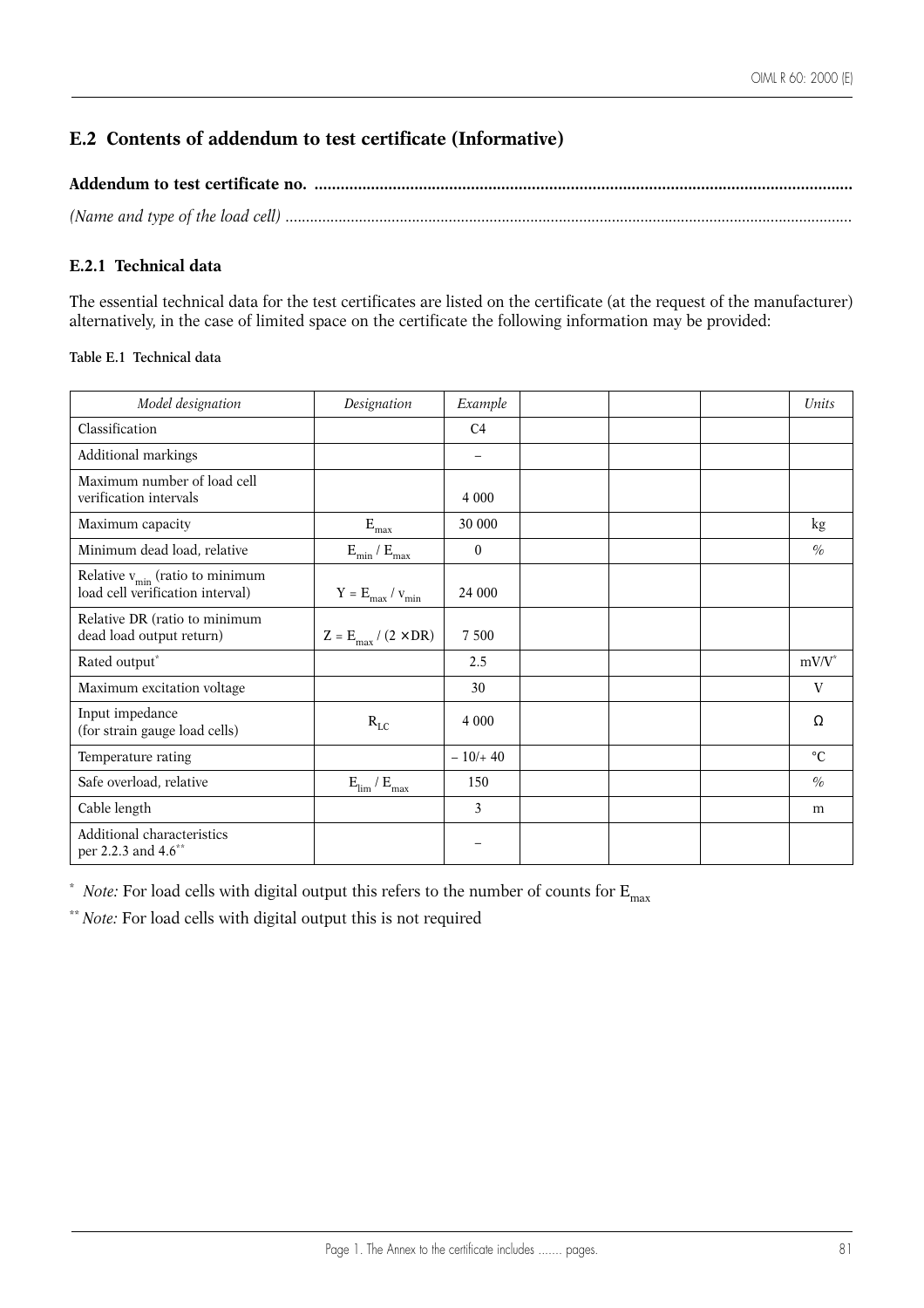## E.2 Contents of addendum to test certificate (Informative)

**Addendum to test certificate no. ..........................................................................................................................**

*(Name and type of the load cell)* ........................................................................................................................................

### E.2.1 Technical data

The essential technical data for the test certificates are listed on the certificate (at the request of the manufacturer) alternatively, in the case of limited space on the certificate the following information may be provided:

**Table E.1 Technical data**

| *Model designation* | *Designation* | *Example* | | | | *Units* |
|---|---|---|---|---|---|---|
| Classification | | C4 | | | | |
| Additional markings | | – | | | | |
| Maximum number of load cell verification intervals | | 4 000 | | | | |
| Maximum capacity | $E_{max}$ | 30 000 | | | | kg |
| Minimum dead load, relative | $E_{min} / E_{max}$ | 0 | | | | % |
| Relative $v_{min}$ (ratio to minimum load cell verification interval) | $Y = E_{max} / v_{min}$ | 24 000 | | | | |
| Relative DR (ratio to minimum dead load output return) | $Z = E_{max} / (2 \times DR)$ | 7 500 | | | | |
| Rated output* | | 2.5 | | | | mV/V* |
| Maximum excitation voltage | | 30 | | | | V |
| Input impedance (for strain gauge load cells) | $R_{LC}$ | 4 000 | | | | Ω |
| Temperature rating | | – 10/+ 40 | | | | °C |
| Safe overload, relative | $E_{lim} / E_{max}$ | 150 | | | | % |
| Cable length | | 3 | | | | m |
| Additional characteristics per 2.2.3 and 4.6** | | – | | | | |

\* *Note:* For load cells with digital output this refers to the number of counts for $E_{max}$

\*\* *Note:* For load cells with digital output this is not required

Page 1. The Annex to the certificate includes ....... pages.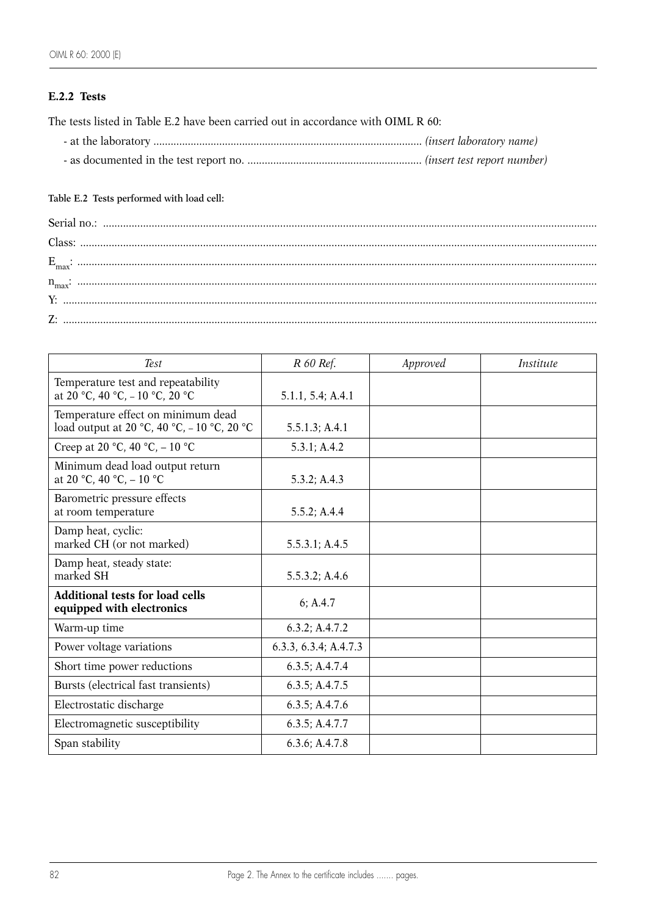#### E.2.2 Tests

The tests listed in Table E.2 have been carried out in accordance with OIML R 60:

- at the laboratory ............................................................................................ *(insert laboratory name)*
- as documented in the test report no. ............................................................ *(insert test report number)*

**Table E.2 Tests performed with load cell:**

Serial no.: ...........................................................................................................................................................

Class: ..................................................................................................................................................................

$E_{max}$: ...............................................................................................................................................................

$n_{max}$: ...............................................................................................................................................................

Y: .........................................................................................................................................................................

Z: .........................................................................................................................................................................

| *Test* | *R 60 Ref.* | *Approved* | *Institute* |
|---|---|---|---|
| Temperature test and repeatability at 20 °C, 40 °C, – 10 °C, 20 °C | 5.1.1, 5.4; A.4.1 | | |
| Temperature effect on minimum dead load output at 20 °C, 40 °C, – 10 °C, 20 °C | 5.5.1.3; A.4.1 | | |
| Creep at 20 °C, 40 °C, – 10 °C | 5.3.1; A.4.2 | | |
| Minimum dead load output return at 20 °C, 40 °C, – 10 °C | 5.3.2; A.4.3 | | |
| Barometric pressure effects at room temperature | 5.5.2; A.4.4 | | |
| Damp heat, cyclic: marked CH (or not marked) | 5.5.3.1; A.4.5 | | |
| Damp heat, steady state: marked SH | 5.5.3.2; A.4.6 | | |
| **Additional tests for load cells equipped with electronics** | 6; A.4.7 | | |
| Warm-up time | 6.3.2; A.4.7.2 | | |
| Power voltage variations | 6.3.3, 6.3.4; A.4.7.3 | | |
| Short time power reductions | 6.3.5; A.4.7.4 | | |
| Bursts (electrical fast transients) | 6.3.5; A.4.7.5 | | |
| Electrostatic discharge | 6.3.5; A.4.7.6 | | |
| Electromagnetic susceptibility | 6.3.5; A.4.7.7 | | |
| Span stability | 6.3.6; A.4.7.8 | | |

Page 2. The Annex to the certificate includes ....... pages.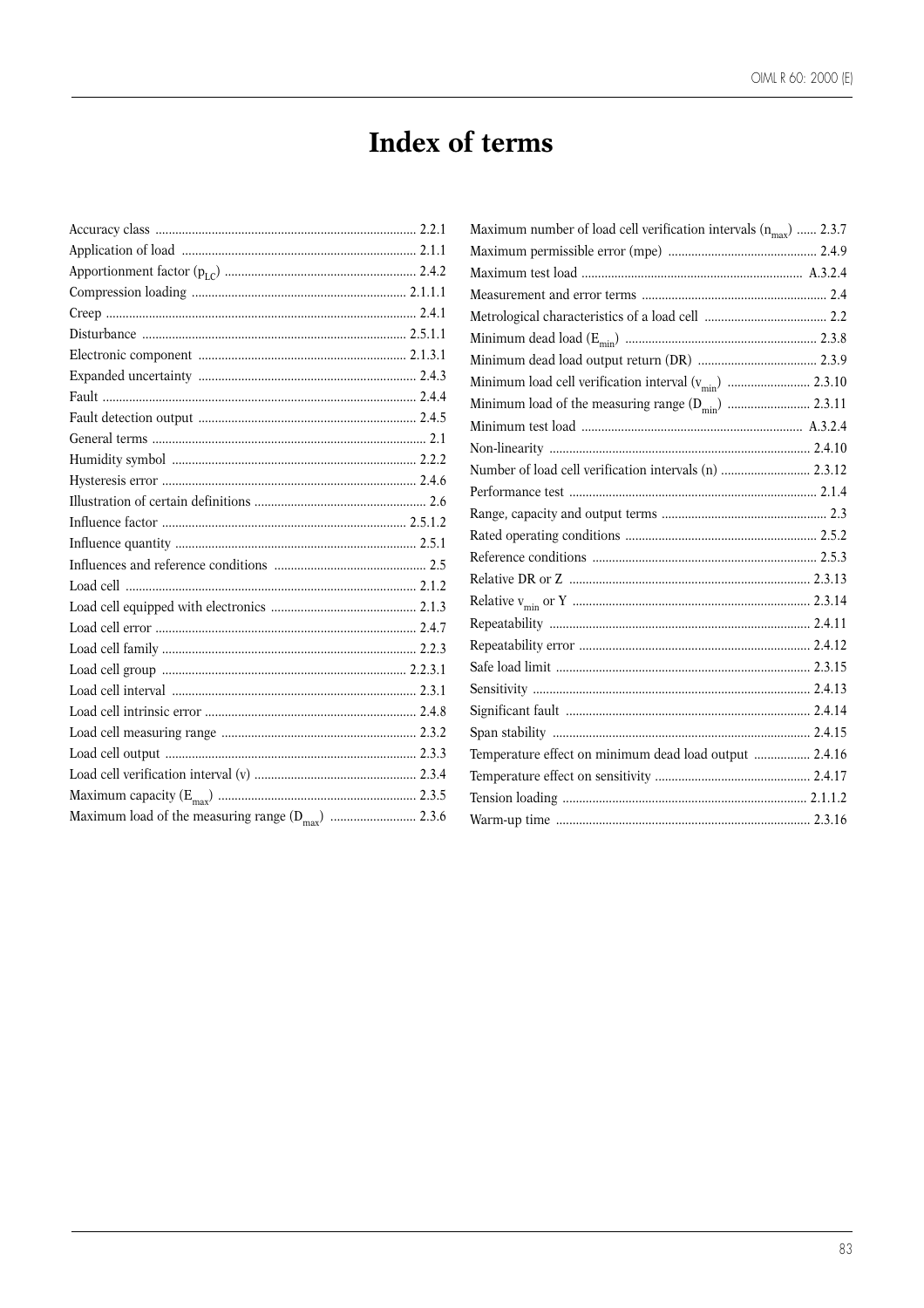# Index of terms

Accuracy class ........................................................................... 2.2.1
Application of load ..................................................................... 2.1.1
Apportionment factor ($p_{LC}$) ........................................................ 2.4.2
Compression loading ................................................................. 2.1.1.1
Creep .......................................................................................... 2.4.1
Disturbance ............................................................................... 2.5.1.1
Electronic component ............................................................... 2.1.3.1
Expanded uncertainty ................................................................. 2.4.3
Fault ............................................................................................ 2.4.4
Fault detection output ................................................................ 2.4.5
General terms ............................................................................... 2.1
Humidity symbol ........................................................................ 2.2.2
Hysteresis error ........................................................................... 2.4.6
Illustration of certain definitions .................................................... 2.6
Influence factor ........................................................................ 2.5.1.2
Influence quantity ....................................................................... 2.5.1
Influences and reference conditions ............................................. 2.5
Load cell ..................................................................................... 2.1.2
Load cell equipped with electronics ............................................ 2.1.3
Load cell error ............................................................................ 2.4.7
Load cell family .......................................................................... 2.2.3
Load cell group ........................................................................ 2.2.3.1
Load cell interval ........................................................................ 2.3.1
Load cell intrinsic error ............................................................... 2.4.8
Load cell measuring range .......................................................... 2.3.2
Load cell output .......................................................................... 2.3.3
Load cell verification interval (v) ................................................ 2.3.4
Maximum capacity ($E_{max}$) ........................................................... 2.3.5
Maximum load of the measuring range ($D_{max}$) ......................... 2.3.6
Maximum number of load cell verification intervals ($n_{max}$) ...... 2.3.7
Maximum permissible error (mpe) ............................................. 2.4.9
Maximum test load ................................................................. A.3.2.4
Measurement and error terms ........................................................ 2.4
Metrological characteristics of a load cell ..................................... 2.2
Minimum dead load ($E_{min}$) .......................................................... 2.3.8
Minimum dead load output return (DR) .................................... 2.3.9
Minimum load cell verification interval ($v_{min}$) ......................... 2.3.10
Minimum load of the measuring range ($D_{min}$) ......................... 2.3.11
Minimum test load .................................................................. A.3.2.4
Non-linearity ............................................................................. 2.4.10
Number of load cell verification intervals (n) ........................... 2.3.12
Performance test ......................................................................... 2.1.4
Range, capacity and output terms ................................................. 2.3
Rated operating conditions ......................................................... 2.5.2
Reference conditions .................................................................. 2.5.3
Relative DR or Z ....................................................................... 2.3.13
Relative $v_{min}$ or Y ....................................................................... 2.3.14
Repeatability ............................................................................. 2.4.11
Repeatability error ..................................................................... 2.4.12
Safe load limit ........................................................................... 2.3.15
Sensitivity .................................................................................. 2.4.13
Significant fault ......................................................................... 2.4.14
Span stability ............................................................................. 2.4.15
Temperature effect on minimum dead load output ................. 2.4.16
Temperature effect on sensitivity .............................................. 2.4.17
Tension loading ........................................................................ 2.1.1.2
Warm-up time ........................................................................... 2.3.16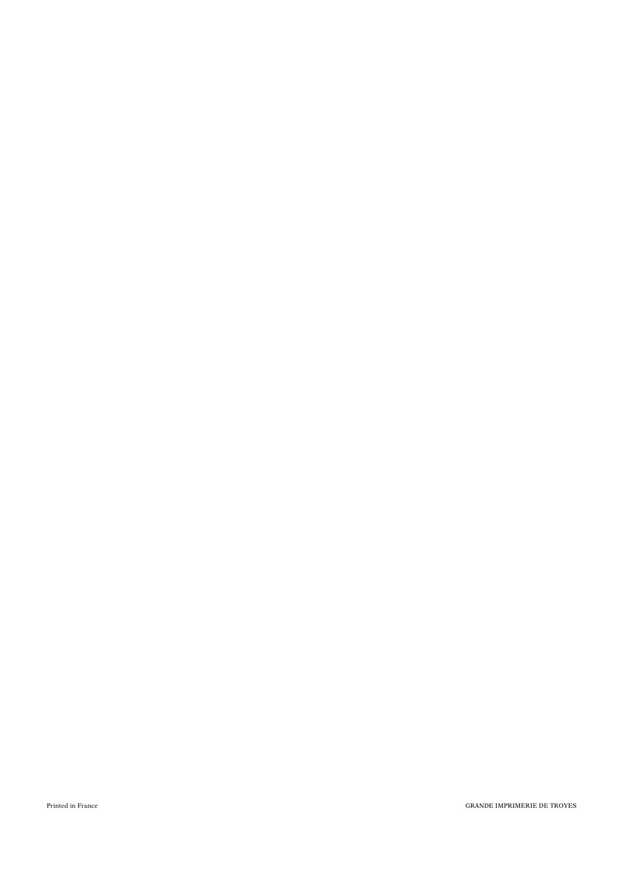Printed in France

GRANDE IMPRIMERIE DE TROYES